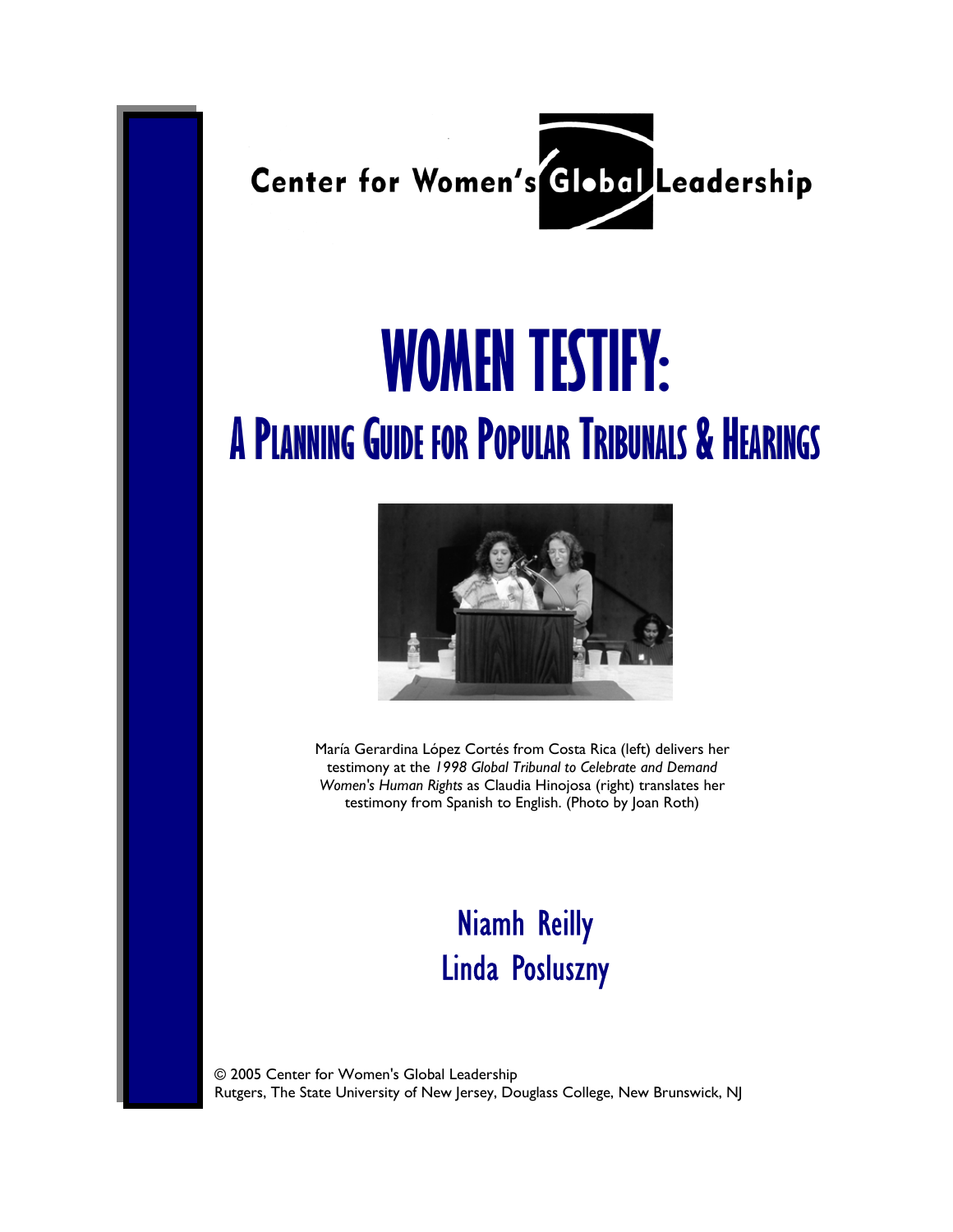Center for Women's Global Leadership

# WOMEN TESTIFY:

## A PLANNING GUIDE FOR POPULAR TRIBUNALS & HEARINGS

María Gerardina López Cortés from Costa Rica (left) delivers her testimony at the *1998 Global Tribunal to Celebrate and Demand Women's Human Rights* as Claudia Hinojosa (right) translates her testimony from Spanish to English. (Photo by Joan Roth)

Niamh Reilly
Linda Posluszny

© 2005 Center for Women's Global Leadership
Rutgers, The State University of New Jersey, Douglass College, New Brunswick, NJ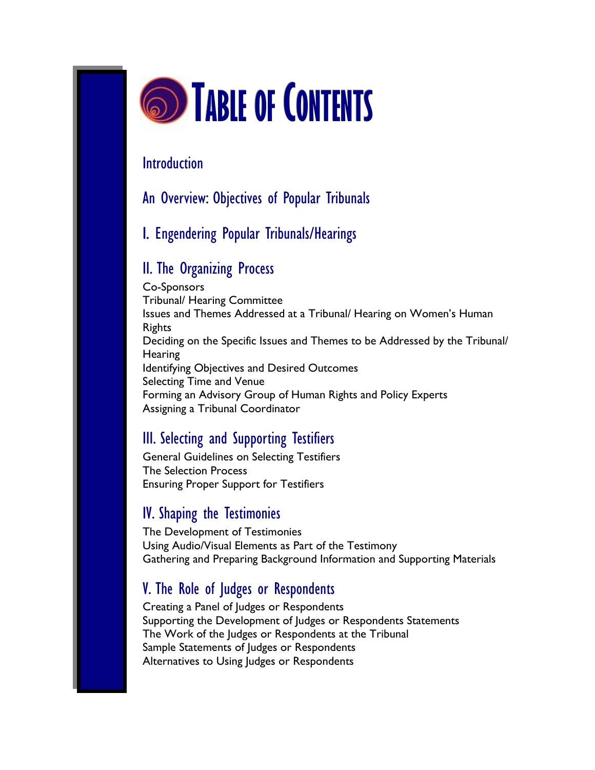# TABLE OF CONTENTS

## Introduction

## An Overview: Objectives of Popular Tribunals

## I. Engendering Popular Tribunals/Hearings

## II. The Organizing Process

Co-Sponsors
Tribunal/ Hearing Committee
Issues and Themes Addressed at a Tribunal/ Hearing on Women's Human Rights
Deciding on the Specific Issues and Themes to be Addressed by the Tribunal/ Hearing
Identifying Objectives and Desired Outcomes
Selecting Time and Venue
Forming an Advisory Group of Human Rights and Policy Experts
Assigning a Tribunal Coordinator

## III. Selecting and Supporting Testifiers

General Guidelines on Selecting Testifiers
The Selection Process
Ensuring Proper Support for Testifiers

## IV. Shaping the Testimonies

The Development of Testimonies
Using Audio/Visual Elements as Part of the Testimony
Gathering and Preparing Background Information and Supporting Materials

## V. The Role of Judges or Respondents

Creating a Panel of Judges or Respondents
Supporting the Development of Judges or Respondents Statements
The Work of the Judges or Respondents at the Tribunal
Sample Statements of Judges or Respondents
Alternatives to Using Judges or Respondents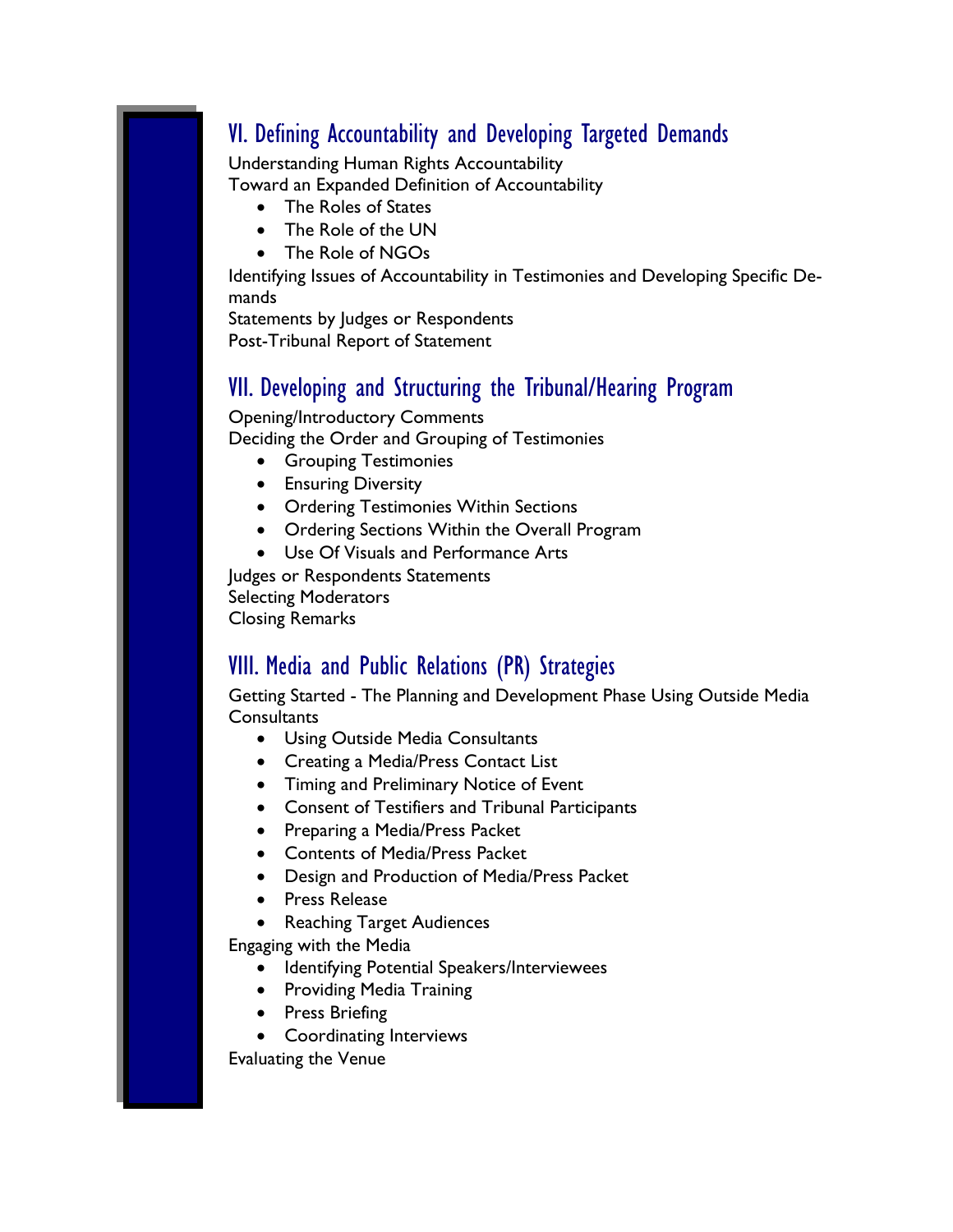## VI. Defining Accountability and Developing Targeted Demands

Understanding Human Rights Accountability

Toward an Expanded Definition of Accountability

- The Roles of States
- The Role of the UN
- The Role of NGOs

Identifying Issues of Accountability in Testimonies and Developing Specific Demands

Statements by Judges or Respondents

Post-Tribunal Report of Statement

## VII. Developing and Structuring the Tribunal/Hearing Program

Opening/Introductory Comments

Deciding the Order and Grouping of Testimonies

- Grouping Testimonies
- Ensuring Diversity
- Ordering Testimonies Within Sections
- Ordering Sections Within the Overall Program
- Use Of Visuals and Performance Arts

Judges or Respondents Statements

Selecting Moderators

Closing Remarks

## VIII. Media and Public Relations (PR) Strategies

Getting Started - The Planning and Development Phase Using Outside Media Consultants

- Using Outside Media Consultants
- Creating a Media/Press Contact List
- Timing and Preliminary Notice of Event
- Consent of Testifiers and Tribunal Participants
- Preparing a Media/Press Packet
- Contents of Media/Press Packet
- Design and Production of Media/Press Packet
- Press Release
- Reaching Target Audiences

Engaging with the Media

- Identifying Potential Speakers/Interviewees
- Providing Media Training
- Press Briefing
- Coordinating Interviews

Evaluating the Venue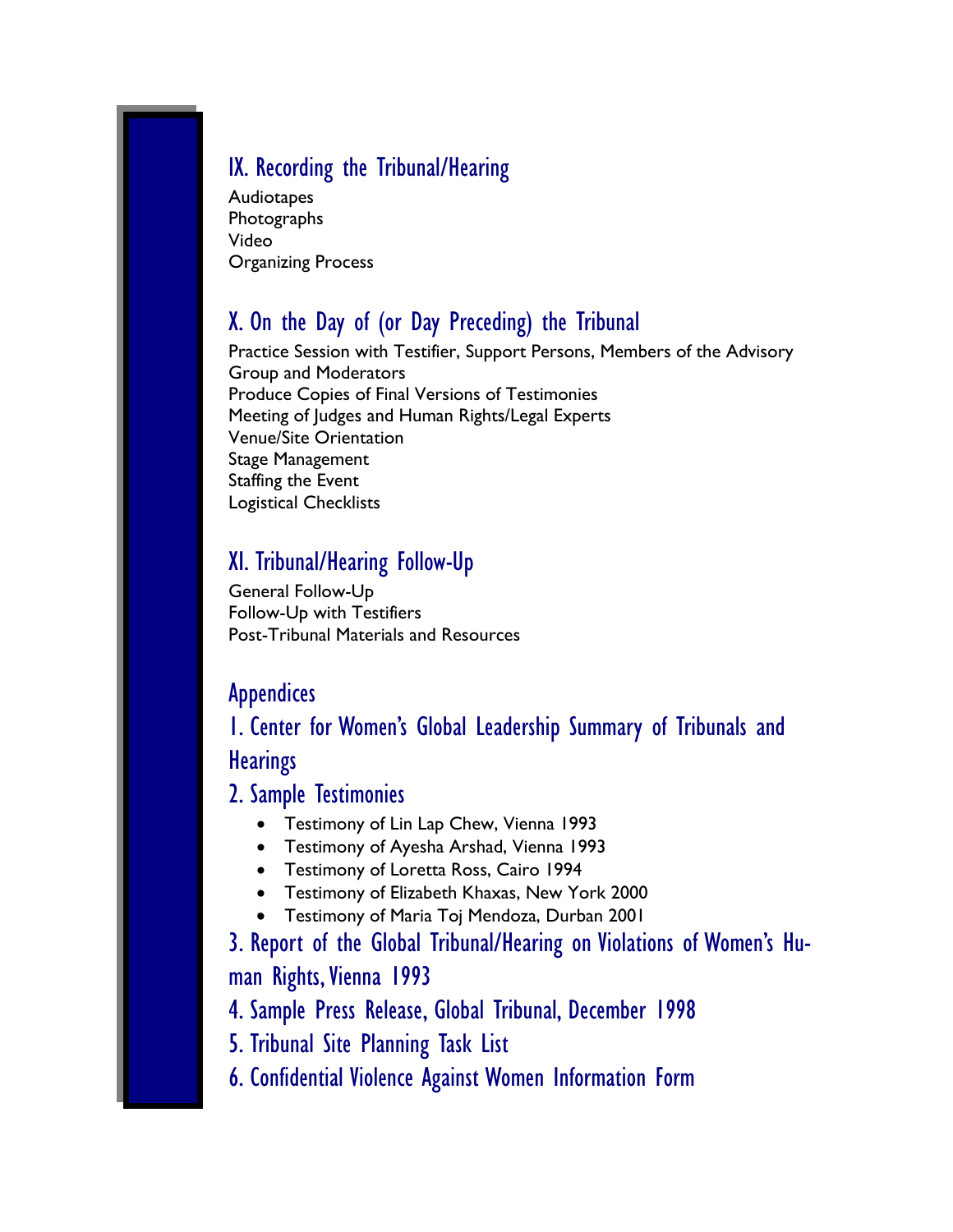## IX. Recording the Tribunal/Hearing

Audiotapes
Photographs
Video
Organizing Process

## X. On the Day of (or Day Preceding) the Tribunal

Practice Session with Testifier, Support Persons, Members of the Advisory Group and Moderators
Produce Copies of Final Versions of Testimonies
Meeting of Judges and Human Rights/Legal Experts
Venue/Site Orientation
Stage Management
Staffing the Event
Logistical Checklists

## XI. Tribunal/Hearing Follow-Up

General Follow-Up
Follow-Up with Testifiers
Post-Tribunal Materials and Resources

## Appendices

### 1. Center for Women's Global Leadership Summary of Tribunals and Hearings

### 2. Sample Testimonies

- Testimony of Lin Lap Chew, Vienna 1993
- Testimony of Ayesha Arshad, Vienna 1993
- Testimony of Loretta Ross, Cairo 1994
- Testimony of Elizabeth Khaxas, New York 2000
- Testimony of Maria Toj Mendoza, Durban 2001

### 3. Report of the Global Tribunal/Hearing on Violations of Women's Human Rights, Vienna 1993

### 4. Sample Press Release, Global Tribunal, December 1998

### 5. Tribunal Site Planning Task List

### 6. Confidential Violence Against Women Information Form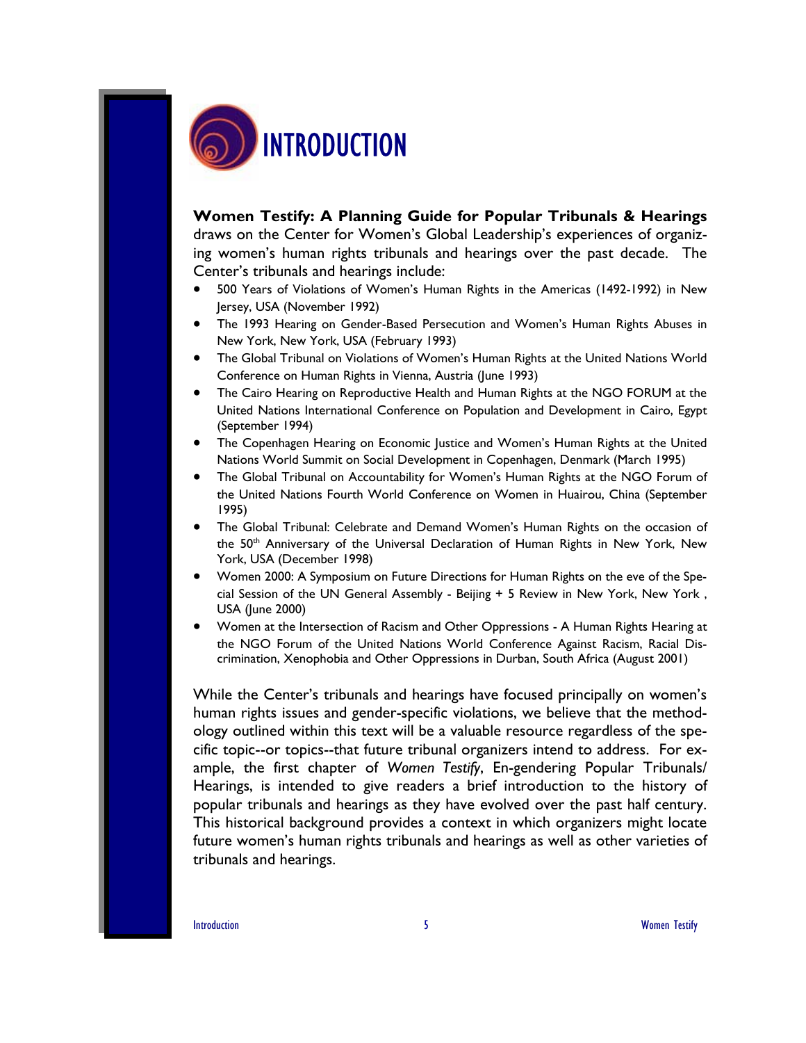# INTRODUCTION

**Women Testify: A Planning Guide for Popular Tribunals & Hearings** draws on the Center for Women's Global Leadership's experiences of organizing women's human rights tribunals and hearings over the past decade. The Center's tribunals and hearings include:

- 500 Years of Violations of Women's Human Rights in the Americas (1492-1992) in New Jersey, USA (November 1992)
- The 1993 Hearing on Gender-Based Persecution and Women's Human Rights Abuses in New York, New York, USA (February 1993)
- The Global Tribunal on Violations of Women's Human Rights at the United Nations World Conference on Human Rights in Vienna, Austria (June 1993)
- The Cairo Hearing on Reproductive Health and Human Rights at the NGO FORUM at the United Nations International Conference on Population and Development in Cairo, Egypt (September 1994)
- The Copenhagen Hearing on Economic Justice and Women's Human Rights at the United Nations World Summit on Social Development in Copenhagen, Denmark (March 1995)
- The Global Tribunal on Accountability for Women's Human Rights at the NGO Forum of the United Nations Fourth World Conference on Women in Huairou, China (September 1995)
- The Global Tribunal: Celebrate and Demand Women's Human Rights on the occasion of the 50th Anniversary of the Universal Declaration of Human Rights in New York, New York, USA (December 1998)
- Women 2000: A Symposium on Future Directions for Human Rights on the eve of the Special Session of the UN General Assembly - Beijing + 5 Review in New York, New York , USA (June 2000)
- Women at the Intersection of Racism and Other Oppressions - A Human Rights Hearing at the NGO Forum of the United Nations World Conference Against Racism, Racial Discrimination, Xenophobia and Other Oppressions in Durban, South Africa (August 2001)

While the Center's tribunals and hearings have focused principally on women's human rights issues and gender-specific violations, we believe that the methodology outlined within this text will be a valuable resource regardless of the specific topic--or topics--that future tribunal organizers intend to address. For example, the first chapter of *Women Testify*, En-gendering Popular Tribunals/ Hearings, is intended to give readers a brief introduction to the history of popular tribunals and hearings as they have evolved over the past half century. This historical background provides a context in which organizers might locate future women's human rights tribunals and hearings as well as other varieties of tribunals and hearings.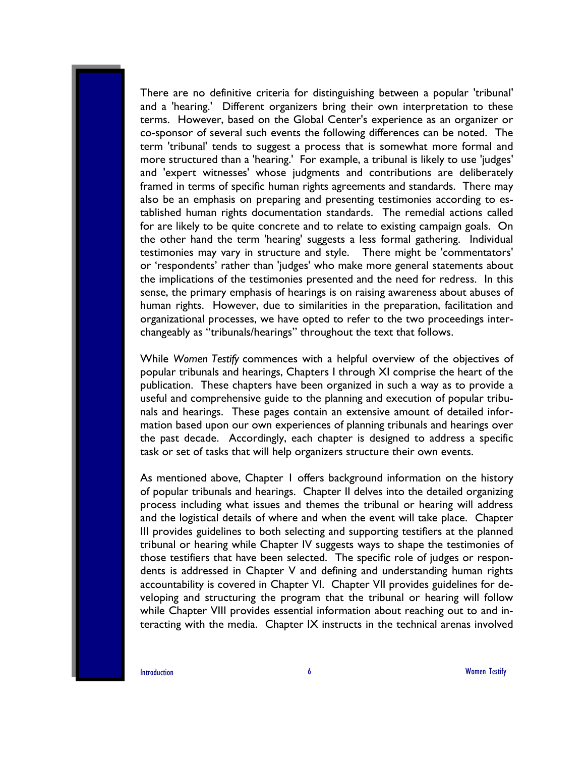There are no definitive criteria for distinguishing between a popular 'tribunal' and a 'hearing.' Different organizers bring their own interpretation to these terms. However, based on the Global Center's experience as an organizer or co-sponsor of several such events the following differences can be noted. The term 'tribunal' tends to suggest a process that is somewhat more formal and more structured than a 'hearing.' For example, a tribunal is likely to use 'judges' and 'expert witnesses' whose judgments and contributions are deliberately framed in terms of specific human rights agreements and standards. There may also be an emphasis on preparing and presenting testimonies according to established human rights documentation standards. The remedial actions called for are likely to be quite concrete and to relate to existing campaign goals. On the other hand the term 'hearing' suggests a less formal gathering. Individual testimonies may vary in structure and style. There might be 'commentators' or 'respondents' rather than 'judges' who make more general statements about the implications of the testimonies presented and the need for redress. In this sense, the primary emphasis of hearings is on raising awareness about abuses of human rights. However, due to similarities in the preparation, facilitation and organizational processes, we have opted to refer to the two proceedings interchangeably as "tribunals/hearings" throughout the text that follows.

While *Women Testify* commences with a helpful overview of the objectives of popular tribunals and hearings, Chapters I through XI comprise the heart of the publication. These chapters have been organized in such a way as to provide a useful and comprehensive guide to the planning and execution of popular tribunals and hearings. These pages contain an extensive amount of detailed information based upon our own experiences of planning tribunals and hearings over the past decade. Accordingly, each chapter is designed to address a specific task or set of tasks that will help organizers structure their own events.

As mentioned above, Chapter I offers background information on the history of popular tribunals and hearings. Chapter II delves into the detailed organizing process including what issues and themes the tribunal or hearing will address and the logistical details of where and when the event will take place. Chapter III provides guidelines to both selecting and supporting testifiers at the planned tribunal or hearing while Chapter IV suggests ways to shape the testimonies of those testifiers that have been selected. The specific role of judges or respondents is addressed in Chapter V and defining and understanding human rights accountability is covered in Chapter VI. Chapter VII provides guidelines for developing and structuring the program that the tribunal or hearing will follow while Chapter VIII provides essential information about reaching out to and interacting with the media. Chapter IX instructs in the technical arenas involved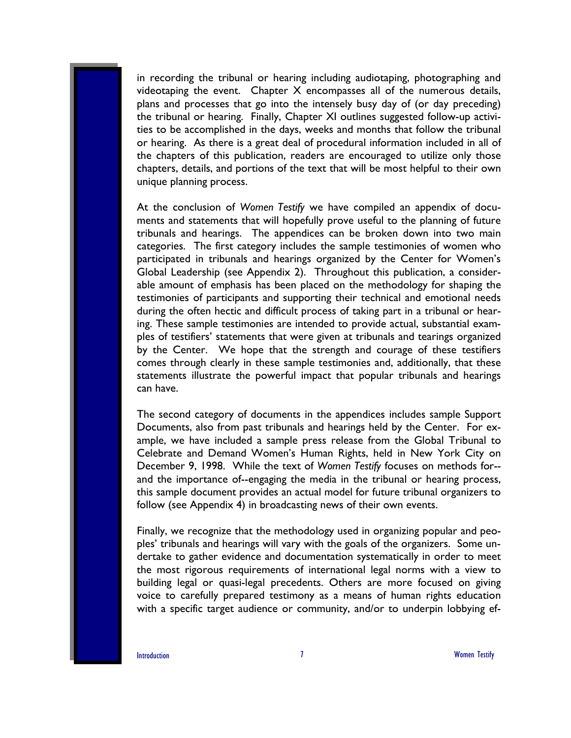in recording the tribunal or hearing including audiotaping, photographing and videotaping the event. Chapter X encompasses all of the numerous details, plans and processes that go into the intensely busy day of (or day preceding) the tribunal or hearing. Finally, Chapter XI outlines suggested follow-up activities to be accomplished in the days, weeks and months that follow the tribunal or hearing. As there is a great deal of procedural information included in all of the chapters of this publication, readers are encouraged to utilize only those chapters, details, and portions of the text that will be most helpful to their own unique planning process.

At the conclusion of *Women Testify* we have compiled an appendix of documents and statements that will hopefully prove useful to the planning of future tribunals and hearings. The appendices can be broken down into two main categories. The first category includes the sample testimonies of women who participated in tribunals and hearings organized by the Center for Women's Global Leadership (see Appendix 2). Throughout this publication, a considerable amount of emphasis has been placed on the methodology for shaping the testimonies of participants and supporting their technical and emotional needs during the often hectic and difficult process of taking part in a tribunal or hearing. These sample testimonies are intended to provide actual, substantial examples of testifiers' statements that were given at tribunals and tearings organized by the Center. We hope that the strength and courage of these testifiers comes through clearly in these sample testimonies and, additionally, that these statements illustrate the powerful impact that popular tribunals and hearings can have.

The second category of documents in the appendices includes sample Support Documents, also from past tribunals and hearings held by the Center. For example, we have included a sample press release from the Global Tribunal to Celebrate and Demand Women's Human Rights, held in New York City on December 9, 1998. While the text of *Women Testify* focuses on methods for--and the importance of--engaging the media in the tribunal or hearing process, this sample document provides an actual model for future tribunal organizers to follow (see Appendix 4) in broadcasting news of their own events.

Finally, we recognize that the methodology used in organizing popular and peoples' tribunals and hearings will vary with the goals of the organizers. Some undertake to gather evidence and documentation systematically in order to meet the most rigorous requirements of international legal norms with a view to building legal or quasi-legal precedents. Others are more focused on giving voice to carefully prepared testimony as a means of human rights education with a specific target audience or community, and/or to underpin lobbying ef-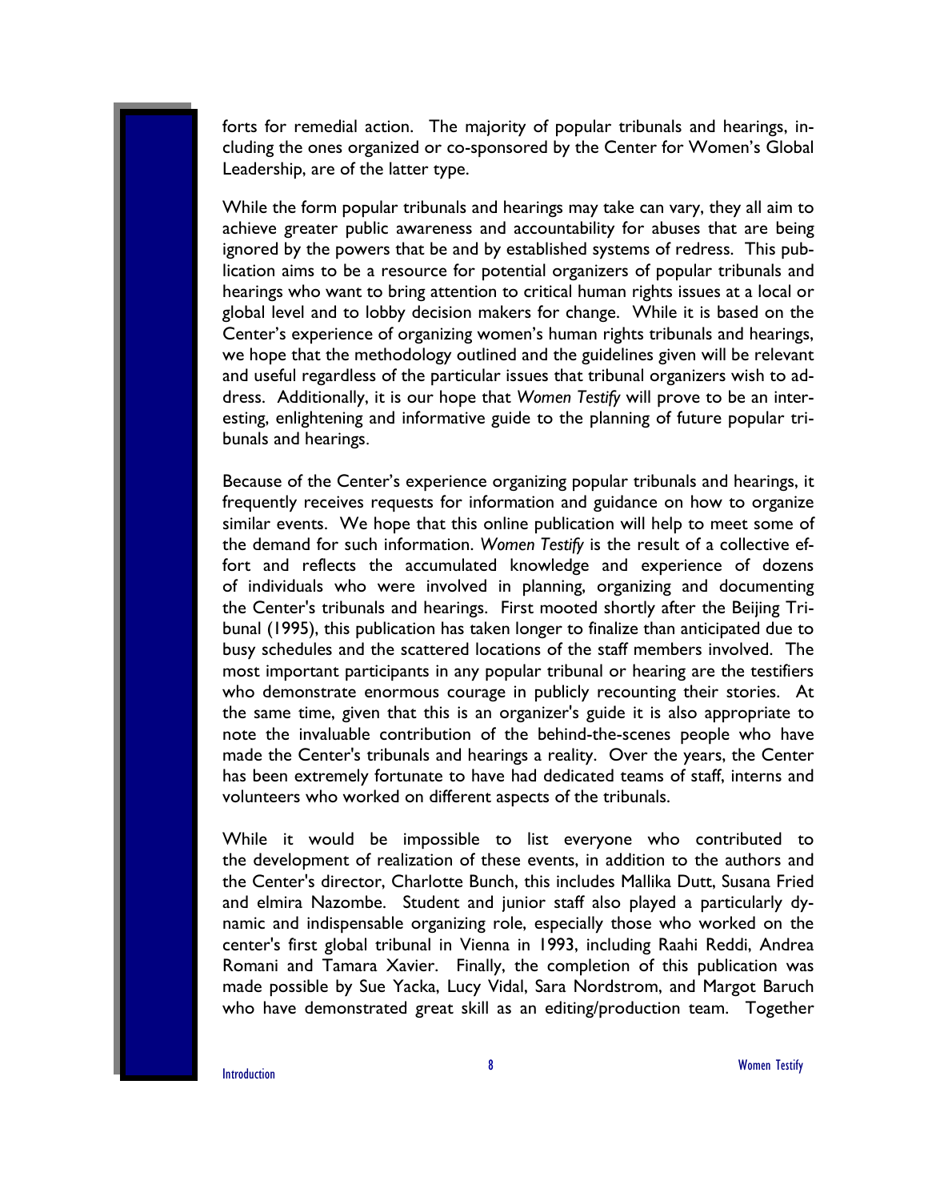forts for remedial action. The majority of popular tribunals and hearings, including the ones organized or co-sponsored by the Center for Women's Global Leadership, are of the latter type.

While the form popular tribunals and hearings may take can vary, they all aim to achieve greater public awareness and accountability for abuses that are being ignored by the powers that be and by established systems of redress. This publication aims to be a resource for potential organizers of popular tribunals and hearings who want to bring attention to critical human rights issues at a local or global level and to lobby decision makers for change. While it is based on the Center's experience of organizing women's human rights tribunals and hearings, we hope that the methodology outlined and the guidelines given will be relevant and useful regardless of the particular issues that tribunal organizers wish to address. Additionally, it is our hope that *Women Testify* will prove to be an interesting, enlightening and informative guide to the planning of future popular tribunals and hearings.

Because of the Center's experience organizing popular tribunals and hearings, it frequently receives requests for information and guidance on how to organize similar events. We hope that this online publication will help to meet some of the demand for such information. *Women Testify* is the result of a collective effort and reflects the accumulated knowledge and experience of dozens of individuals who were involved in planning, organizing and documenting the Center's tribunals and hearings. First mooted shortly after the Beijing Tribunal (1995), this publication has taken longer to finalize than anticipated due to busy schedules and the scattered locations of the staff members involved. The most important participants in any popular tribunal or hearing are the testifiers who demonstrate enormous courage in publicly recounting their stories. At the same time, given that this is an organizer's guide it is also appropriate to note the invaluable contribution of the behind-the-scenes people who have made the Center's tribunals and hearings a reality. Over the years, the Center has been extremely fortunate to have had dedicated teams of staff, interns and volunteers who worked on different aspects of the tribunals.

While it would be impossible to list everyone who contributed to the development of realization of these events, in addition to the authors and the Center's director, Charlotte Bunch, this includes Mallika Dutt, Susana Fried and elmira Nazombe. Student and junior staff also played a particularly dynamic and indispensable organizing role, especially those who worked on the center's first global tribunal in Vienna in 1993, including Raahi Reddi, Andrea Romani and Tamara Xavier. Finally, the completion of this publication was made possible by Sue Yacka, Lucy Vidal, Sara Nordstrom, and Margot Baruch who have demonstrated great skill as an editing/production team. Together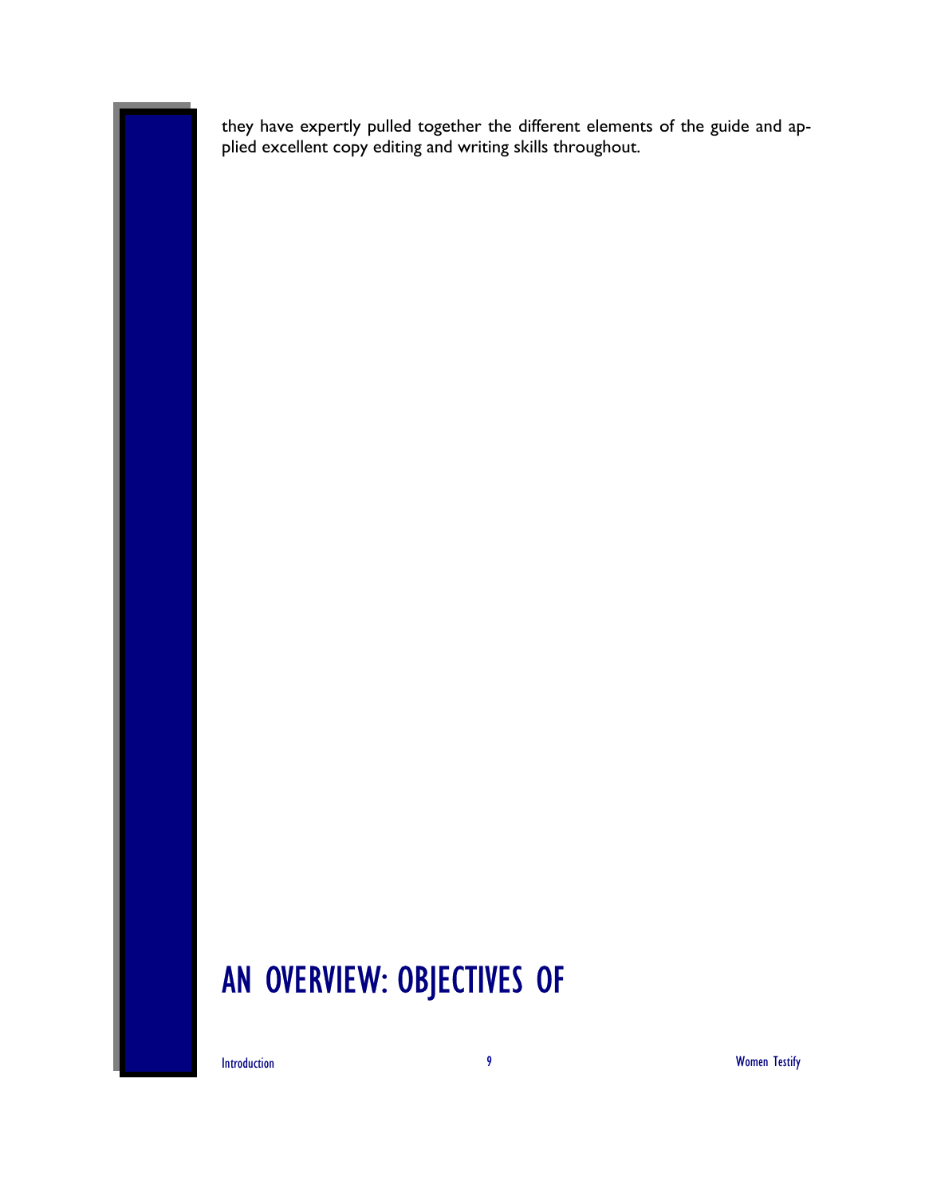they have expertly pulled together the different elements of the guide and applied excellent copy editing and writing skills throughout.

# AN OVERVIEW: OBJECTIVES OF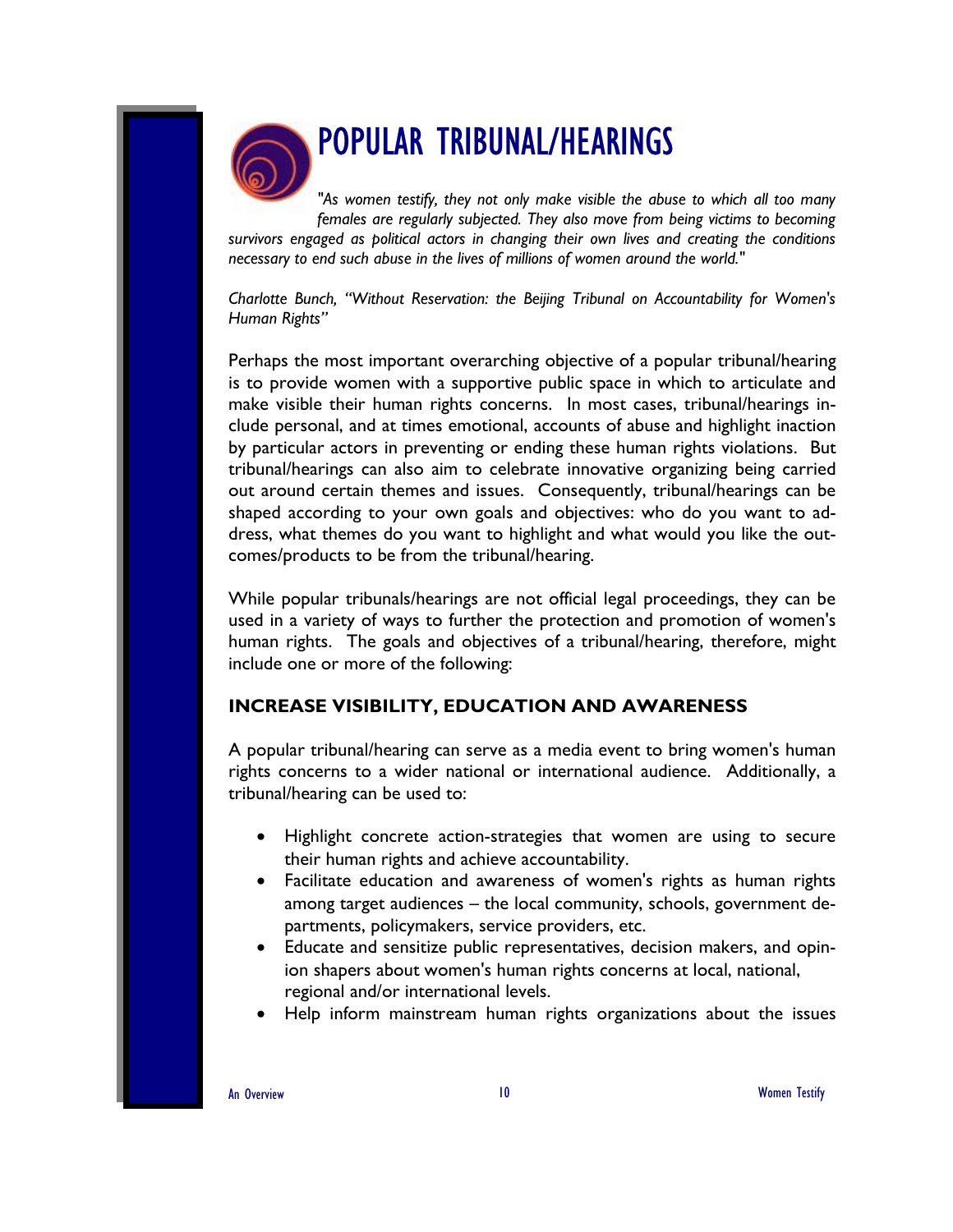# POPULAR TRIBUNAL/HEARINGS

*"As women testify, they not only make visible the abuse to which all too many females are regularly subjected. They also move from being victims to becoming survivors engaged as political actors in changing their own lives and creating the conditions necessary to end such abuse in the lives of millions of women around the world."*

*Charlotte Bunch, "Without Reservation: the Beijing Tribunal on Accountability for Women's Human Rights"*

Perhaps the most important overarching objective of a popular tribunal/hearing is to provide women with a supportive public space in which to articulate and make visible their human rights concerns. In most cases, tribunal/hearings include personal, and at times emotional, accounts of abuse and highlight inaction by particular actors in preventing or ending these human rights violations. But tribunal/hearings can also aim to celebrate innovative organizing being carried out around certain themes and issues. Consequently, tribunal/hearings can be shaped according to your own goals and objectives: who do you want to address, what themes do you want to highlight and what would you like the outcomes/products to be from the tribunal/hearing.

While popular tribunals/hearings are not official legal proceedings, they can be used in a variety of ways to further the protection and promotion of women's human rights. The goals and objectives of a tribunal/hearing, therefore, might include one or more of the following:

## INCREASE VISIBILITY, EDUCATION AND AWARENESS

A popular tribunal/hearing can serve as a media event to bring women's human rights concerns to a wider national or international audience. Additionally, a tribunal/hearing can be used to:

- Highlight concrete action-strategies that women are using to secure their human rights and achieve accountability.
- Facilitate education and awareness of women's rights as human rights among target audiences – the local community, schools, government departments, policymakers, service providers, etc.
- Educate and sensitize public representatives, decision makers, and opinion shapers about women's human rights concerns at local, national, regional and/or international levels.
- Help inform mainstream human rights organizations about the issues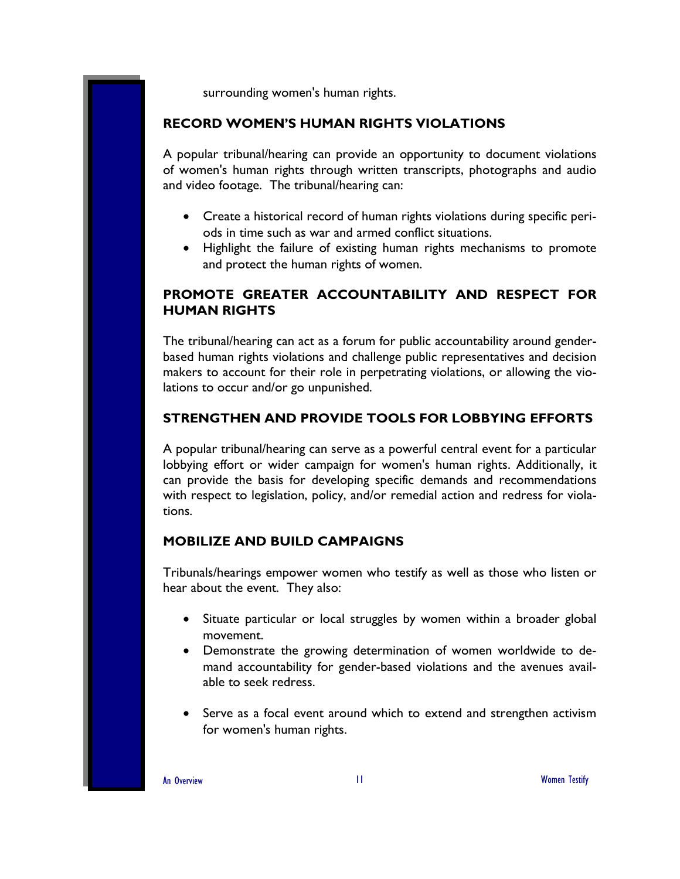surrounding women's human rights.

## RECORD WOMEN'S HUMAN RIGHTS VIOLATIONS

A popular tribunal/hearing can provide an opportunity to document violations of women's human rights through written transcripts, photographs and audio and video footage. The tribunal/hearing can:

- Create a historical record of human rights violations during specific periods in time such as war and armed conflict situations.
- Highlight the failure of existing human rights mechanisms to promote and protect the human rights of women.

## PROMOTE GREATER ACCOUNTABILITY AND RESPECT FOR HUMAN RIGHTS

The tribunal/hearing can act as a forum for public accountability around gender-based human rights violations and challenge public representatives and decision makers to account for their role in perpetrating violations, or allowing the violations to occur and/or go unpunished.

## STRENGTHEN AND PROVIDE TOOLS FOR LOBBYING EFFORTS

A popular tribunal/hearing can serve as a powerful central event for a particular lobbying effort or wider campaign for women's human rights. Additionally, it can provide the basis for developing specific demands and recommendations with respect to legislation, policy, and/or remedial action and redress for violations.

## MOBILIZE AND BUILD CAMPAIGNS

Tribunals/hearings empower women who testify as well as those who listen or hear about the event. They also:

- Situate particular or local struggles by women within a broader global movement.
- Demonstrate the growing determination of women worldwide to demand accountability for gender-based violations and the avenues available to seek redress.
- Serve as a focal event around which to extend and strengthen activism for women's human rights.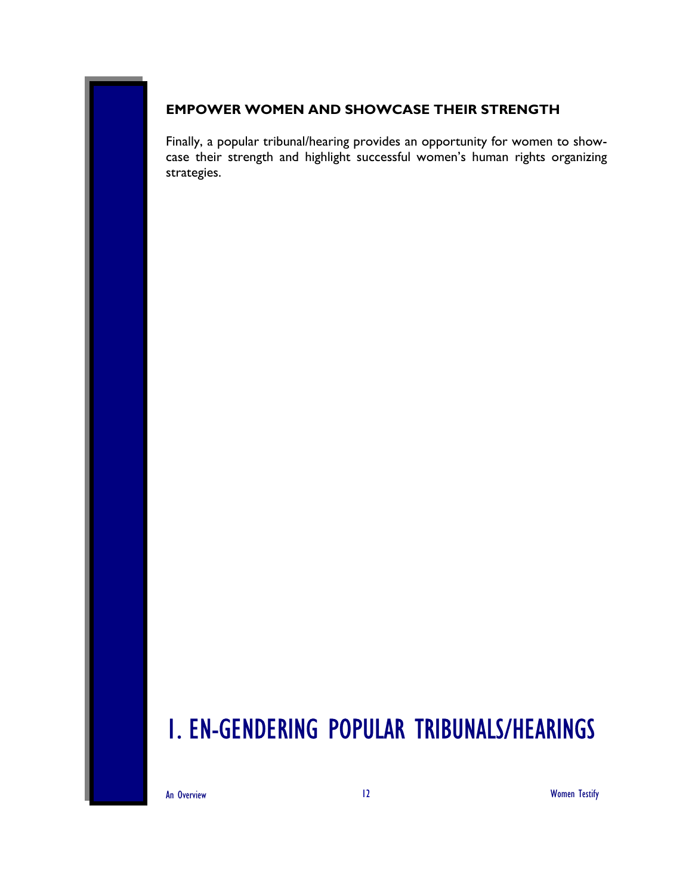### EMPOWER WOMEN AND SHOWCASE THEIR STRENGTH

Finally, a popular tribunal/hearing provides an opportunity for women to showcase their strength and highlight successful women's human rights organizing strategies.

# 1. EN-GENDERING POPULAR TRIBUNALS/HEARINGS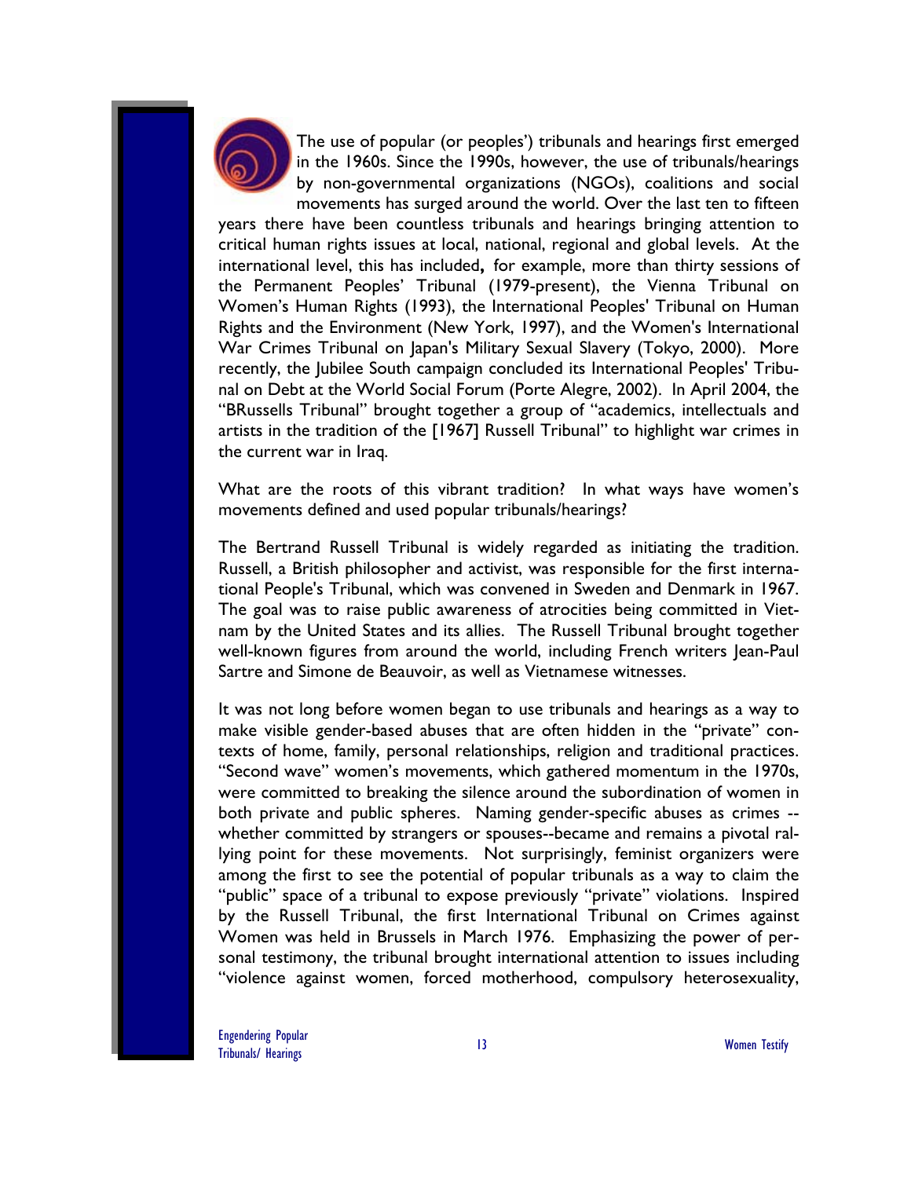The use of popular (or peoples') tribunals and hearings first emerged in the 1960s. Since the 1990s, however, the use of tribunals/hearings by non-governmental organizations (NGOs), coalitions and social movements has surged around the world. Over the last ten to fifteen years there have been countless tribunals and hearings bringing attention to critical human rights issues at local, national, regional and global levels. At the international level, this has included**,** for example, more than thirty sessions of the Permanent Peoples' Tribunal (1979-present), the Vienna Tribunal on Women's Human Rights (1993), the International Peoples' Tribunal on Human Rights and the Environment (New York, 1997), and the Women's International War Crimes Tribunal on Japan's Military Sexual Slavery (Tokyo, 2000). More recently, the Jubilee South campaign concluded its International Peoples' Tribunal on Debt at the World Social Forum (Porte Alegre, 2002). In April 2004, the "BRussells Tribunal" brought together a group of "academics, intellectuals and artists in the tradition of the [1967] Russell Tribunal" to highlight war crimes in the current war in Iraq.

What are the roots of this vibrant tradition? In what ways have women's movements defined and used popular tribunals/hearings?

The Bertrand Russell Tribunal is widely regarded as initiating the tradition. Russell, a British philosopher and activist, was responsible for the first international People's Tribunal, which was convened in Sweden and Denmark in 1967. The goal was to raise public awareness of atrocities being committed in Vietnam by the United States and its allies. The Russell Tribunal brought together well-known figures from around the world, including French writers Jean-Paul Sartre and Simone de Beauvoir, as well as Vietnamese witnesses.

It was not long before women began to use tribunals and hearings as a way to make visible gender-based abuses that are often hidden in the "private" contexts of home, family, personal relationships, religion and traditional practices. "Second wave" women's movements, which gathered momentum in the 1970s, were committed to breaking the silence around the subordination of women in both private and public spheres. Naming gender-specific abuses as crimes -- whether committed by strangers or spouses--became and remains a pivotal rallying point for these movements. Not surprisingly, feminist organizers were among the first to see the potential of popular tribunals as a way to claim the "public" space of a tribunal to expose previously "private" violations. Inspired by the Russell Tribunal, the first International Tribunal on Crimes against Women was held in Brussels in March 1976. Emphasizing the power of personal testimony, the tribunal brought international attention to issues including "violence against women, forced motherhood, compulsory heterosexuality,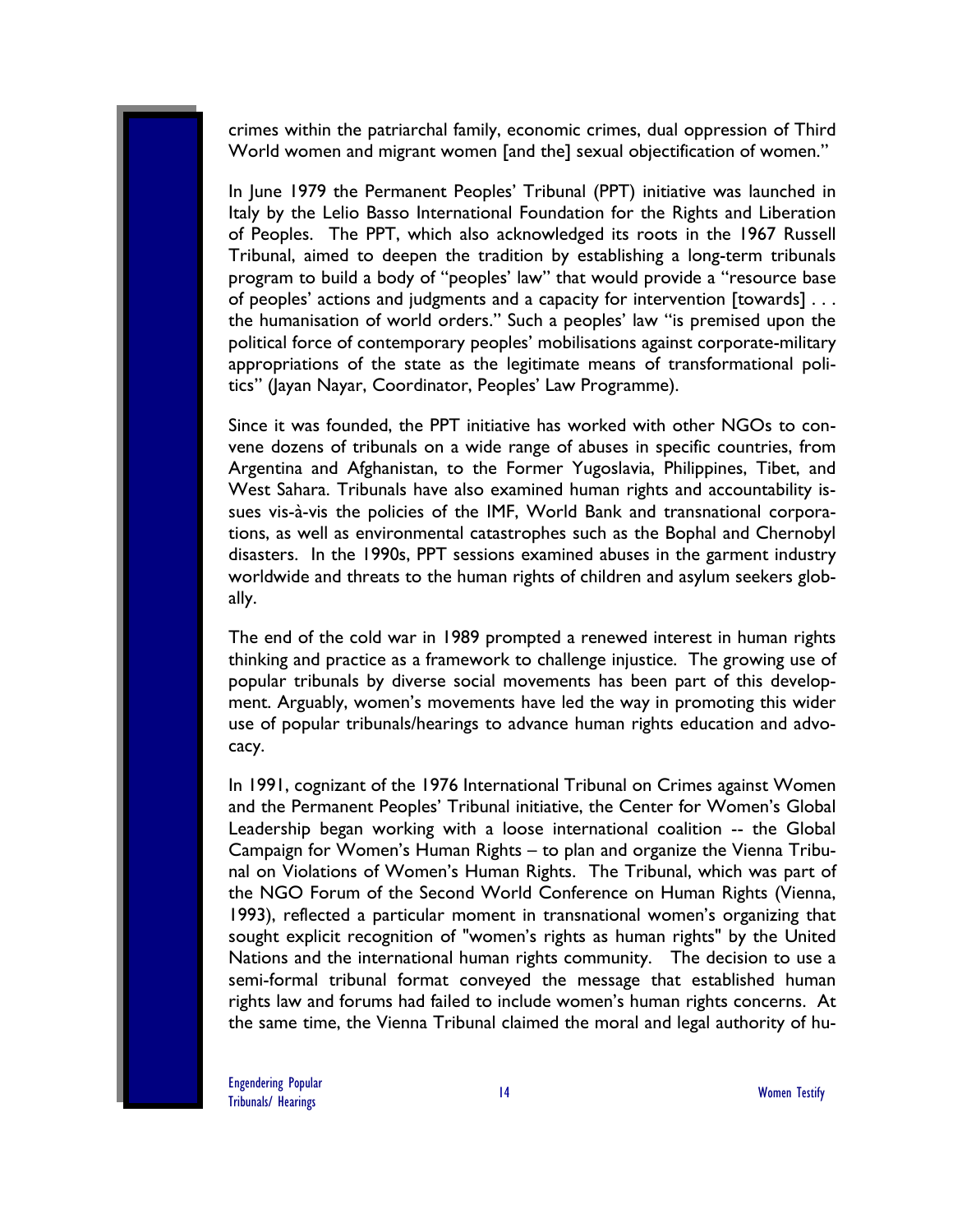crimes within the patriarchal family, economic crimes, dual oppression of Third World women and migrant women [and the] sexual objectification of women."

In June 1979 the Permanent Peoples' Tribunal (PPT) initiative was launched in Italy by the Lelio Basso International Foundation for the Rights and Liberation of Peoples. The PPT, which also acknowledged its roots in the 1967 Russell Tribunal, aimed to deepen the tradition by establishing a long-term tribunals program to build a body of "peoples' law" that would provide a "resource base of peoples' actions and judgments and a capacity for intervention [towards] . . . the humanisation of world orders." Such a peoples' law "is premised upon the political force of contemporary peoples' mobilisations against corporate-military appropriations of the state as the legitimate means of transformational politics" (Jayan Nayar, Coordinator, Peoples' Law Programme).

Since it was founded, the PPT initiative has worked with other NGOs to convene dozens of tribunals on a wide range of abuses in specific countries, from Argentina and Afghanistan, to the Former Yugoslavia, Philippines, Tibet, and West Sahara. Tribunals have also examined human rights and accountability issues vis-à-vis the policies of the IMF, World Bank and transnational corporations, as well as environmental catastrophes such as the Bophal and Chernobyl disasters. In the 1990s, PPT sessions examined abuses in the garment industry worldwide and threats to the human rights of children and asylum seekers globally.

The end of the cold war in 1989 prompted a renewed interest in human rights thinking and practice as a framework to challenge injustice. The growing use of popular tribunals by diverse social movements has been part of this development. Arguably, women's movements have led the way in promoting this wider use of popular tribunals/hearings to advance human rights education and advocacy.

In 1991, cognizant of the 1976 International Tribunal on Crimes against Women and the Permanent Peoples' Tribunal initiative, the Center for Women's Global Leadership began working with a loose international coalition -- the Global Campaign for Women's Human Rights – to plan and organize the Vienna Tribunal on Violations of Women's Human Rights. The Tribunal, which was part of the NGO Forum of the Second World Conference on Human Rights (Vienna, 1993), reflected a particular moment in transnational women's organizing that sought explicit recognition of "women's rights as human rights" by the United Nations and the international human rights community. The decision to use a semi-formal tribunal format conveyed the message that established human rights law and forums had failed to include women's human rights concerns. At the same time, the Vienna Tribunal claimed the moral and legal authority of hu-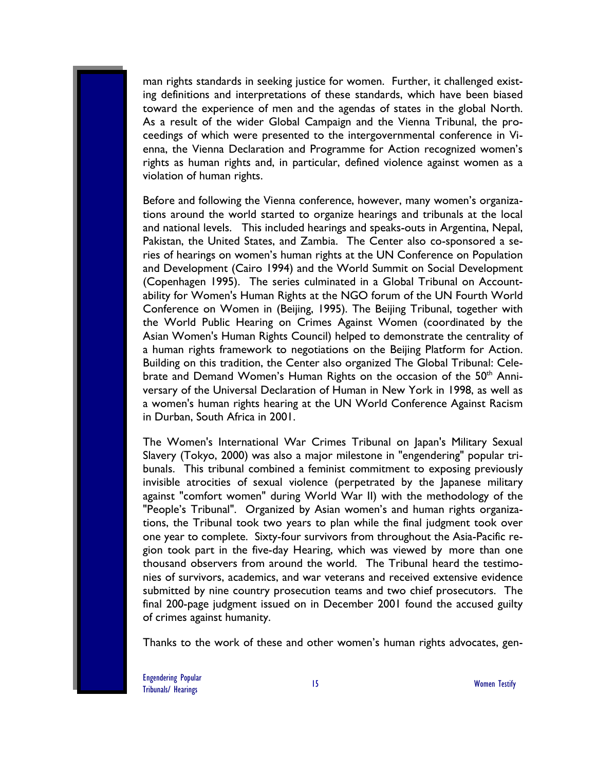man rights standards in seeking justice for women. Further, it challenged existing definitions and interpretations of these standards, which have been biased toward the experience of men and the agendas of states in the global North. As a result of the wider Global Campaign and the Vienna Tribunal, the proceedings of which were presented to the intergovernmental conference in Vienna, the Vienna Declaration and Programme for Action recognized women's rights as human rights and, in particular, defined violence against women as a violation of human rights.

Before and following the Vienna conference, however, many women's organizations around the world started to organize hearings and tribunals at the local and national levels. This included hearings and speaks-outs in Argentina, Nepal, Pakistan, the United States, and Zambia. The Center also co-sponsored a series of hearings on women's human rights at the UN Conference on Population and Development (Cairo 1994) and the World Summit on Social Development (Copenhagen 1995). The series culminated in a Global Tribunal on Accountability for Women's Human Rights at the NGO forum of the UN Fourth World Conference on Women in (Beijing, 1995). The Beijing Tribunal, together with the World Public Hearing on Crimes Against Women (coordinated by the Asian Women's Human Rights Council) helped to demonstrate the centrality of a human rights framework to negotiations on the Beijing Platform for Action. Building on this tradition, the Center also organized The Global Tribunal: Celebrate and Demand Women's Human Rights on the occasion of the 50th Anniversary of the Universal Declaration of Human in New York in 1998, as well as a women's human rights hearing at the UN World Conference Against Racism in Durban, South Africa in 2001.

The Women's International War Crimes Tribunal on Japan's Military Sexual Slavery (Tokyo, 2000) was also a major milestone in "engendering" popular tribunals. This tribunal combined a feminist commitment to exposing previously invisible atrocities of sexual violence (perpetrated by the Japanese military against "comfort women" during World War II) with the methodology of the "People's Tribunal". Organized by Asian women's and human rights organizations, the Tribunal took two years to plan while the final judgment took over one year to complete. Sixty-four survivors from throughout the Asia-Pacific region took part in the five-day Hearing, which was viewed by more than one thousand observers from around the world. The Tribunal heard the testimonies of survivors, academics, and war veterans and received extensive evidence submitted by nine country prosecution teams and two chief prosecutors. The final 200-page judgment issued on in December 2001 found the accused guilty of crimes against humanity.

Thanks to the work of these and other women's human rights advocates, gen-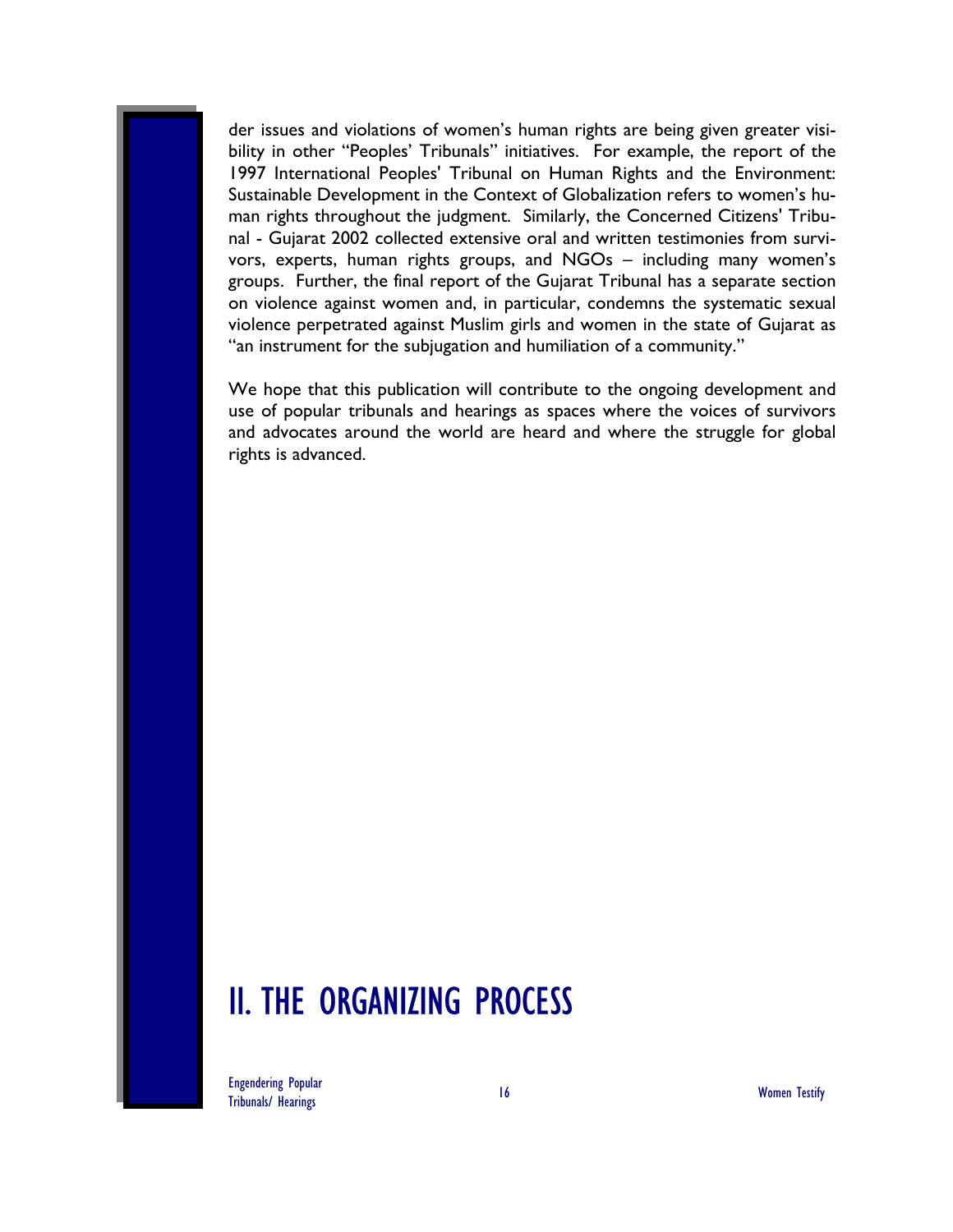der issues and violations of women's human rights are being given greater visibility in other "Peoples' Tribunals" initiatives. For example, the report of the 1997 International Peoples' Tribunal on Human Rights and the Environment: Sustainable Development in the Context of Globalization refers to women's human rights throughout the judgment. Similarly, the Concerned Citizens' Tribunal - Gujarat 2002 collected extensive oral and written testimonies from survivors, experts, human rights groups, and NGOs – including many women's groups. Further, the final report of the Gujarat Tribunal has a separate section on violence against women and, in particular, condemns the systematic sexual violence perpetrated against Muslim girls and women in the state of Gujarat as "an instrument for the subjugation and humiliation of a community."

We hope that this publication will contribute to the ongoing development and use of popular tribunals and hearings as spaces where the voices of survivors and advocates around the world are heard and where the struggle for global rights is advanced.

# II. THE ORGANIZING PROCESS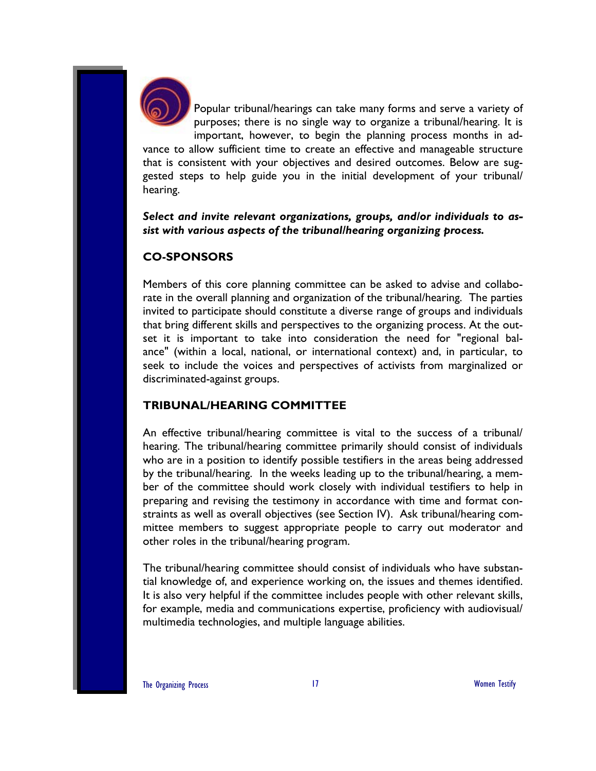Popular tribunal/hearings can take many forms and serve a variety of purposes; there is no single way to organize a tribunal/hearing. It is important, however, to begin the planning process months in advance to allow sufficient time to create an effective and manageable structure that is consistent with your objectives and desired outcomes. Below are suggested steps to help guide you in the initial development of your tribunal/hearing.

***Select and invite relevant organizations, groups, and/or individuals to assist with various aspects of the tribunal/hearing organizing process.***

## CO-SPONSORS

Members of this core planning committee can be asked to advise and collaborate in the overall planning and organization of the tribunal/hearing. The parties invited to participate should constitute a diverse range of groups and individuals that bring different skills and perspectives to the organizing process. At the outset it is important to take into consideration the need for "regional balance" (within a local, national, or international context) and, in particular, to seek to include the voices and perspectives of activists from marginalized or discriminated-against groups.

## TRIBUNAL/HEARING COMMITTEE

An effective tribunal/hearing committee is vital to the success of a tribunal/hearing. The tribunal/hearing committee primarily should consist of individuals who are in a position to identify possible testifiers in the areas being addressed by the tribunal/hearing. In the weeks leading up to the tribunal/hearing, a member of the committee should work closely with individual testifiers to help in preparing and revising the testimony in accordance with time and format constraints as well as overall objectives (see Section IV). Ask tribunal/hearing committee members to suggest appropriate people to carry out moderator and other roles in the tribunal/hearing program.

The tribunal/hearing committee should consist of individuals who have substantial knowledge of, and experience working on, the issues and themes identified. It is also very helpful if the committee includes people with other relevant skills, for example, media and communications expertise, proficiency with audiovisual/multimedia technologies, and multiple language abilities.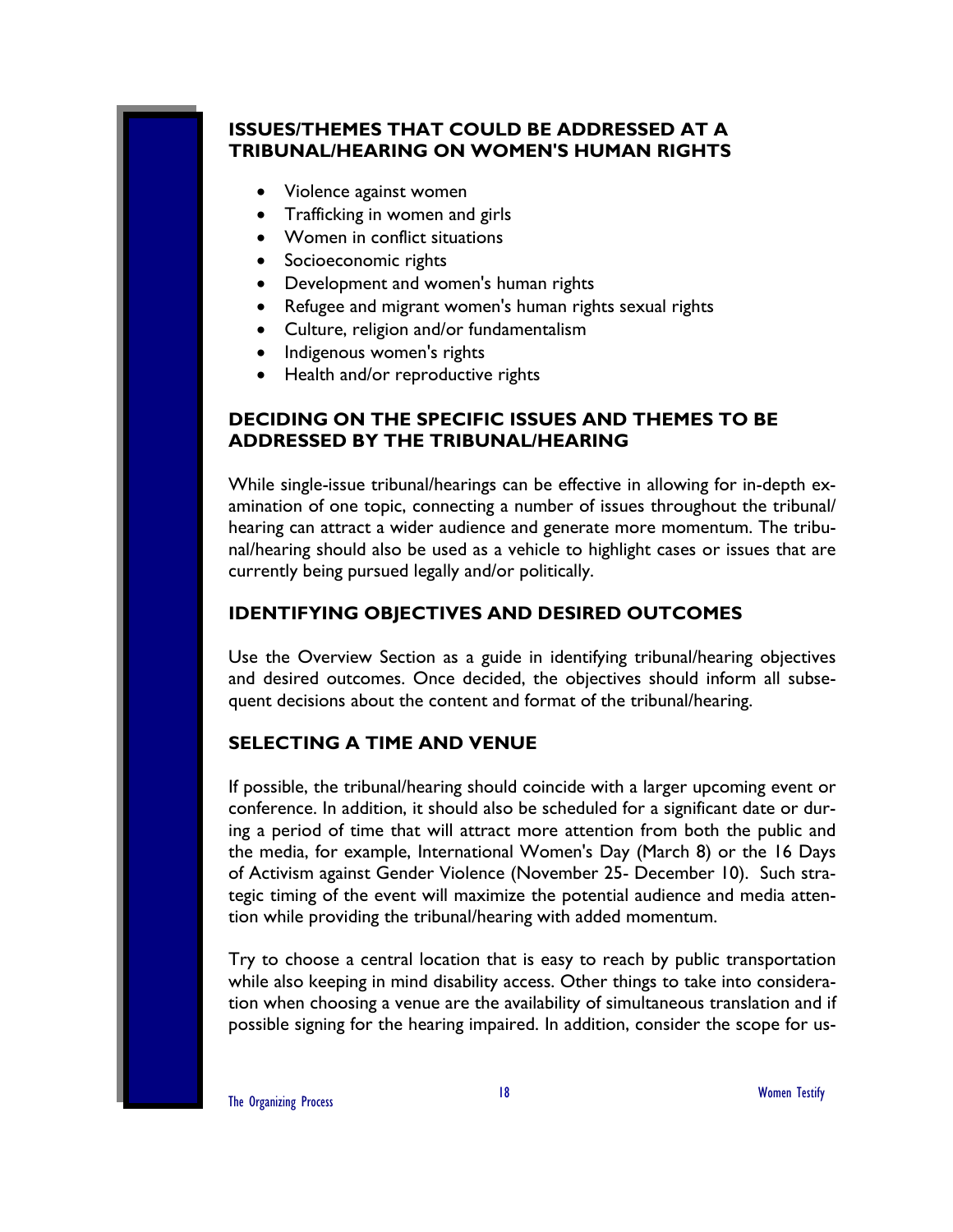## ISSUES/THEMES THAT COULD BE ADDRESSED AT A TRIBUNAL/HEARING ON WOMEN'S HUMAN RIGHTS

- Violence against women
- Trafficking in women and girls
- Women in conflict situations
- Socioeconomic rights
- Development and women's human rights
- Refugee and migrant women's human rights sexual rights
- Culture, religion and/or fundamentalism
- Indigenous women's rights
- Health and/or reproductive rights

## DECIDING ON THE SPECIFIC ISSUES AND THEMES TO BE ADDRESSED BY THE TRIBUNAL/HEARING

While single-issue tribunal/hearings can be effective in allowing for in-depth examination of one topic, connecting a number of issues throughout the tribunal/hearing can attract a wider audience and generate more momentum. The tribunal/hearing should also be used as a vehicle to highlight cases or issues that are currently being pursued legally and/or politically.

## IDENTIFYING OBJECTIVES AND DESIRED OUTCOMES

Use the Overview Section as a guide in identifying tribunal/hearing objectives and desired outcomes. Once decided, the objectives should inform all subsequent decisions about the content and format of the tribunal/hearing.

## SELECTING A TIME AND VENUE

If possible, the tribunal/hearing should coincide with a larger upcoming event or conference. In addition, it should also be scheduled for a significant date or during a period of time that will attract more attention from both the public and the media, for example, International Women's Day (March 8) or the 16 Days of Activism against Gender Violence (November 25- December 10). Such strategic timing of the event will maximize the potential audience and media attention while providing the tribunal/hearing with added momentum.

Try to choose a central location that is easy to reach by public transportation while also keeping in mind disability access. Other things to take into consideration when choosing a venue are the availability of simultaneous translation and if possible signing for the hearing impaired. In addition, consider the scope for us-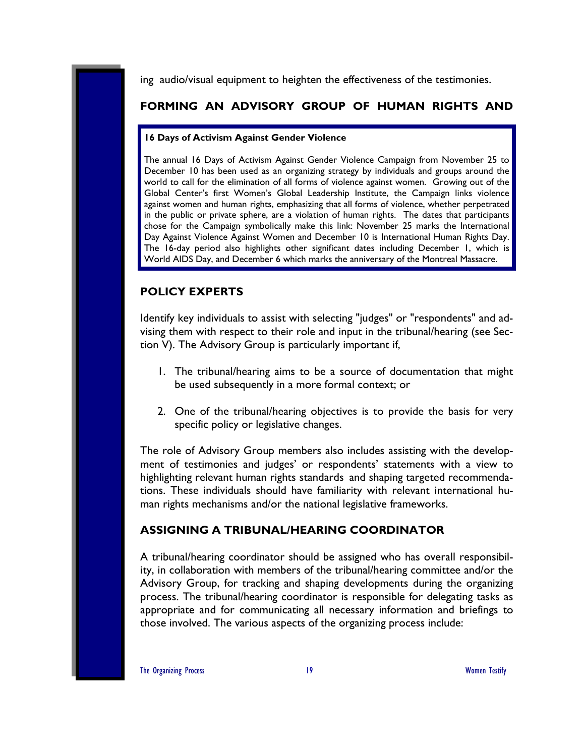ing audio/visual equipment to heighten the effectiveness of the testimonies.

## FORMING AN ADVISORY GROUP OF HUMAN RIGHTS AND POLICY EXPERTS

Identify key individuals to assist with selecting "judges" or "respondents" and advising them with respect to their role and input in the tribunal/hearing (see Section V). The Advisory Group is particularly important if,

1. The tribunal/hearing aims to be a source of documentation that might be used subsequently in a more formal context; or

2. One of the tribunal/hearing objectives is to provide the basis for very specific policy or legislative changes.

The role of Advisory Group members also includes assisting with the development of testimonies and judges' or respondents' statements with a view to highlighting relevant human rights standards and shaping targeted recommendations. These individuals should have familiarity with relevant international human rights mechanisms and/or the national legislative frameworks.

> **16 Days of Activism Against Gender Violence**
>
> The annual 16 Days of Activism Against Gender Violence Campaign from November 25 to December 10 has been used as an organizing strategy by individuals and groups around the world to call for the elimination of all forms of violence against women. Growing out of the Global Center's first Women's Global Leadership Institute, the Campaign links violence against women and human rights, emphasizing that all forms of violence, whether perpetrated in the public or private sphere, are a violation of human rights. The dates that participants chose for the Campaign symbolically make this link: November 25 marks the International Day Against Violence Against Women and December 10 is International Human Rights Day. The 16-day period also highlights other significant dates including December 1, which is World AIDS Day, and December 6 which marks the anniversary of the Montreal Massacre.

## ASSIGNING A TRIBUNAL/HEARING COORDINATOR

A tribunal/hearing coordinator should be assigned who has overall responsibility, in collaboration with members of the tribunal/hearing committee and/or the Advisory Group, for tracking and shaping developments during the organizing process. The tribunal/hearing coordinator is responsible for delegating tasks as appropriate and for communicating all necessary information and briefings to those involved. The various aspects of the organizing process include: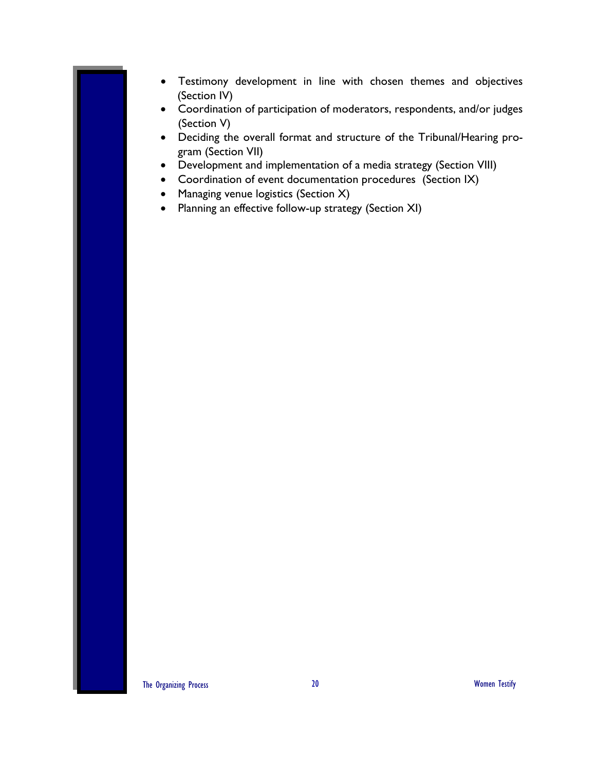- Testimony development in line with chosen themes and objectives (Section IV)
- Coordination of participation of moderators, respondents, and/or judges (Section V)
- Deciding the overall format and structure of the Tribunal/Hearing program (Section VII)
- Development and implementation of a media strategy (Section VIII)
- Coordination of event documentation procedures (Section IX)
- Managing venue logistics (Section X)
- Planning an effective follow-up strategy (Section XI)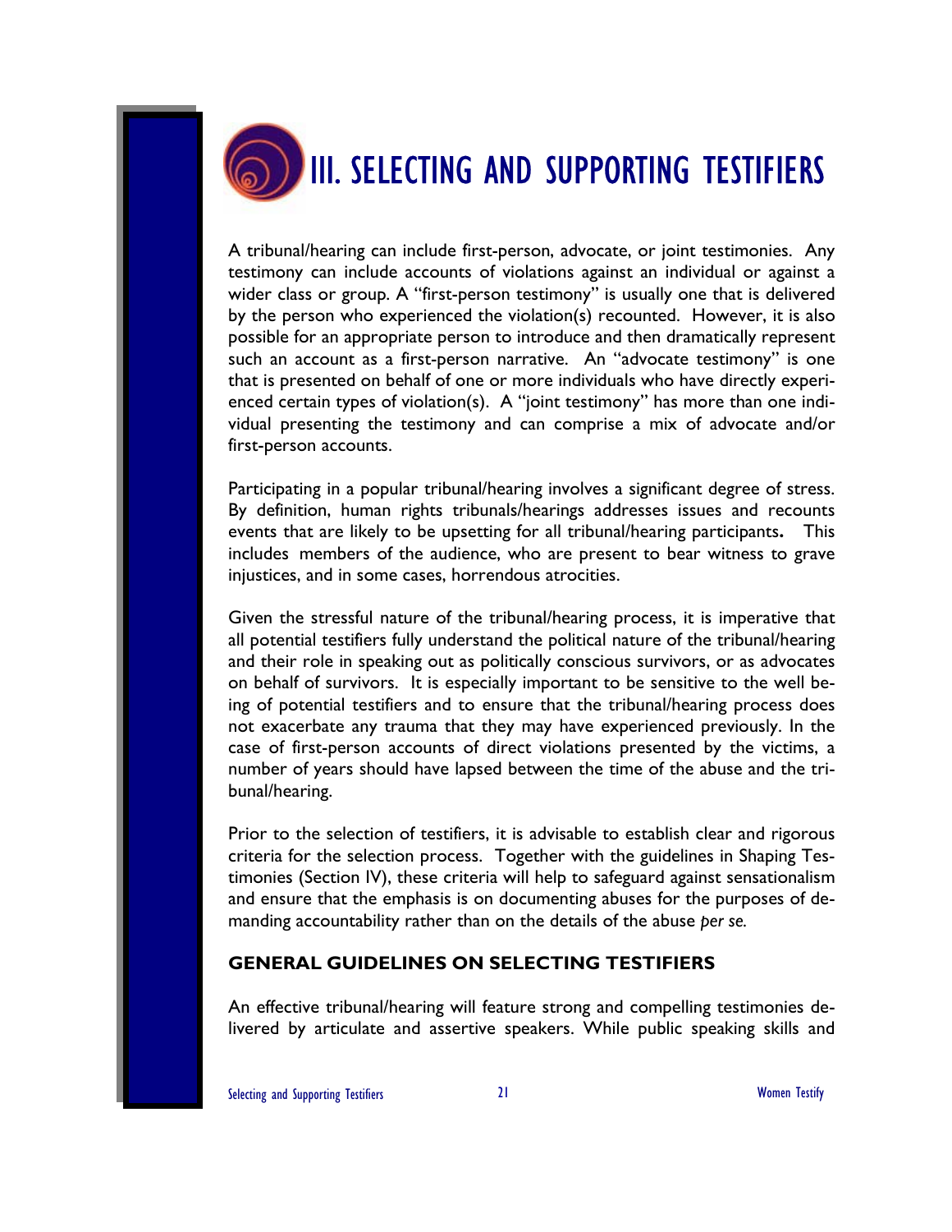# III. SELECTING AND SUPPORTING TESTIFIERS

A tribunal/hearing can include first-person, advocate, or joint testimonies. Any testimony can include accounts of violations against an individual or against a wider class or group. A "first-person testimony" is usually one that is delivered by the person who experienced the violation(s) recounted. However, it is also possible for an appropriate person to introduce and then dramatically represent such an account as a first-person narrative. An "advocate testimony" is one that is presented on behalf of one or more individuals who have directly experienced certain types of violation(s). A "joint testimony" has more than one individual presenting the testimony and can comprise a mix of advocate and/or first-person accounts.

Participating in a popular tribunal/hearing involves a significant degree of stress. By definition, human rights tribunals/hearings addresses issues and recounts events that are likely to be upsetting for all tribunal/hearing participants**.** This includes members of the audience, who are present to bear witness to grave injustices, and in some cases, horrendous atrocities.

Given the stressful nature of the tribunal/hearing process, it is imperative that all potential testifiers fully understand the political nature of the tribunal/hearing and their role in speaking out as politically conscious survivors, or as advocates on behalf of survivors. It is especially important to be sensitive to the well being of potential testifiers and to ensure that the tribunal/hearing process does not exacerbate any trauma that they may have experienced previously. In the case of first-person accounts of direct violations presented by the victims, a number of years should have lapsed between the time of the abuse and the tribunal/hearing.

Prior to the selection of testifiers, it is advisable to establish clear and rigorous criteria for the selection process. Together with the guidelines in Shaping Testimonies (Section IV), these criteria will help to safeguard against sensationalism and ensure that the emphasis is on documenting abuses for the purposes of demanding accountability rather than on the details of the abuse *per se.*

## GENERAL GUIDELINES ON SELECTING TESTIFIERS

An effective tribunal/hearing will feature strong and compelling testimonies delivered by articulate and assertive speakers. While public speaking skills and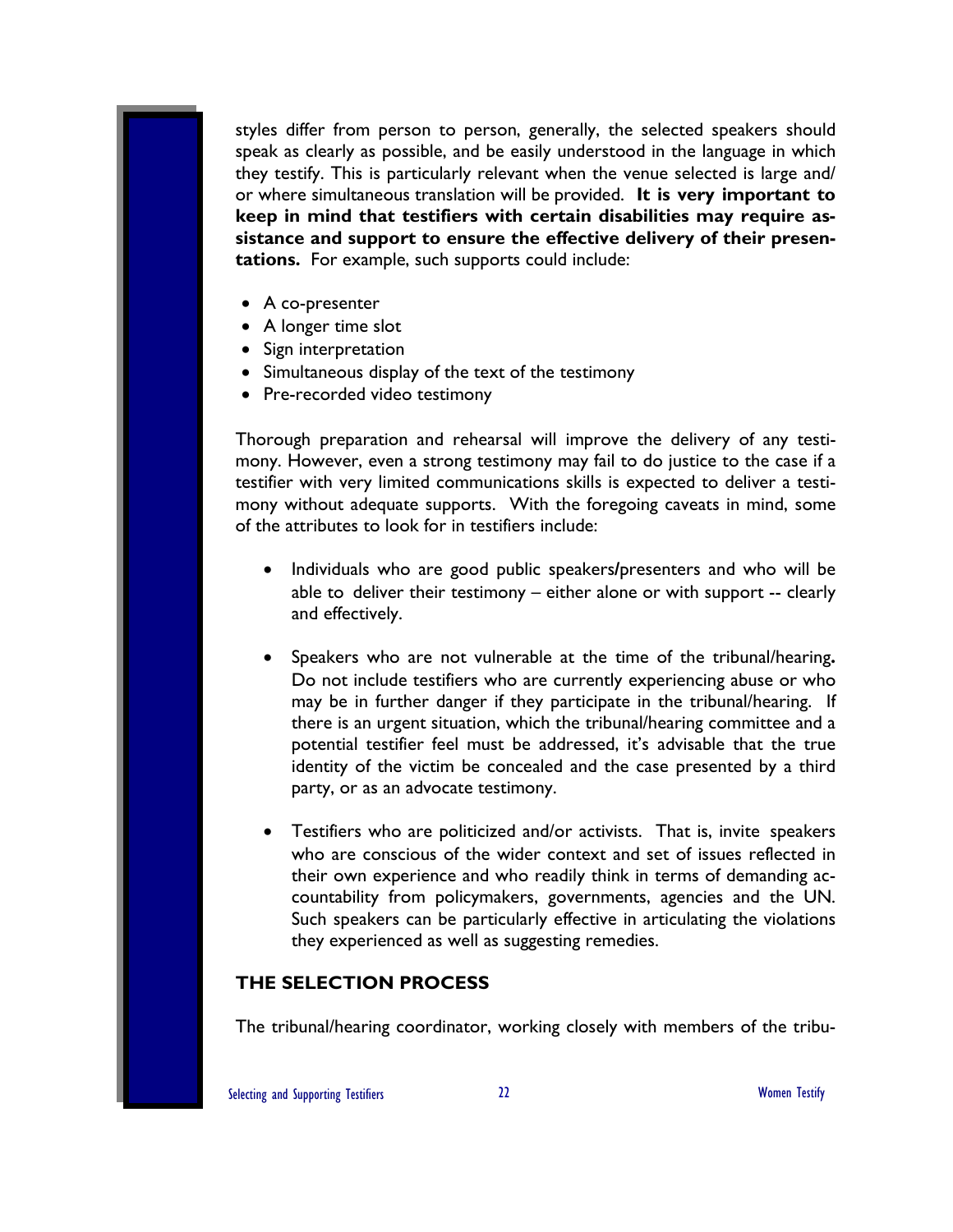styles differ from person to person, generally, the selected speakers should speak as clearly as possible, and be easily understood in the language in which they testify. This is particularly relevant when the venue selected is large and/or where simultaneous translation will be provided. **It is very important to keep in mind that testifiers with certain disabilities may require assistance and support to ensure the effective delivery of their presentations.** For example, such supports could include:

- A co-presenter
- A longer time slot
- Sign interpretation
- Simultaneous display of the text of the testimony
- Pre-recorded video testimony

Thorough preparation and rehearsal will improve the delivery of any testimony. However, even a strong testimony may fail to do justice to the case if a testifier with very limited communications skills is expected to deliver a testimony without adequate supports. With the foregoing caveats in mind, some of the attributes to look for in testifiers include:

- Individuals who are good public speakers/presenters and who will be able to deliver their testimony – either alone or with support -- clearly and effectively.

- Speakers who are not vulnerable at the time of the tribunal/hearing**.** Do not include testifiers who are currently experiencing abuse or who may be in further danger if they participate in the tribunal/hearing. If there is an urgent situation, which the tribunal/hearing committee and a potential testifier feel must be addressed, it's advisable that the true identity of the victim be concealed and the case presented by a third party, or as an advocate testimony.

- Testifiers who are politicized and/or activists. That is, invite speakers who are conscious of the wider context and set of issues reflected in their own experience and who readily think in terms of demanding accountability from policymakers, governments, agencies and the UN. Such speakers can be particularly effective in articulating the violations they experienced as well as suggesting remedies.

## THE SELECTION PROCESS

The tribunal/hearing coordinator, working closely with members of the tribu-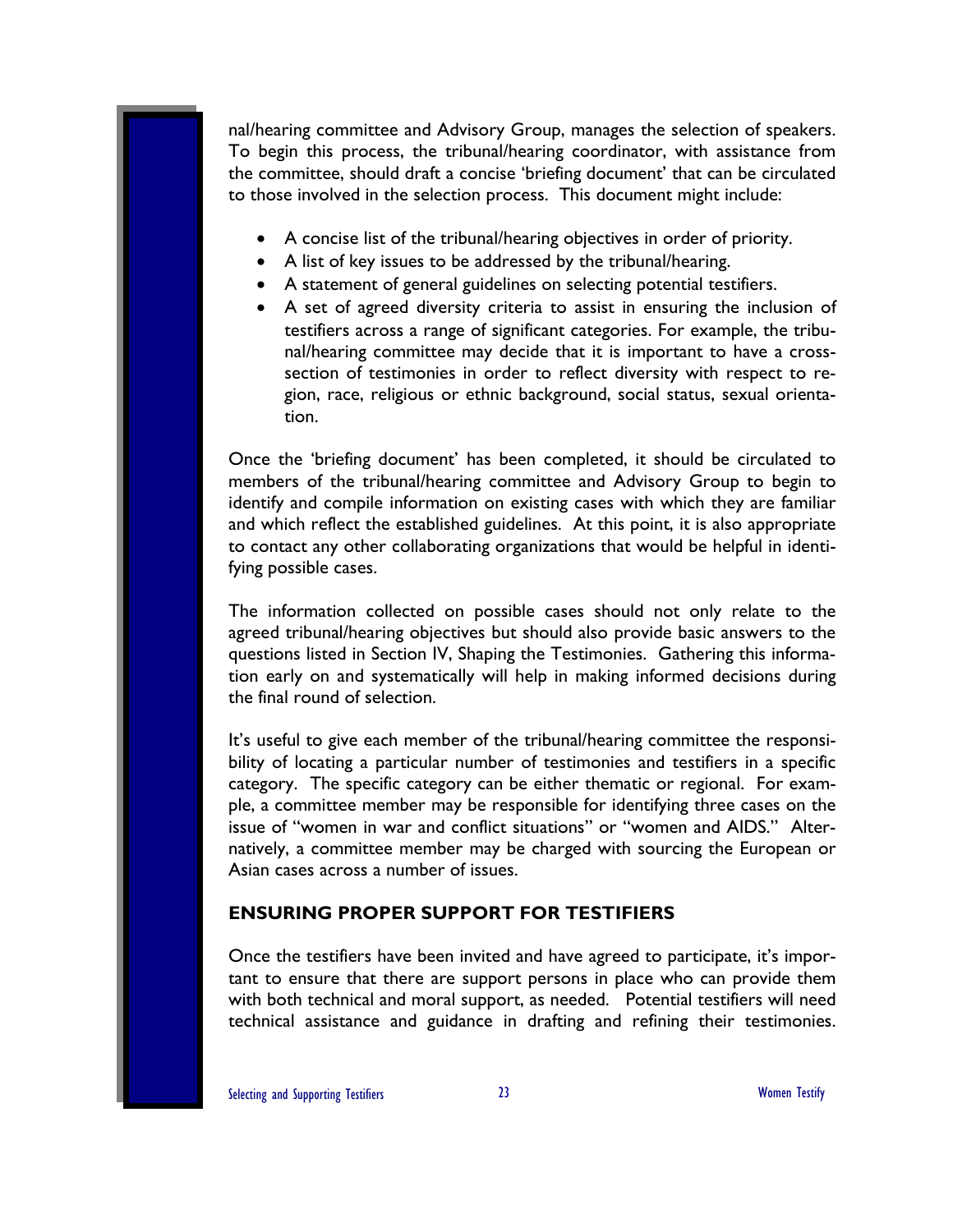nal/hearing committee and Advisory Group, manages the selection of speakers. To begin this process, the tribunal/hearing coordinator, with assistance from the committee, should draft a concise 'briefing document' that can be circulated to those involved in the selection process. This document might include:

- A concise list of the tribunal/hearing objectives in order of priority.
- A list of key issues to be addressed by the tribunal/hearing.
- A statement of general guidelines on selecting potential testifiers.
- A set of agreed diversity criteria to assist in ensuring the inclusion of testifiers across a range of significant categories. For example, the tribunal/hearing committee may decide that it is important to have a cross-section of testimonies in order to reflect diversity with respect to region, race, religious or ethnic background, social status, sexual orientation.

Once the 'briefing document' has been completed, it should be circulated to members of the tribunal/hearing committee and Advisory Group to begin to identify and compile information on existing cases with which they are familiar and which reflect the established guidelines. At this point, it is also appropriate to contact any other collaborating organizations that would be helpful in identifying possible cases.

The information collected on possible cases should not only relate to the agreed tribunal/hearing objectives but should also provide basic answers to the questions listed in Section IV, Shaping the Testimonies. Gathering this information early on and systematically will help in making informed decisions during the final round of selection.

It's useful to give each member of the tribunal/hearing committee the responsibility of locating a particular number of testimonies and testifiers in a specific category. The specific category can be either thematic or regional. For example, a committee member may be responsible for identifying three cases on the issue of "women in war and conflict situations" or "women and AIDS." Alternatively, a committee member may be charged with sourcing the European or Asian cases across a number of issues.

## ENSURING PROPER SUPPORT FOR TESTIFIERS

Once the testifiers have been invited and have agreed to participate, it's important to ensure that there are support persons in place who can provide them with both technical and moral support, as needed. Potential testifiers will need technical assistance and guidance in drafting and refining their testimonies.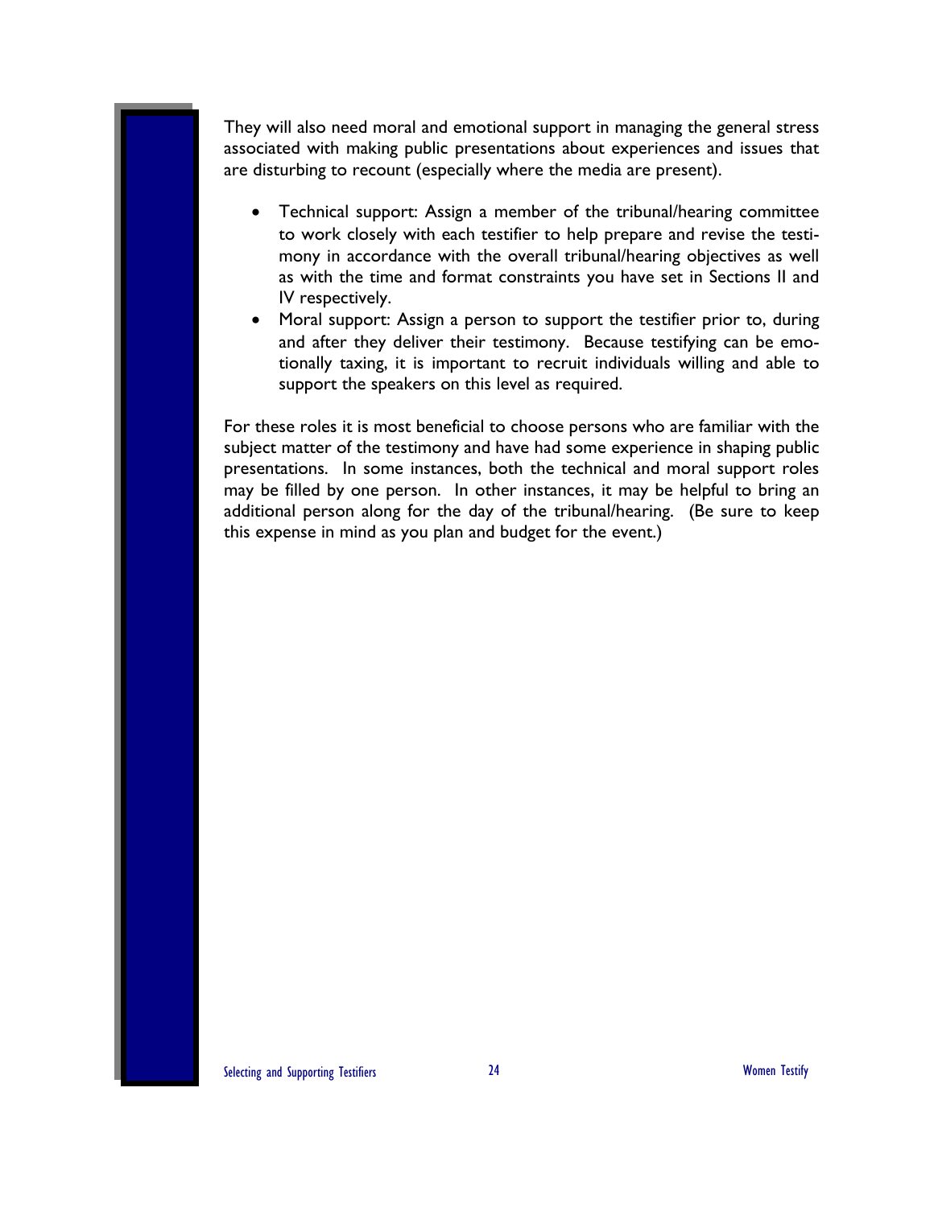They will also need moral and emotional support in managing the general stress associated with making public presentations about experiences and issues that are disturbing to recount (especially where the media are present).

- Technical support: Assign a member of the tribunal/hearing committee to work closely with each testifier to help prepare and revise the testimony in accordance with the overall tribunal/hearing objectives as well as with the time and format constraints you have set in Sections II and IV respectively.
- Moral support: Assign a person to support the testifier prior to, during and after they deliver their testimony. Because testifying can be emotionally taxing, it is important to recruit individuals willing and able to support the speakers on this level as required.

For these roles it is most beneficial to choose persons who are familiar with the subject matter of the testimony and have had some experience in shaping public presentations. In some instances, both the technical and moral support roles may be filled by one person. In other instances, it may be helpful to bring an additional person along for the day of the tribunal/hearing. (Be sure to keep this expense in mind as you plan and budget for the event.)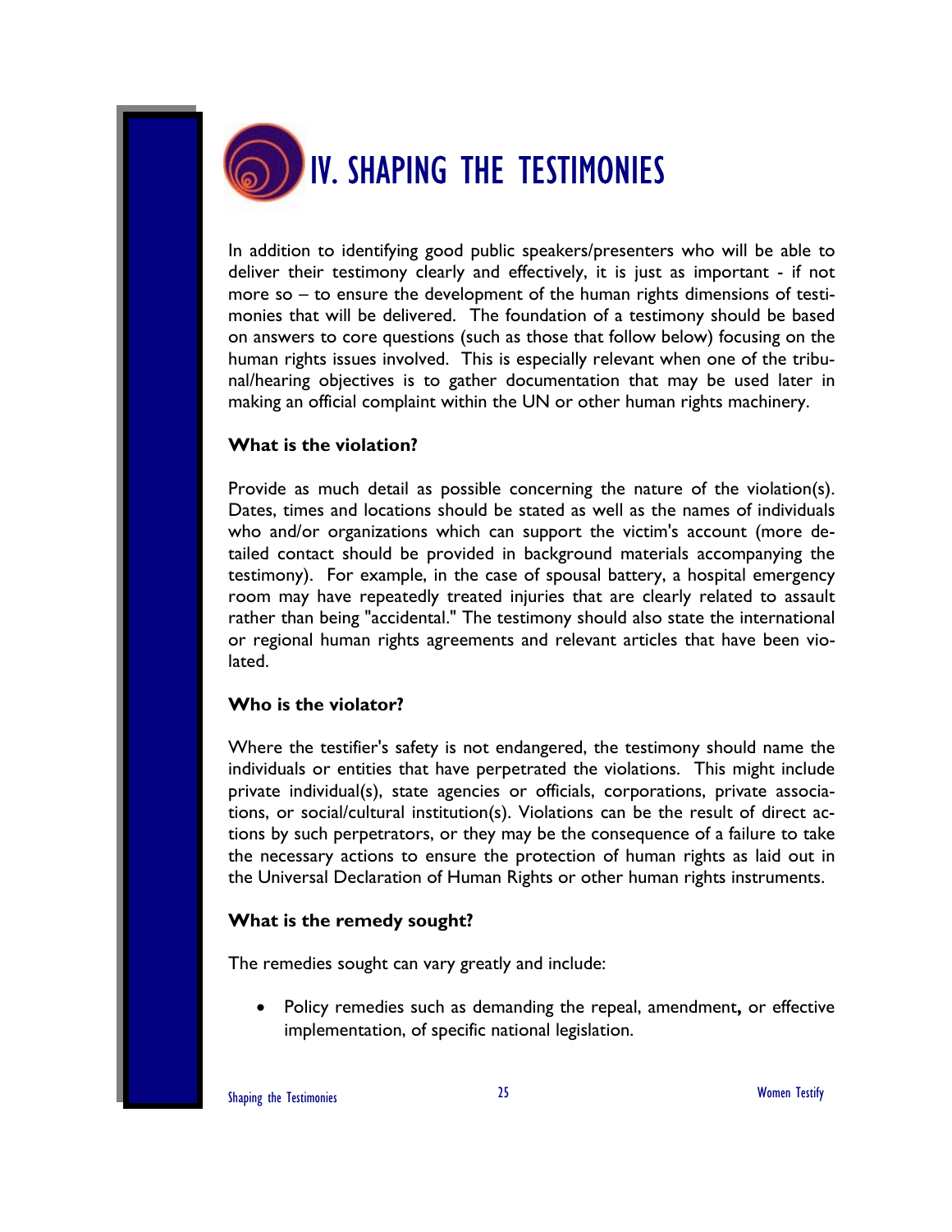# IV. SHAPING THE TESTIMONIES

In addition to identifying good public speakers/presenters who will be able to deliver their testimony clearly and effectively, it is just as important - if not more so – to ensure the development of the human rights dimensions of testimonies that will be delivered. The foundation of a testimony should be based on answers to core questions (such as those that follow below) focusing on the human rights issues involved. This is especially relevant when one of the tribunal/hearing objectives is to gather documentation that may be used later in making an official complaint within the UN or other human rights machinery.

**What is the violation?**

Provide as much detail as possible concerning the nature of the violation(s). Dates, times and locations should be stated as well as the names of individuals who and/or organizations which can support the victim's account (more detailed contact should be provided in background materials accompanying the testimony). For example, in the case of spousal battery, a hospital emergency room may have repeatedly treated injuries that are clearly related to assault rather than being "accidental." The testimony should also state the international or regional human rights agreements and relevant articles that have been violated.

**Who is the violator?**

Where the testifier's safety is not endangered, the testimony should name the individuals or entities that have perpetrated the violations. This might include private individual(s), state agencies or officials, corporations, private associations, or social/cultural institution(s). Violations can be the result of direct actions by such perpetrators, or they may be the consequence of a failure to take the necessary actions to ensure the protection of human rights as laid out in the Universal Declaration of Human Rights or other human rights instruments.

**What is the remedy sought?**

The remedies sought can vary greatly and include:

- Policy remedies such as demanding the repeal, amendment**,** or effective implementation, of specific national legislation.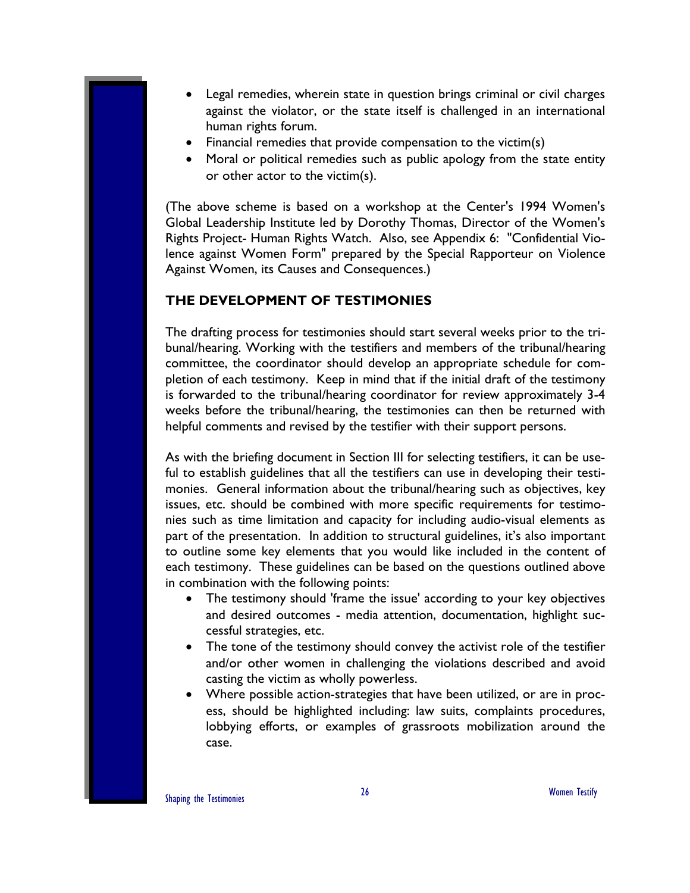- Legal remedies, wherein state in question brings criminal or civil charges against the violator, or the state itself is challenged in an international human rights forum.
- Financial remedies that provide compensation to the victim(s)
- Moral or political remedies such as public apology from the state entity or other actor to the victim(s).

(The above scheme is based on a workshop at the Center's 1994 Women's Global Leadership Institute led by Dorothy Thomas, Director of the Women's Rights Project- Human Rights Watch. Also, see Appendix 6: "Confidential Violence against Women Form" prepared by the Special Rapporteur on Violence Against Women, its Causes and Consequences.)

## THE DEVELOPMENT OF TESTIMONIES

The drafting process for testimonies should start several weeks prior to the tribunal/hearing. Working with the testifiers and members of the tribunal/hearing committee, the coordinator should develop an appropriate schedule for completion of each testimony. Keep in mind that if the initial draft of the testimony is forwarded to the tribunal/hearing coordinator for review approximately 3-4 weeks before the tribunal/hearing, the testimonies can then be returned with helpful comments and revised by the testifier with their support persons.

As with the briefing document in Section III for selecting testifiers, it can be useful to establish guidelines that all the testifiers can use in developing their testimonies. General information about the tribunal/hearing such as objectives, key issues, etc. should be combined with more specific requirements for testimonies such as time limitation and capacity for including audio-visual elements as part of the presentation. In addition to structural guidelines, it's also important to outline some key elements that you would like included in the content of each testimony. These guidelines can be based on the questions outlined above in combination with the following points:

- The testimony should 'frame the issue' according to your key objectives and desired outcomes - media attention, documentation, highlight successful strategies, etc.
- The tone of the testimony should convey the activist role of the testifier and/or other women in challenging the violations described and avoid casting the victim as wholly powerless.
- Where possible action-strategies that have been utilized, or are in process, should be highlighted including: law suits, complaints procedures, lobbying efforts, or examples of grassroots mobilization around the case.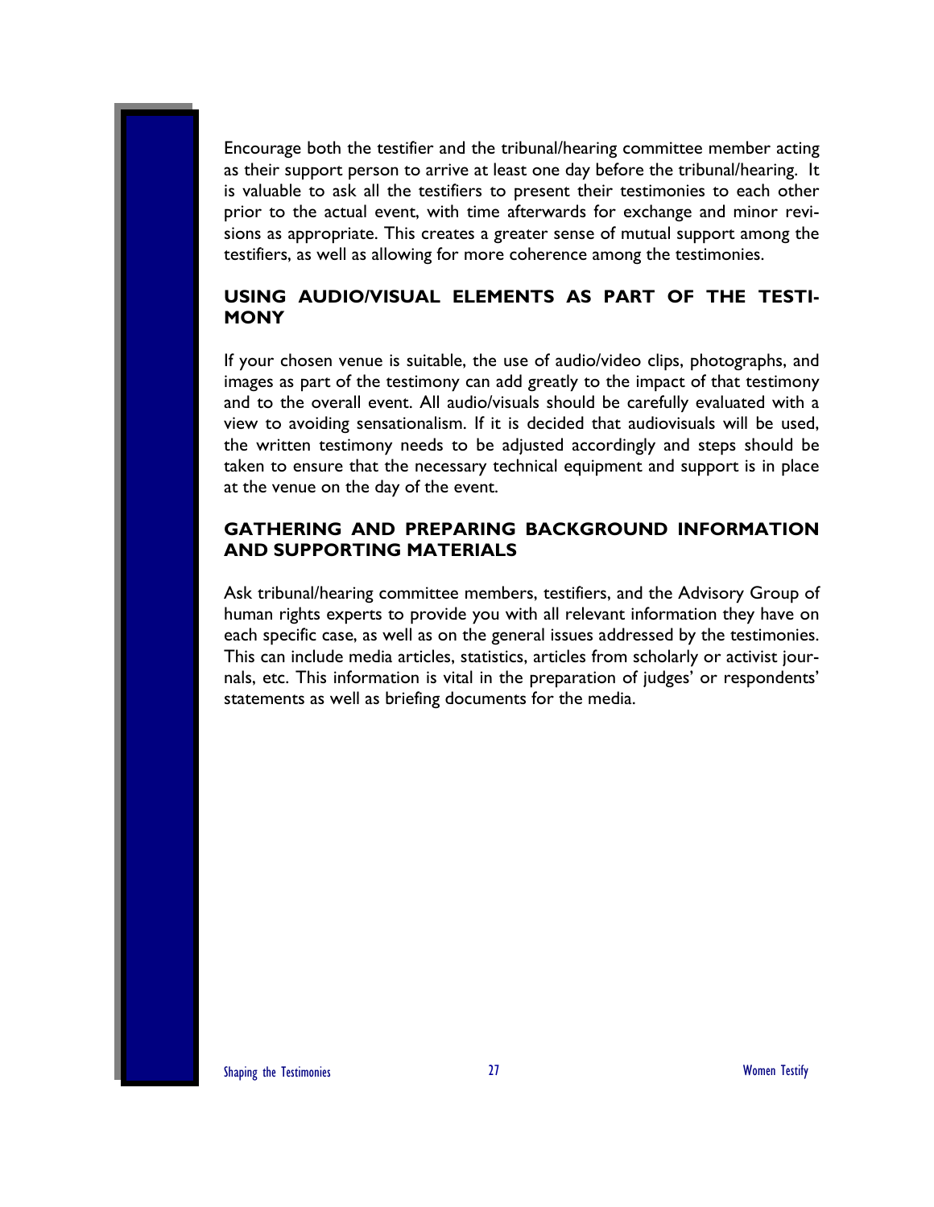Encourage both the testifier and the tribunal/hearing committee member acting as their support person to arrive at least one day before the tribunal/hearing. It is valuable to ask all the testifiers to present their testimonies to each other prior to the actual event, with time afterwards for exchange and minor revisions as appropriate. This creates a greater sense of mutual support among the testifiers, as well as allowing for more coherence among the testimonies.

## USING AUDIO/VISUAL ELEMENTS AS PART OF THE TESTIMONY

If your chosen venue is suitable, the use of audio/video clips, photographs, and images as part of the testimony can add greatly to the impact of that testimony and to the overall event. All audio/visuals should be carefully evaluated with a view to avoiding sensationalism. If it is decided that audiovisuals will be used, the written testimony needs to be adjusted accordingly and steps should be taken to ensure that the necessary technical equipment and support is in place at the venue on the day of the event.

## GATHERING AND PREPARING BACKGROUND INFORMATION AND SUPPORTING MATERIALS

Ask tribunal/hearing committee members, testifiers, and the Advisory Group of human rights experts to provide you with all relevant information they have on each specific case, as well as on the general issues addressed by the testimonies. This can include media articles, statistics, articles from scholarly or activist journals, etc. This information is vital in the preparation of judges' or respondents' statements as well as briefing documents for the media.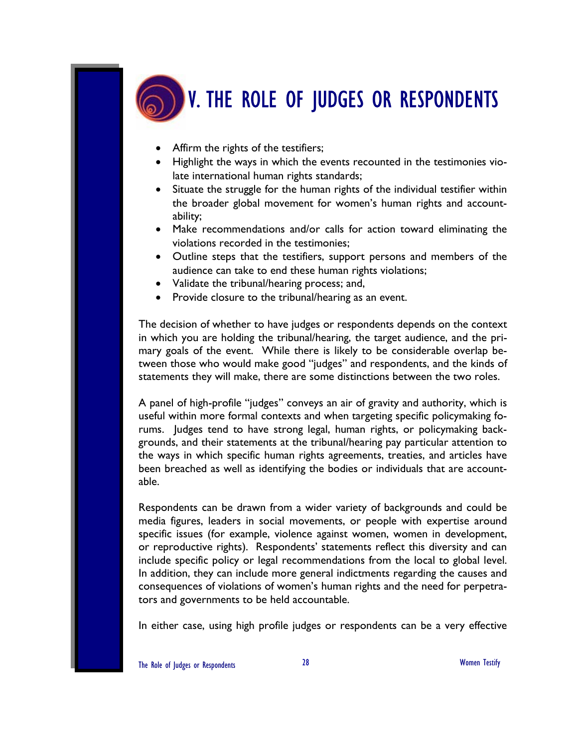# V. THE ROLE OF JUDGES OR RESPONDENTS

- Affirm the rights of the testifiers;
- Highlight the ways in which the events recounted in the testimonies violate international human rights standards;
- Situate the struggle for the human rights of the individual testifier within the broader global movement for women's human rights and accountability;
- Make recommendations and/or calls for action toward eliminating the violations recorded in the testimonies;
- Outline steps that the testifiers, support persons and members of the audience can take to end these human rights violations;
- Validate the tribunal/hearing process; and,
- Provide closure to the tribunal/hearing as an event.

The decision of whether to have judges or respondents depends on the context in which you are holding the tribunal/hearing, the target audience, and the primary goals of the event. While there is likely to be considerable overlap between those who would make good "judges" and respondents, and the kinds of statements they will make, there are some distinctions between the two roles.

A panel of high-profile "judges" conveys an air of gravity and authority, which is useful within more formal contexts and when targeting specific policymaking forums. Judges tend to have strong legal, human rights, or policymaking backgrounds, and their statements at the tribunal/hearing pay particular attention to the ways in which specific human rights agreements, treaties, and articles have been breached as well as identifying the bodies or individuals that are accountable.

Respondents can be drawn from a wider variety of backgrounds and could be media figures, leaders in social movements, or people with expertise around specific issues (for example, violence against women, women in development, or reproductive rights). Respondents' statements reflect this diversity and can include specific policy or legal recommendations from the local to global level. In addition, they can include more general indictments regarding the causes and consequences of violations of women's human rights and the need for perpetrators and governments to be held accountable.

In either case, using high profile judges or respondents can be a very effective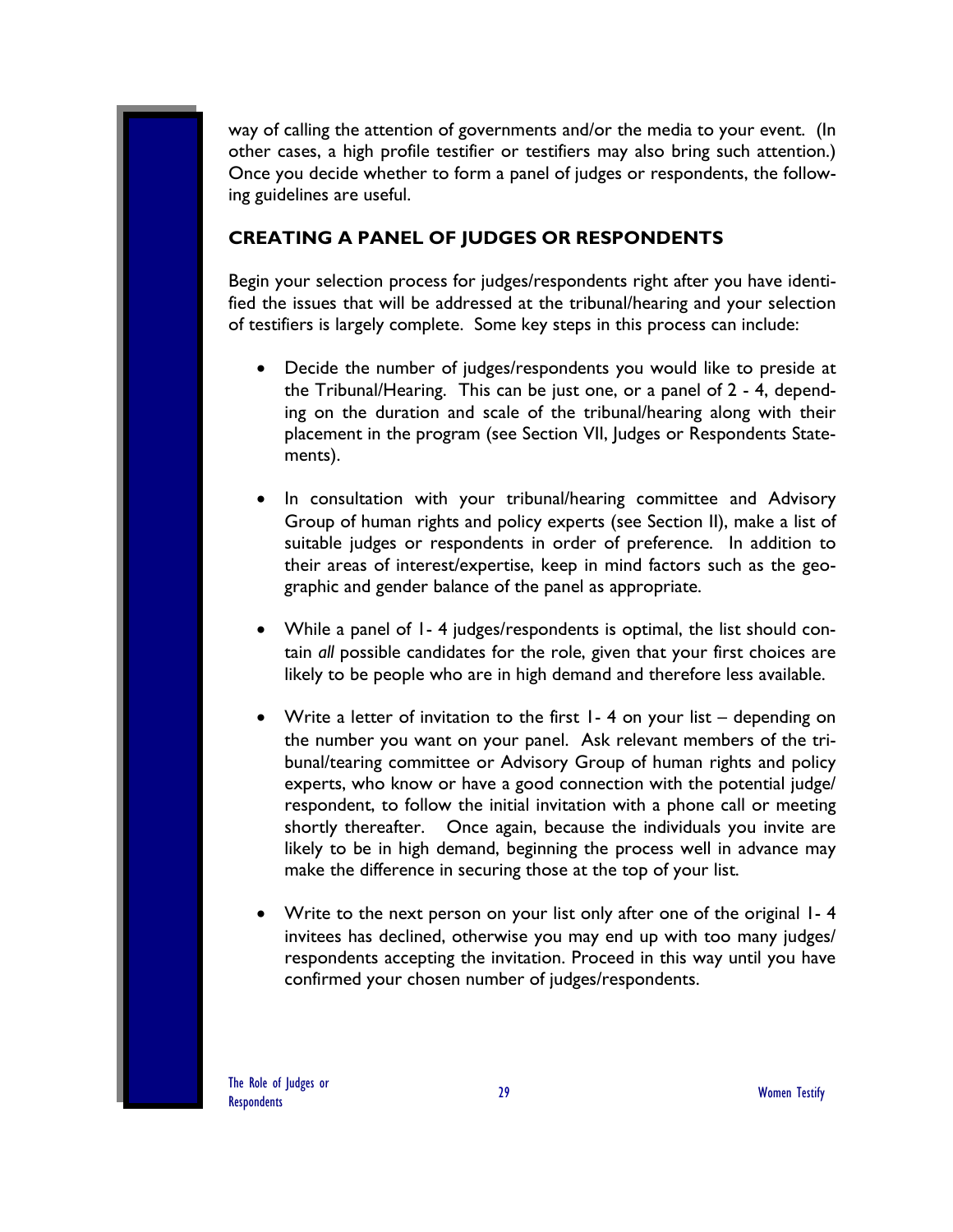way of calling the attention of governments and/or the media to your event. (In other cases, a high profile testifier or testifiers may also bring such attention.) Once you decide whether to form a panel of judges or respondents, the following guidelines are useful.

## CREATING A PANEL OF JUDGES OR RESPONDENTS

Begin your selection process for judges/respondents right after you have identified the issues that will be addressed at the tribunal/hearing and your selection of testifiers is largely complete. Some key steps in this process can include:

- Decide the number of judges/respondents you would like to preside at the Tribunal/Hearing. This can be just one, or a panel of 2 - 4, depending on the duration and scale of the tribunal/hearing along with their placement in the program (see Section VII, Judges or Respondents Statements).

- In consultation with your tribunal/hearing committee and Advisory Group of human rights and policy experts (see Section II), make a list of suitable judges or respondents in order of preference. In addition to their areas of interest/expertise, keep in mind factors such as the geographic and gender balance of the panel as appropriate.

- While a panel of 1- 4 judges/respondents is optimal, the list should contain *all* possible candidates for the role, given that your first choices are likely to be people who are in high demand and therefore less available.

- Write a letter of invitation to the first 1- 4 on your list – depending on the number you want on your panel. Ask relevant members of the tribunal/tearing committee or Advisory Group of human rights and policy experts, who know or have a good connection with the potential judge/respondent, to follow the initial invitation with a phone call or meeting shortly thereafter. Once again, because the individuals you invite are likely to be in high demand, beginning the process well in advance may make the difference in securing those at the top of your list.

- Write to the next person on your list only after one of the original 1- 4 invitees has declined, otherwise you may end up with too many judges/respondents accepting the invitation. Proceed in this way until you have confirmed your chosen number of judges/respondents.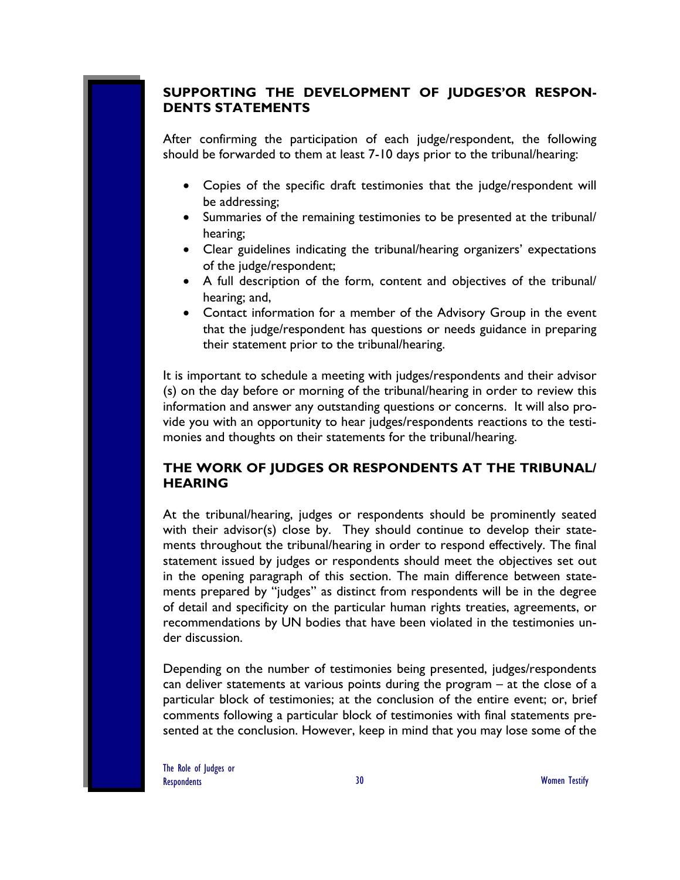## SUPPORTING THE DEVELOPMENT OF JUDGES'OR RESPONDENTS STATEMENTS

After confirming the participation of each judge/respondent, the following should be forwarded to them at least 7-10 days prior to the tribunal/hearing:

- Copies of the specific draft testimonies that the judge/respondent will be addressing;
- Summaries of the remaining testimonies to be presented at the tribunal/hearing;
- Clear guidelines indicating the tribunal/hearing organizers' expectations of the judge/respondent;
- A full description of the form, content and objectives of the tribunal/hearing; and,
- Contact information for a member of the Advisory Group in the event that the judge/respondent has questions or needs guidance in preparing their statement prior to the tribunal/hearing.

It is important to schedule a meeting with judges/respondents and their advisor(s) on the day before or morning of the tribunal/hearing in order to review this information and answer any outstanding questions or concerns. It will also provide you with an opportunity to hear judges/respondents reactions to the testimonies and thoughts on their statements for the tribunal/hearing.

## THE WORK OF JUDGES OR RESPONDENTS AT THE TRIBUNAL/HEARING

At the tribunal/hearing, judges or respondents should be prominently seated with their advisor(s) close by. They should continue to develop their statements throughout the tribunal/hearing in order to respond effectively. The final statement issued by judges or respondents should meet the objectives set out in the opening paragraph of this section. The main difference between statements prepared by "judges" as distinct from respondents will be in the degree of detail and specificity on the particular human rights treaties, agreements, or recommendations by UN bodies that have been violated in the testimonies under discussion.

Depending on the number of testimonies being presented, judges/respondents can deliver statements at various points during the program – at the close of a particular block of testimonies; at the conclusion of the entire event; or, brief comments following a particular block of testimonies with final statements presented at the conclusion. However, keep in mind that you may lose some of the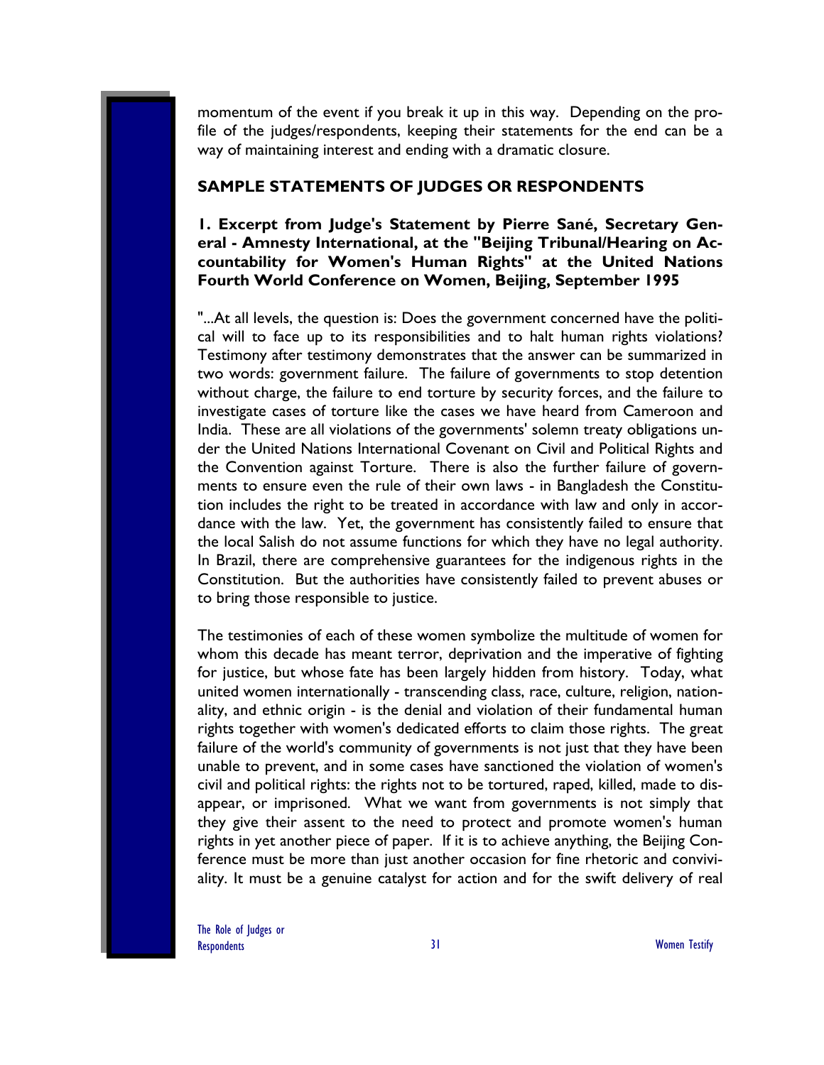momentum of the event if you break it up in this way. Depending on the profile of the judges/respondents, keeping their statements for the end can be a way of maintaining interest and ending with a dramatic closure.

## SAMPLE STATEMENTS OF JUDGES OR RESPONDENTS

### 1. Excerpt from Judge's Statement by Pierre Sané, Secretary General - Amnesty International, at the "Beijing Tribunal/Hearing on Accountability for Women's Human Rights" at the United Nations Fourth World Conference on Women, Beijing, September 1995

"...At all levels, the question is: Does the government concerned have the political will to face up to its responsibilities and to halt human rights violations? Testimony after testimony demonstrates that the answer can be summarized in two words: government failure. The failure of governments to stop detention without charge, the failure to end torture by security forces, and the failure to investigate cases of torture like the cases we have heard from Cameroon and India. These are all violations of the governments' solemn treaty obligations under the United Nations International Covenant on Civil and Political Rights and the Convention against Torture. There is also the further failure of governments to ensure even the rule of their own laws - in Bangladesh the Constitution includes the right to be treated in accordance with law and only in accordance with the law. Yet, the government has consistently failed to ensure that the local Salish do not assume functions for which they have no legal authority. In Brazil, there are comprehensive guarantees for the indigenous rights in the Constitution. But the authorities have consistently failed to prevent abuses or to bring those responsible to justice.

The testimonies of each of these women symbolize the multitude of women for whom this decade has meant terror, deprivation and the imperative of fighting for justice, but whose fate has been largely hidden from history. Today, what united women internationally - transcending class, race, culture, religion, nationality, and ethnic origin - is the denial and violation of their fundamental human rights together with women's dedicated efforts to claim those rights. The great failure of the world's community of governments is not just that they have been unable to prevent, and in some cases have sanctioned the violation of women's civil and political rights: the rights not to be tortured, raped, killed, made to disappear, or imprisoned. What we want from governments is not simply that they give their assent to the need to protect and promote women's human rights in yet another piece of paper. If it is to achieve anything, the Beijing Conference must be more than just another occasion for fine rhetoric and conviviality. It must be a genuine catalyst for action and for the swift delivery of real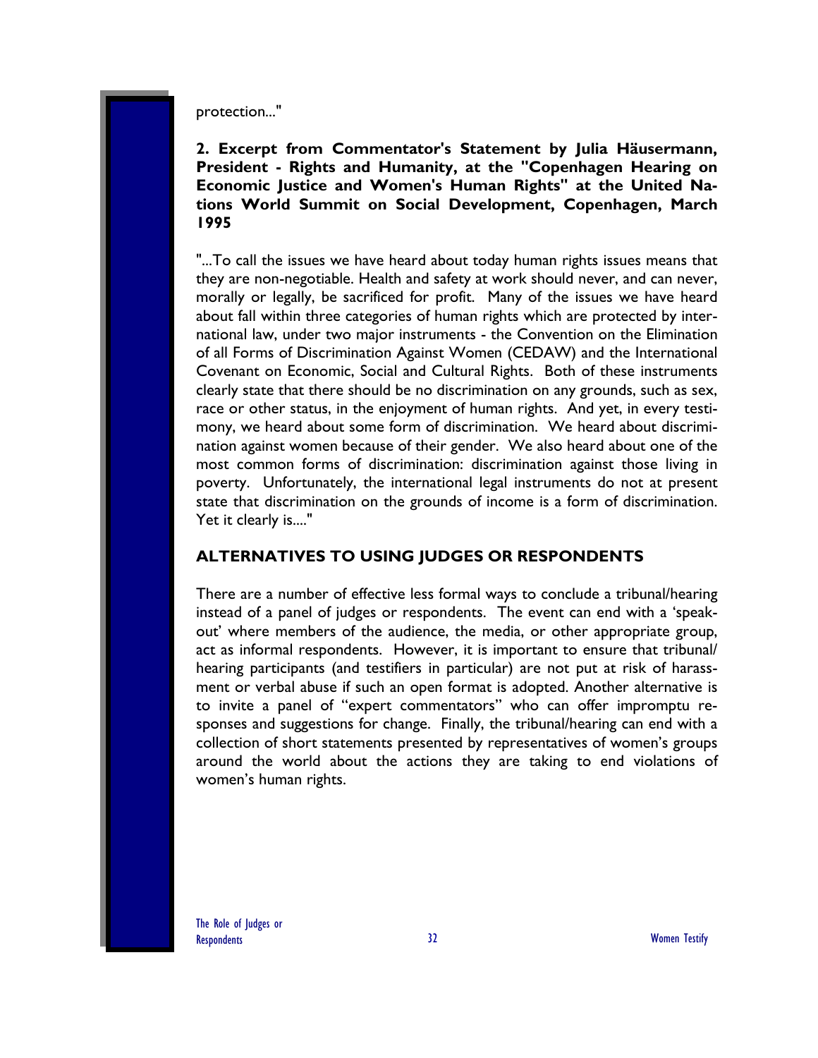protection..."

**2. Excerpt from Commentator's Statement by Julia Häusermann, President - Rights and Humanity, at the "Copenhagen Hearing on Economic Justice and Women's Human Rights" at the United Nations World Summit on Social Development, Copenhagen, March 1995**

"...To call the issues we have heard about today human rights issues means that they are non-negotiable. Health and safety at work should never, and can never, morally or legally, be sacrificed for profit. Many of the issues we have heard about fall within three categories of human rights which are protected by international law, under two major instruments - the Convention on the Elimination of all Forms of Discrimination Against Women (CEDAW) and the International Covenant on Economic, Social and Cultural Rights. Both of these instruments clearly state that there should be no discrimination on any grounds, such as sex, race or other status, in the enjoyment of human rights. And yet, in every testimony, we heard about some form of discrimination. We heard about discrimination against women because of their gender. We also heard about one of the most common forms of discrimination: discrimination against those living in poverty. Unfortunately, the international legal instruments do not at present state that discrimination on the grounds of income is a form of discrimination. Yet it clearly is...."

## ALTERNATIVES TO USING JUDGES OR RESPONDENTS

There are a number of effective less formal ways to conclude a tribunal/hearing instead of a panel of judges or respondents. The event can end with a 'speak-out' where members of the audience, the media, or other appropriate group, act as informal respondents. However, it is important to ensure that tribunal/hearing participants (and testifiers in particular) are not put at risk of harassment or verbal abuse if such an open format is adopted. Another alternative is to invite a panel of "expert commentators" who can offer impromptu responses and suggestions for change. Finally, the tribunal/hearing can end with a collection of short statements presented by representatives of women's groups around the world about the actions they are taking to end violations of women's human rights.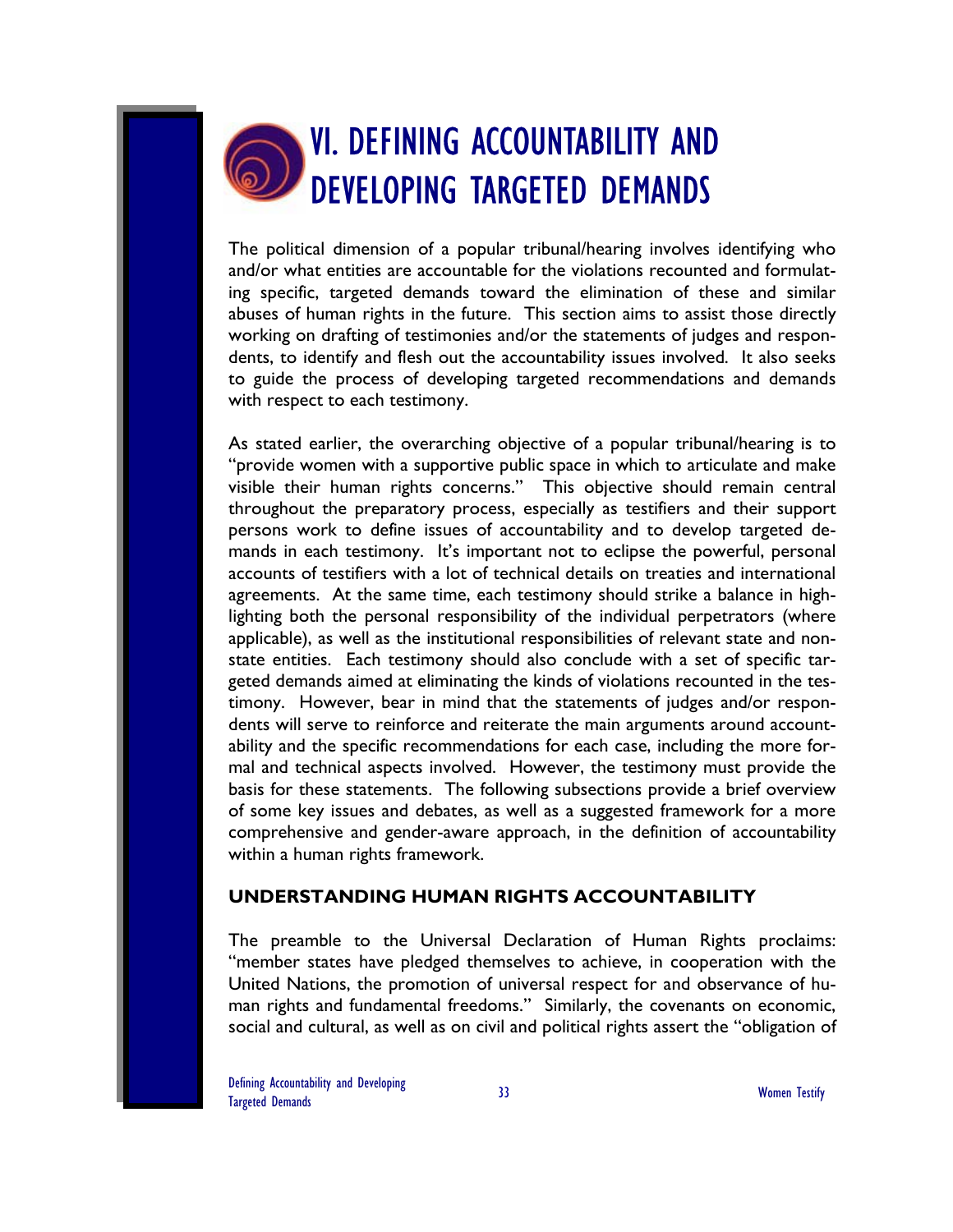# VI. DEFINING ACCOUNTABILITY AND DEVELOPING TARGETED DEMANDS

The political dimension of a popular tribunal/hearing involves identifying who and/or what entities are accountable for the violations recounted and formulating specific, targeted demands toward the elimination of these and similar abuses of human rights in the future. This section aims to assist those directly working on drafting of testimonies and/or the statements of judges and respondents, to identify and flesh out the accountability issues involved. It also seeks to guide the process of developing targeted recommendations and demands with respect to each testimony.

As stated earlier, the overarching objective of a popular tribunal/hearing is to "provide women with a supportive public space in which to articulate and make visible their human rights concerns." This objective should remain central throughout the preparatory process, especially as testifiers and their support persons work to define issues of accountability and to develop targeted demands in each testimony. It's important not to eclipse the powerful, personal accounts of testifiers with a lot of technical details on treaties and international agreements. At the same time, each testimony should strike a balance in highlighting both the personal responsibility of the individual perpetrators (where applicable), as well as the institutional responsibilities of relevant state and non-state entities. Each testimony should also conclude with a set of specific targeted demands aimed at eliminating the kinds of violations recounted in the testimony. However, bear in mind that the statements of judges and/or respondents will serve to reinforce and reiterate the main arguments around accountability and the specific recommendations for each case, including the more formal and technical aspects involved. However, the testimony must provide the basis for these statements. The following subsections provide a brief overview of some key issues and debates, as well as a suggested framework for a more comprehensive and gender-aware approach, in the definition of accountability within a human rights framework.

## UNDERSTANDING HUMAN RIGHTS ACCOUNTABILITY

The preamble to the Universal Declaration of Human Rights proclaims: "member states have pledged themselves to achieve, in cooperation with the United Nations, the promotion of universal respect for and observance of human rights and fundamental freedoms." Similarly, the covenants on economic, social and cultural, as well as on civil and political rights assert the "obligation of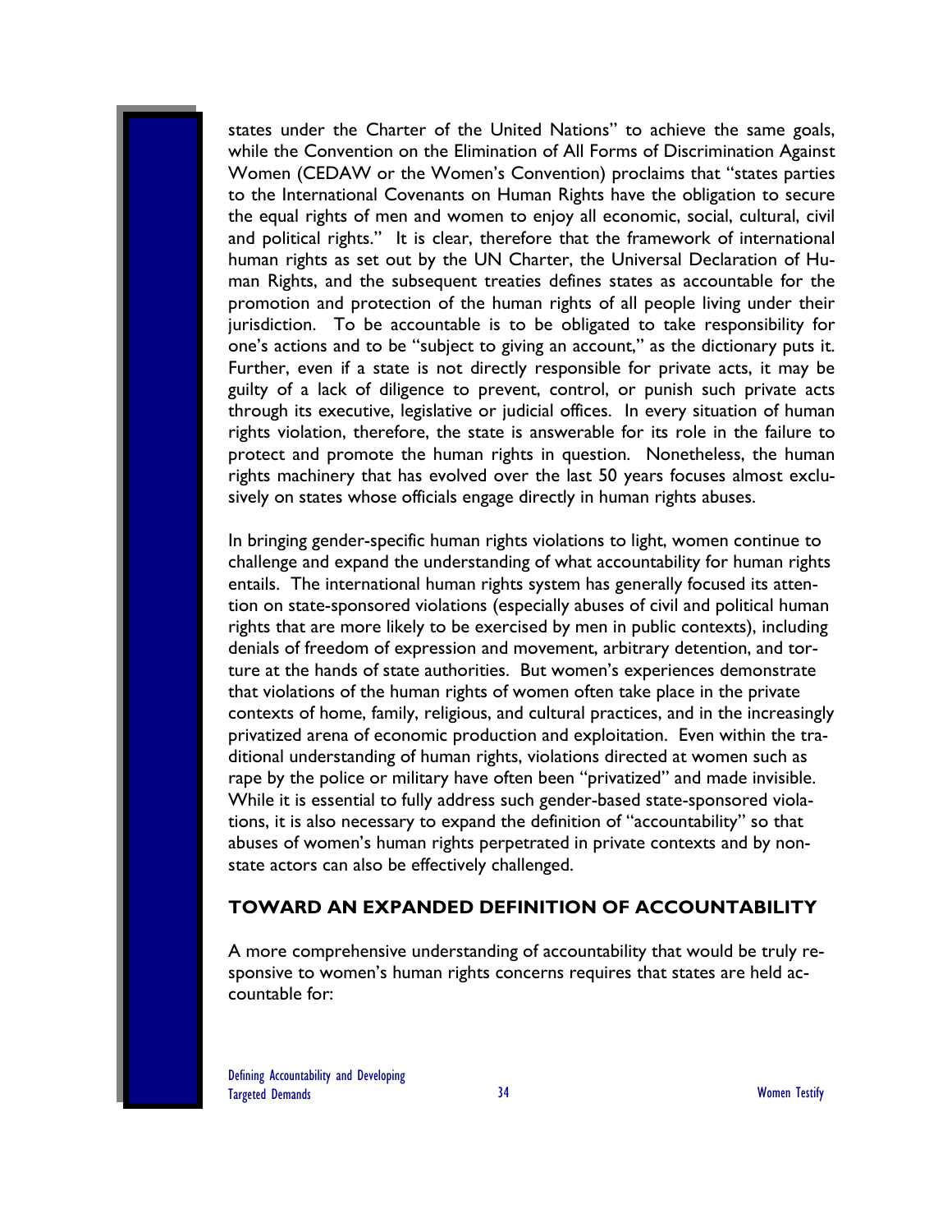states under the Charter of the United Nations" to achieve the same goals, while the Convention on the Elimination of All Forms of Discrimination Against Women (CEDAW or the Women's Convention) proclaims that "states parties to the International Covenants on Human Rights have the obligation to secure the equal rights of men and women to enjoy all economic, social, cultural, civil and political rights." It is clear, therefore that the framework of international human rights as set out by the UN Charter, the Universal Declaration of Human Rights, and the subsequent treaties defines states as accountable for the promotion and protection of the human rights of all people living under their jurisdiction. To be accountable is to be obligated to take responsibility for one's actions and to be "subject to giving an account," as the dictionary puts it. Further, even if a state is not directly responsible for private acts, it may be guilty of a lack of diligence to prevent, control, or punish such private acts through its executive, legislative or judicial offices. In every situation of human rights violation, therefore, the state is answerable for its role in the failure to protect and promote the human rights in question. Nonetheless, the human rights machinery that has evolved over the last 50 years focuses almost exclusively on states whose officials engage directly in human rights abuses.

In bringing gender-specific human rights violations to light, women continue to challenge and expand the understanding of what accountability for human rights entails. The international human rights system has generally focused its attention on state-sponsored violations (especially abuses of civil and political human rights that are more likely to be exercised by men in public contexts), including denials of freedom of expression and movement, arbitrary detention, and torture at the hands of state authorities. But women's experiences demonstrate that violations of the human rights of women often take place in the private contexts of home, family, religious, and cultural practices, and in the increasingly privatized arena of economic production and exploitation. Even within the traditional understanding of human rights, violations directed at women such as rape by the police or military have often been "privatized" and made invisible. While it is essential to fully address such gender-based state-sponsored violations, it is also necessary to expand the definition of "accountability" so that abuses of women's human rights perpetrated in private contexts and by non-state actors can also be effectively challenged.

## TOWARD AN EXPANDED DEFINITION OF ACCOUNTABILITY

A more comprehensive understanding of accountability that would be truly responsive to women's human rights concerns requires that states are held accountable for: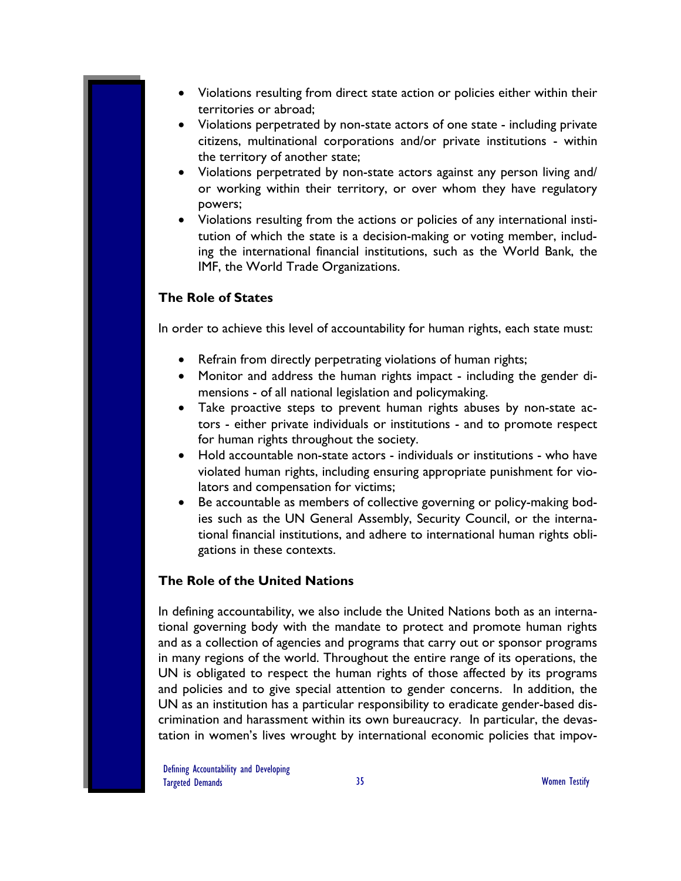- Violations resulting from direct state action or policies either within their territories or abroad;
- Violations perpetrated by non-state actors of one state - including private citizens, multinational corporations and/or private institutions - within the territory of another state;
- Violations perpetrated by non-state actors against any person living and/ or working within their territory, or over whom they have regulatory powers;
- Violations resulting from the actions or policies of any international institution of which the state is a decision-making or voting member, including the international financial institutions, such as the World Bank, the IMF, the World Trade Organizations.

**The Role of States**

In order to achieve this level of accountability for human rights, each state must:

- Refrain from directly perpetrating violations of human rights;
- Monitor and address the human rights impact - including the gender dimensions - of all national legislation and policymaking.
- Take proactive steps to prevent human rights abuses by non-state actors - either private individuals or institutions - and to promote respect for human rights throughout the society.
- Hold accountable non-state actors - individuals or institutions - who have violated human rights, including ensuring appropriate punishment for violators and compensation for victims;
- Be accountable as members of collective governing or policy-making bodies such as the UN General Assembly, Security Council, or the international financial institutions, and adhere to international human rights obligations in these contexts.

**The Role of the United Nations**

In defining accountability, we also include the United Nations both as an international governing body with the mandate to protect and promote human rights and as a collection of agencies and programs that carry out or sponsor programs in many regions of the world. Throughout the entire range of its operations, the UN is obligated to respect the human rights of those affected by its programs and policies and to give special attention to gender concerns. In addition, the UN as an institution has a particular responsibility to eradicate gender-based discrimination and harassment within its own bureaucracy. In particular, the devastation in women's lives wrought by international economic policies that impov-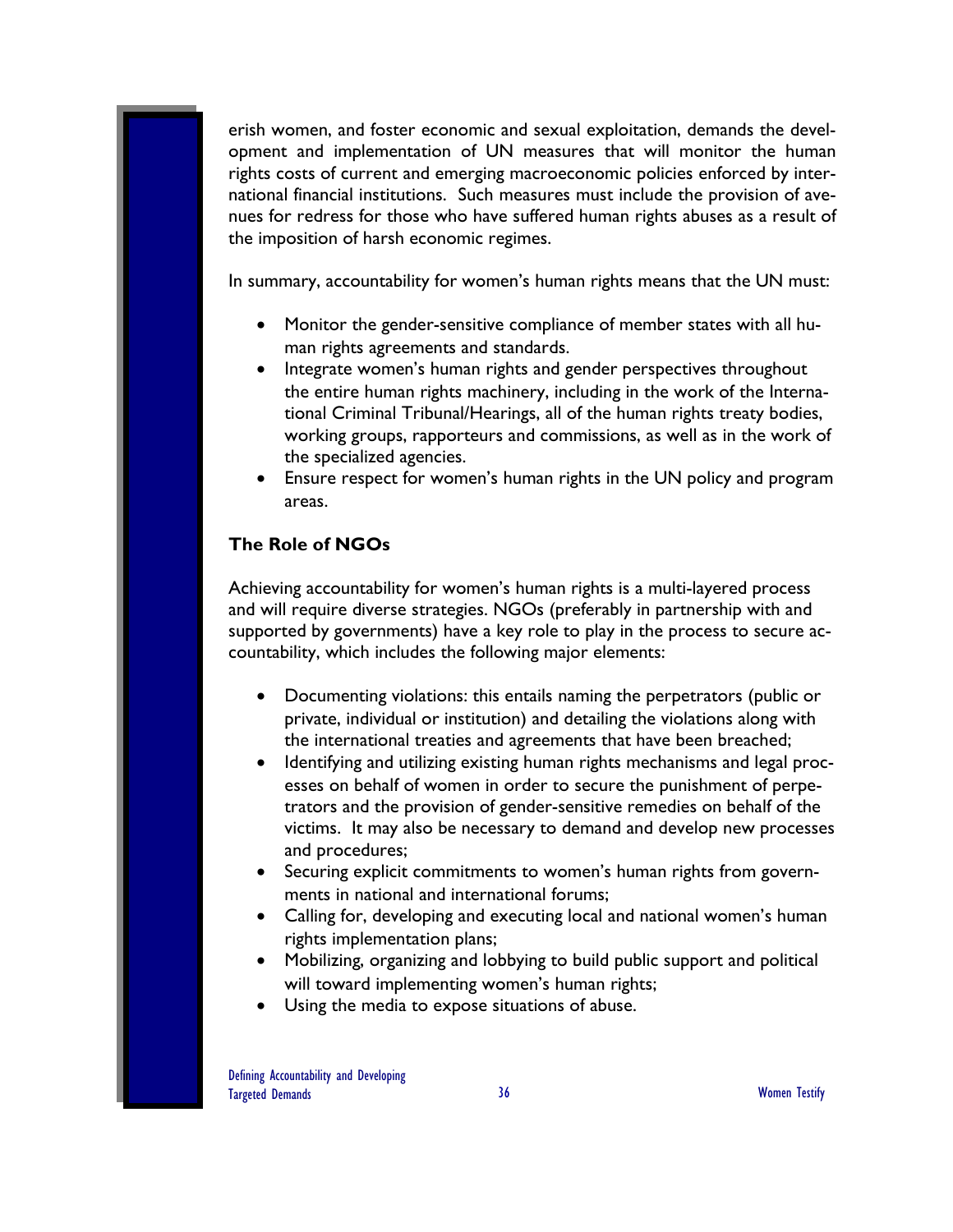erish women, and foster economic and sexual exploitation, demands the development and implementation of UN measures that will monitor the human rights costs of current and emerging macroeconomic policies enforced by international financial institutions. Such measures must include the provision of avenues for redress for those who have suffered human rights abuses as a result of the imposition of harsh economic regimes.

In summary, accountability for women's human rights means that the UN must:

- Monitor the gender-sensitive compliance of member states with all human rights agreements and standards.
- Integrate women's human rights and gender perspectives throughout the entire human rights machinery, including in the work of the International Criminal Tribunal/Hearings, all of the human rights treaty bodies, working groups, rapporteurs and commissions, as well as in the work of the specialized agencies.
- Ensure respect for women's human rights in the UN policy and program areas.

### The Role of NGOs

Achieving accountability for women's human rights is a multi-layered process and will require diverse strategies. NGOs (preferably in partnership with and supported by governments) have a key role to play in the process to secure accountability, which includes the following major elements:

- Documenting violations: this entails naming the perpetrators (public or private, individual or institution) and detailing the violations along with the international treaties and agreements that have been breached;
- Identifying and utilizing existing human rights mechanisms and legal processes on behalf of women in order to secure the punishment of perpetrators and the provision of gender-sensitive remedies on behalf of the victims. It may also be necessary to demand and develop new processes and procedures;
- Securing explicit commitments to women's human rights from governments in national and international forums;
- Calling for, developing and executing local and national women's human rights implementation plans;
- Mobilizing, organizing and lobbying to build public support and political will toward implementing women's human rights;
- Using the media to expose situations of abuse.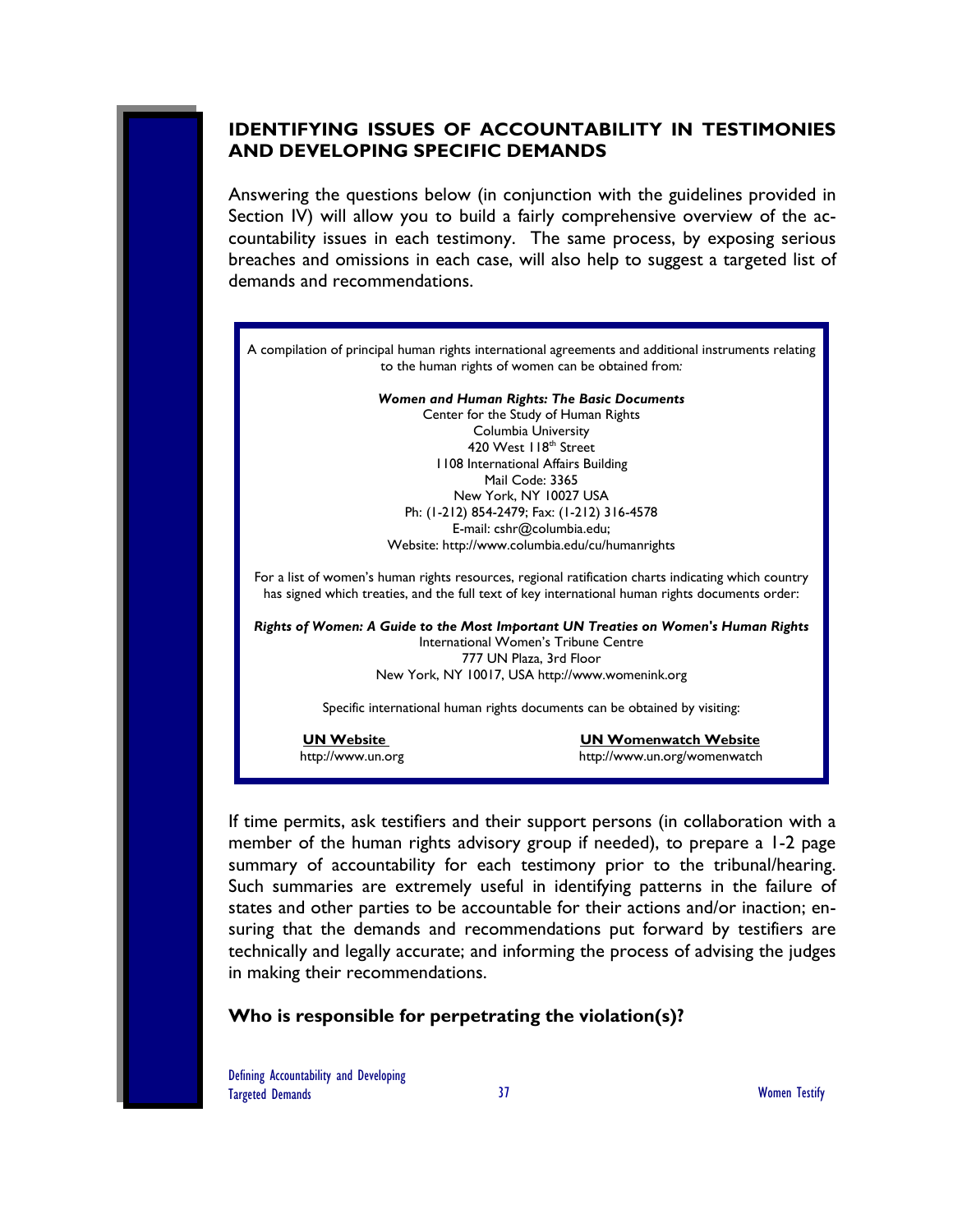## IDENTIFYING ISSUES OF ACCOUNTABILITY IN TESTIMONIES AND DEVELOPING SPECIFIC DEMANDS

Answering the questions below (in conjunction with the guidelines provided in Section IV) will allow you to build a fairly comprehensive overview of the accountability issues in each testimony. The same process, by exposing serious breaches and omissions in each case, will also help to suggest a targeted list of demands and recommendations.

A compilation of principal human rights international agreements and additional instruments relating to the human rights of women can be obtained from:

***Women and Human Rights: The Basic Documents***
Center for the Study of Human Rights
Columbia University
420 West 118th Street
1108 International Affairs Building
Mail Code: 3365
New York, NY 10027 USA
Ph: (1-212) 854-2479; Fax: (1-212) 316-4578
E-mail: cshr@columbia.edu;
Website: http://www.columbia.edu/cu/humanrights

For a list of women's human rights resources, regional ratification charts indicating which country has signed which treaties, and the full text of key international human rights documents order:

***Rights of Women: A Guide to the Most Important UN Treaties on Women's Human Rights***
International Women's Tribune Centre
777 UN Plaza, 3rd Floor
New York, NY 10017, USA http://www.womenink.org

Specific international human rights documents can be obtained by visiting:

**UN Website**
http://www.un.org

**UN Womenwatch Website**
http://www.un.org/womenwatch

If time permits, ask testifiers and their support persons (in collaboration with a member of the human rights advisory group if needed), to prepare a 1-2 page summary of accountability for each testimony prior to the tribunal/hearing. Such summaries are extremely useful in identifying patterns in the failure of states and other parties to be accountable for their actions and/or inaction; ensuring that the demands and recommendations put forward by testifiers are technically and legally accurate; and informing the process of advising the judges in making their recommendations.

**Who is responsible for perpetrating the violation(s)?**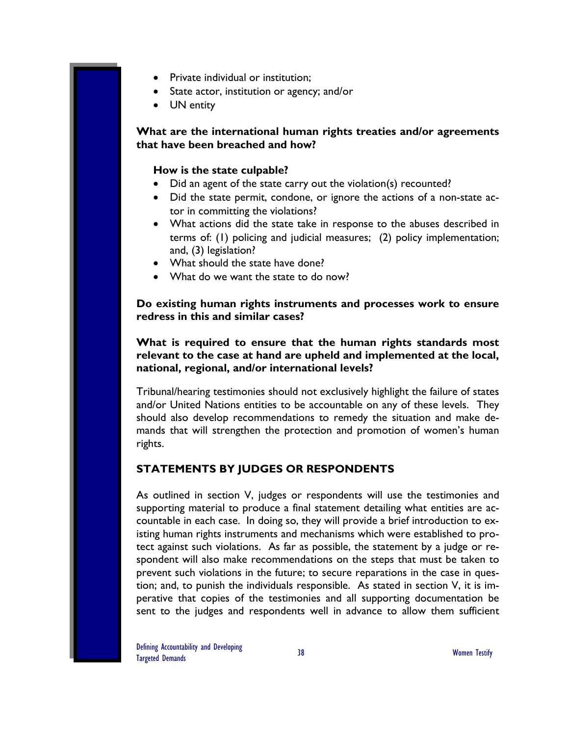- Private individual or institution;
- State actor, institution or agency; and/or
- UN entity

**What are the international human rights treaties and/or agreements that have been breached and how?**

**How is the state culpable?**

- Did an agent of the state carry out the violation(s) recounted?
- Did the state permit, condone, or ignore the actions of a non-state actor in committing the violations?
- What actions did the state take in response to the abuses described in terms of: (1) policing and judicial measures; (2) policy implementation; and, (3) legislation?
- What should the state have done?
- What do we want the state to do now?

**Do existing human rights instruments and processes work to ensure redress in this and similar cases?**

**What is required to ensure that the human rights standards most relevant to the case at hand are upheld and implemented at the local, national, regional, and/or international levels?**

Tribunal/hearing testimonies should not exclusively highlight the failure of states and/or United Nations entities to be accountable on any of these levels. They should also develop recommendations to remedy the situation and make demands that will strengthen the protection and promotion of women's human rights.

## STATEMENTS BY JUDGES OR RESPONDENTS

As outlined in section V, judges or respondents will use the testimonies and supporting material to produce a final statement detailing what entities are accountable in each case. In doing so, they will provide a brief introduction to existing human rights instruments and mechanisms which were established to protect against such violations. As far as possible, the statement by a judge or respondent will also make recommendations on the steps that must be taken to prevent such violations in the future; to secure reparations in the case in question; and, to punish the individuals responsible. As stated in section V, it is imperative that copies of the testimonies and all supporting documentation be sent to the judges and respondents well in advance to allow them sufficient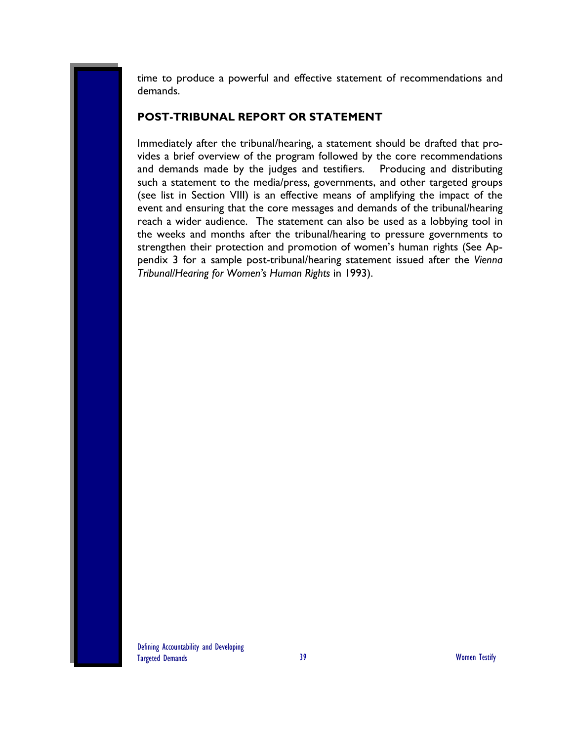time to produce a powerful and effective statement of recommendations and demands.

## POST-TRIBUNAL REPORT OR STATEMENT

Immediately after the tribunal/hearing, a statement should be drafted that provides a brief overview of the program followed by the core recommendations and demands made by the judges and testifiers. Producing and distributing such a statement to the media/press, governments, and other targeted groups (see list in Section VIII) is an effective means of amplifying the impact of the event and ensuring that the core messages and demands of the tribunal/hearing reach a wider audience. The statement can also be used as a lobbying tool in the weeks and months after the tribunal/hearing to pressure governments to strengthen their protection and promotion of women's human rights (See Appendix 3 for a sample post-tribunal/hearing statement issued after the *Vienna Tribunal/Hearing for Women's Human Rights* in 1993).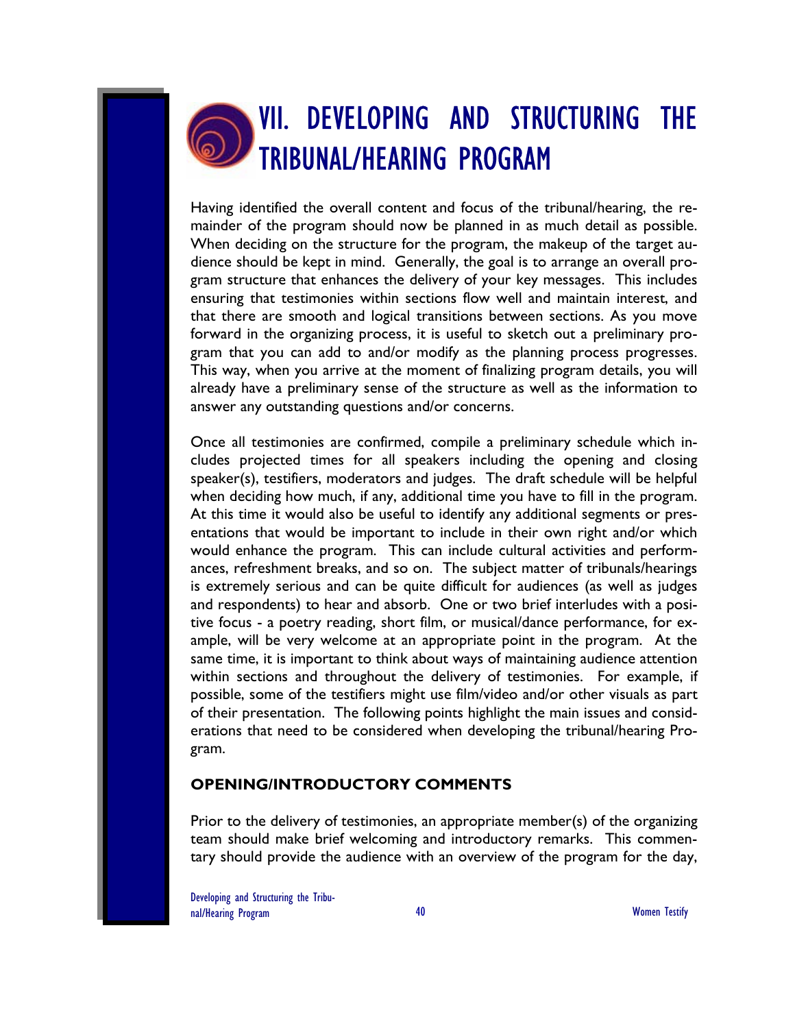# VII. DEVELOPING AND STRUCTURING THE TRIBUNAL/HEARING PROGRAM

Having identified the overall content and focus of the tribunal/hearing, the remainder of the program should now be planned in as much detail as possible. When deciding on the structure for the program, the makeup of the target audience should be kept in mind. Generally, the goal is to arrange an overall program structure that enhances the delivery of your key messages. This includes ensuring that testimonies within sections flow well and maintain interest, and that there are smooth and logical transitions between sections. As you move forward in the organizing process, it is useful to sketch out a preliminary program that you can add to and/or modify as the planning process progresses. This way, when you arrive at the moment of finalizing program details, you will already have a preliminary sense of the structure as well as the information to answer any outstanding questions and/or concerns.

Once all testimonies are confirmed, compile a preliminary schedule which includes projected times for all speakers including the opening and closing speaker(s), testifiers, moderators and judges. The draft schedule will be helpful when deciding how much, if any, additional time you have to fill in the program. At this time it would also be useful to identify any additional segments or presentations that would be important to include in their own right and/or which would enhance the program. This can include cultural activities and performances, refreshment breaks, and so on. The subject matter of tribunals/hearings is extremely serious and can be quite difficult for audiences (as well as judges and respondents) to hear and absorb. One or two brief interludes with a positive focus - a poetry reading, short film, or musical/dance performance, for example, will be very welcome at an appropriate point in the program. At the same time, it is important to think about ways of maintaining audience attention within sections and throughout the delivery of testimonies. For example, if possible, some of the testifiers might use film/video and/or other visuals as part of their presentation. The following points highlight the main issues and considerations that need to be considered when developing the tribunal/hearing Program.

## OPENING/INTRODUCTORY COMMENTS

Prior to the delivery of testimonies, an appropriate member(s) of the organizing team should make brief welcoming and introductory remarks. This commentary should provide the audience with an overview of the program for the day,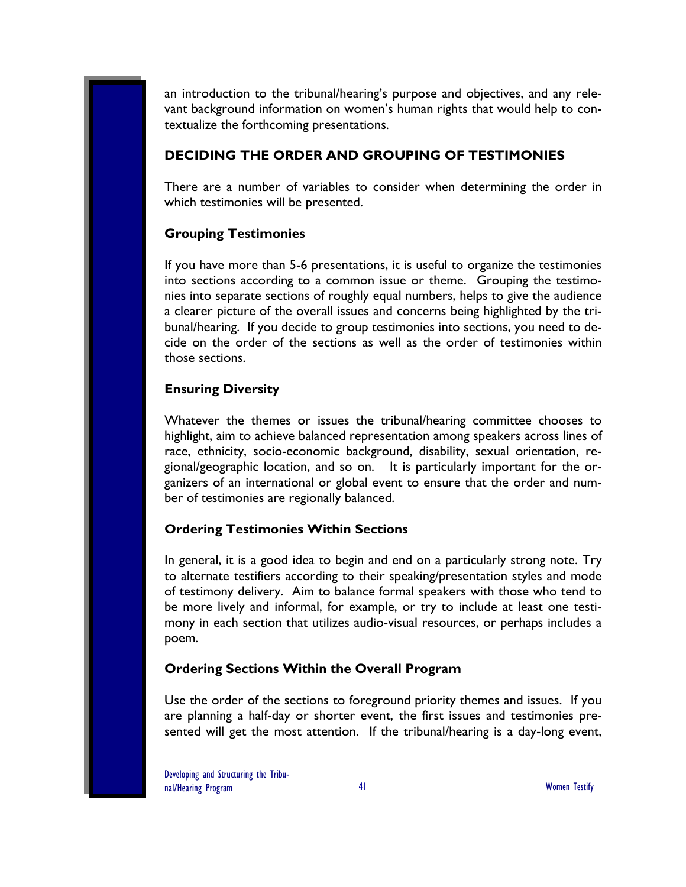an introduction to the tribunal/hearing's purpose and objectives, and any relevant background information on women's human rights that would help to contextualize the forthcoming presentations.

## DECIDING THE ORDER AND GROUPING OF TESTIMONIES

There are a number of variables to consider when determining the order in which testimonies will be presented.

### Grouping Testimonies

If you have more than 5-6 presentations, it is useful to organize the testimonies into sections according to a common issue or theme. Grouping the testimonies into separate sections of roughly equal numbers, helps to give the audience a clearer picture of the overall issues and concerns being highlighted by the tribunal/hearing. If you decide to group testimonies into sections, you need to decide on the order of the sections as well as the order of testimonies within those sections.

### Ensuring Diversity

Whatever the themes or issues the tribunal/hearing committee chooses to highlight, aim to achieve balanced representation among speakers across lines of race, ethnicity, socio-economic background, disability, sexual orientation, regional/geographic location, and so on. It is particularly important for the organizers of an international or global event to ensure that the order and number of testimonies are regionally balanced.

### Ordering Testimonies Within Sections

In general, it is a good idea to begin and end on a particularly strong note. Try to alternate testifiers according to their speaking/presentation styles and mode of testimony delivery. Aim to balance formal speakers with those who tend to be more lively and informal, for example, or try to include at least one testimony in each section that utilizes audio-visual resources, or perhaps includes a poem.

### Ordering Sections Within the Overall Program

Use the order of the sections to foreground priority themes and issues. If you are planning a half-day or shorter event, the first issues and testimonies presented will get the most attention. If the tribunal/hearing is a day-long event,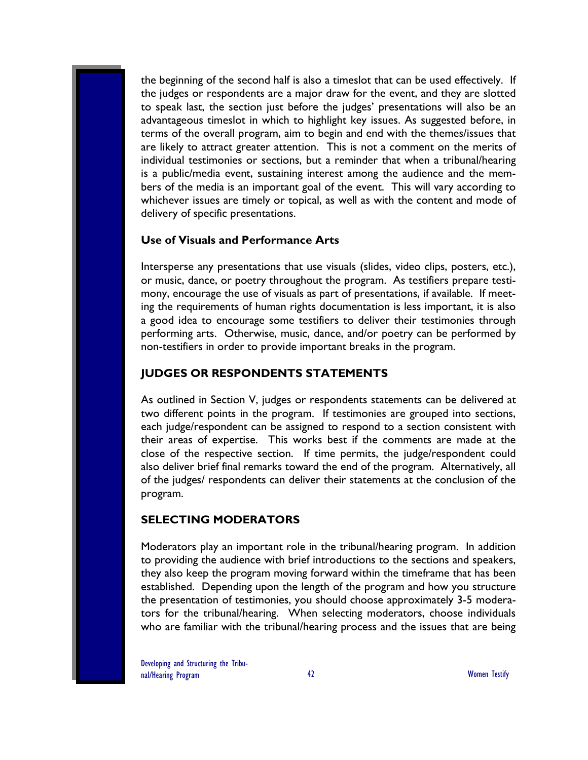the beginning of the second half is also a timeslot that can be used effectively. If the judges or respondents are a major draw for the event, and they are slotted to speak last, the section just before the judges' presentations will also be an advantageous timeslot in which to highlight key issues. As suggested before, in terms of the overall program, aim to begin and end with the themes/issues that are likely to attract greater attention. This is not a comment on the merits of individual testimonies or sections, but a reminder that when a tribunal/hearing is a public/media event, sustaining interest among the audience and the members of the media is an important goal of the event. This will vary according to whichever issues are timely or topical, as well as with the content and mode of delivery of specific presentations.

### Use of Visuals and Performance Arts

Intersperse any presentations that use visuals (slides, video clips, posters, etc.), or music, dance, or poetry throughout the program. As testifiers prepare testimony, encourage the use of visuals as part of presentations, if available. If meeting the requirements of human rights documentation is less important, it is also a good idea to encourage some testifiers to deliver their testimonies through performing arts. Otherwise, music, dance, and/or poetry can be performed by non-testifiers in order to provide important breaks in the program.

## JUDGES OR RESPONDENTS STATEMENTS

As outlined in Section V, judges or respondents statements can be delivered at two different points in the program. If testimonies are grouped into sections, each judge/respondent can be assigned to respond to a section consistent with their areas of expertise. This works best if the comments are made at the close of the respective section. If time permits, the judge/respondent could also deliver brief final remarks toward the end of the program. Alternatively, all of the judges/ respondents can deliver their statements at the conclusion of the program.

## SELECTING MODERATORS

Moderators play an important role in the tribunal/hearing program. In addition to providing the audience with brief introductions to the sections and speakers, they also keep the program moving forward within the timeframe that has been established. Depending upon the length of the program and how you structure the presentation of testimonies, you should choose approximately 3-5 moderators for the tribunal/hearing. When selecting moderators, choose individuals who are familiar with the tribunal/hearing process and the issues that are being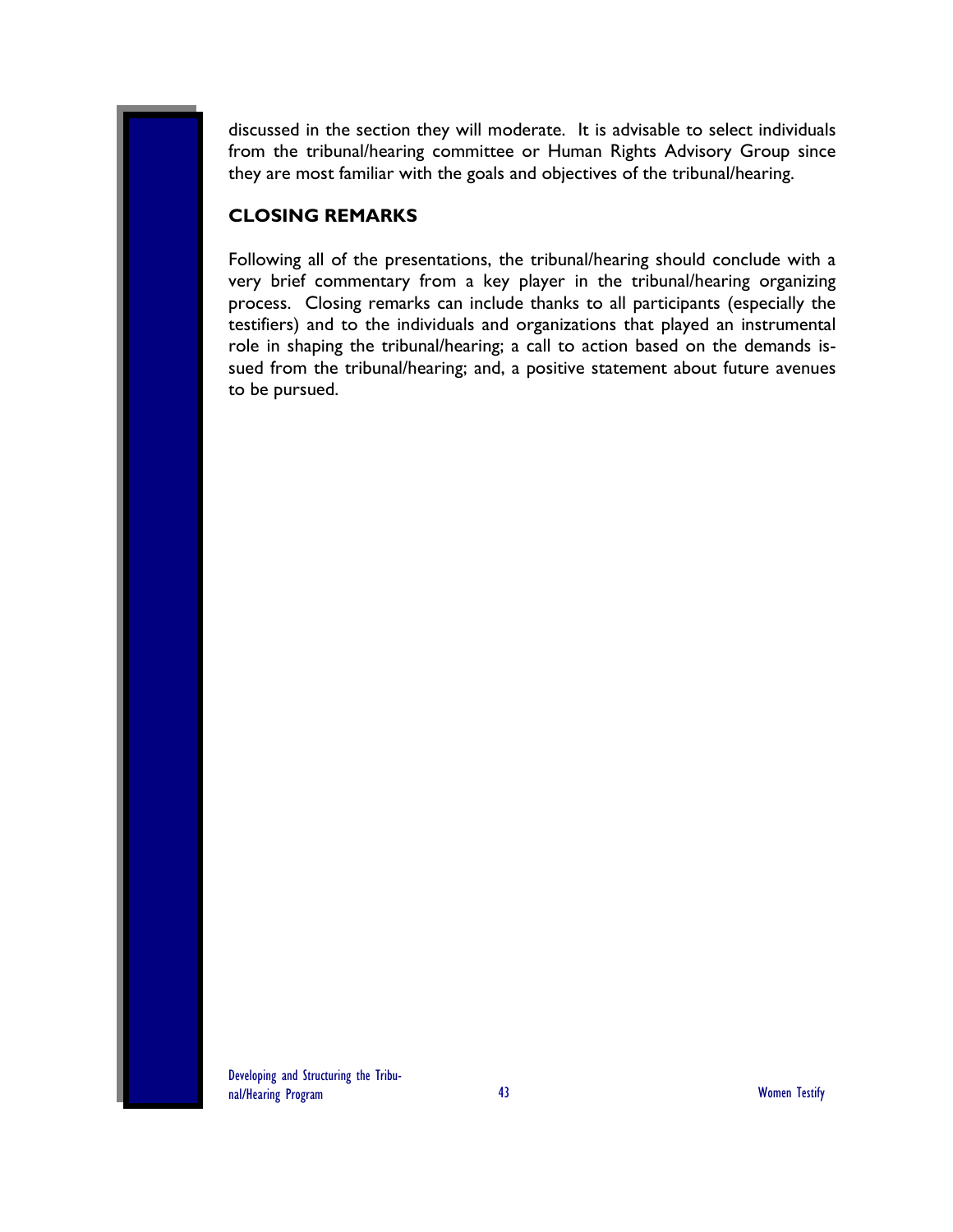discussed in the section they will moderate. It is advisable to select individuals from the tribunal/hearing committee or Human Rights Advisory Group since they are most familiar with the goals and objectives of the tribunal/hearing.

## CLOSING REMARKS

Following all of the presentations, the tribunal/hearing should conclude with a very brief commentary from a key player in the tribunal/hearing organizing process. Closing remarks can include thanks to all participants (especially the testifiers) and to the individuals and organizations that played an instrumental role in shaping the tribunal/hearing; a call to action based on the demands issued from the tribunal/hearing; and, a positive statement about future avenues to be pursued.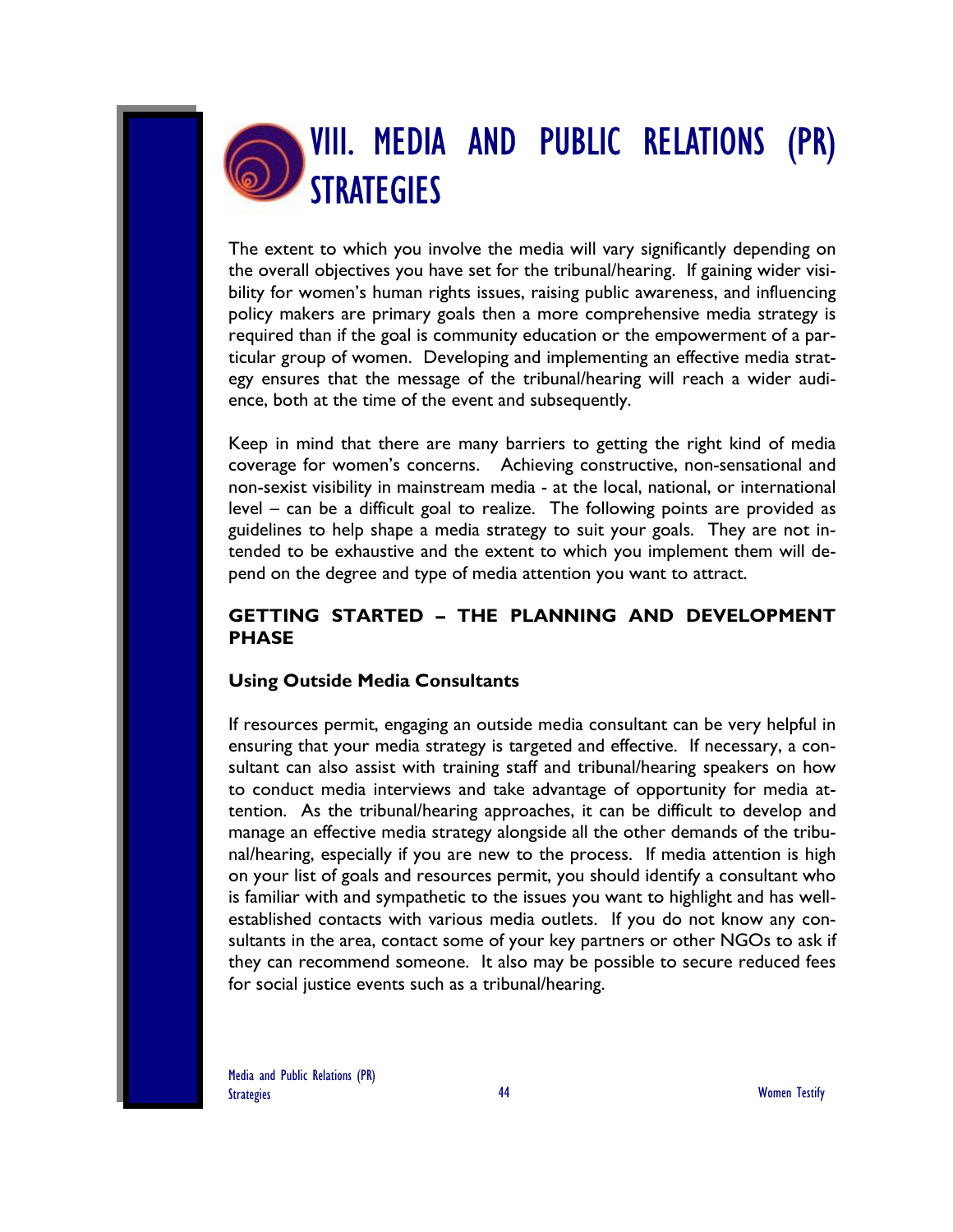# VIII. MEDIA AND PUBLIC RELATIONS (PR) STRATEGIES

The extent to which you involve the media will vary significantly depending on the overall objectives you have set for the tribunal/hearing. If gaining wider visibility for women's human rights issues, raising public awareness, and influencing policy makers are primary goals then a more comprehensive media strategy is required than if the goal is community education or the empowerment of a particular group of women. Developing and implementing an effective media strategy ensures that the message of the tribunal/hearing will reach a wider audience, both at the time of the event and subsequently.

Keep in mind that there are many barriers to getting the right kind of media coverage for women's concerns. Achieving constructive, non-sensational and non-sexist visibility in mainstream media - at the local, national, or international level – can be a difficult goal to realize. The following points are provided as guidelines to help shape a media strategy to suit your goals. They are not intended to be exhaustive and the extent to which you implement them will depend on the degree and type of media attention you want to attract.

## GETTING STARTED – THE PLANNING AND DEVELOPMENT PHASE

### Using Outside Media Consultants

If resources permit, engaging an outside media consultant can be very helpful in ensuring that your media strategy is targeted and effective. If necessary, a consultant can also assist with training staff and tribunal/hearing speakers on how to conduct media interviews and take advantage of opportunity for media attention. As the tribunal/hearing approaches, it can be difficult to develop and manage an effective media strategy alongside all the other demands of the tribunal/hearing, especially if you are new to the process. If media attention is high on your list of goals and resources permit, you should identify a consultant who is familiar with and sympathetic to the issues you want to highlight and has well-established contacts with various media outlets. If you do not know any consultants in the area, contact some of your key partners or other NGOs to ask if they can recommend someone. It also may be possible to secure reduced fees for social justice events such as a tribunal/hearing.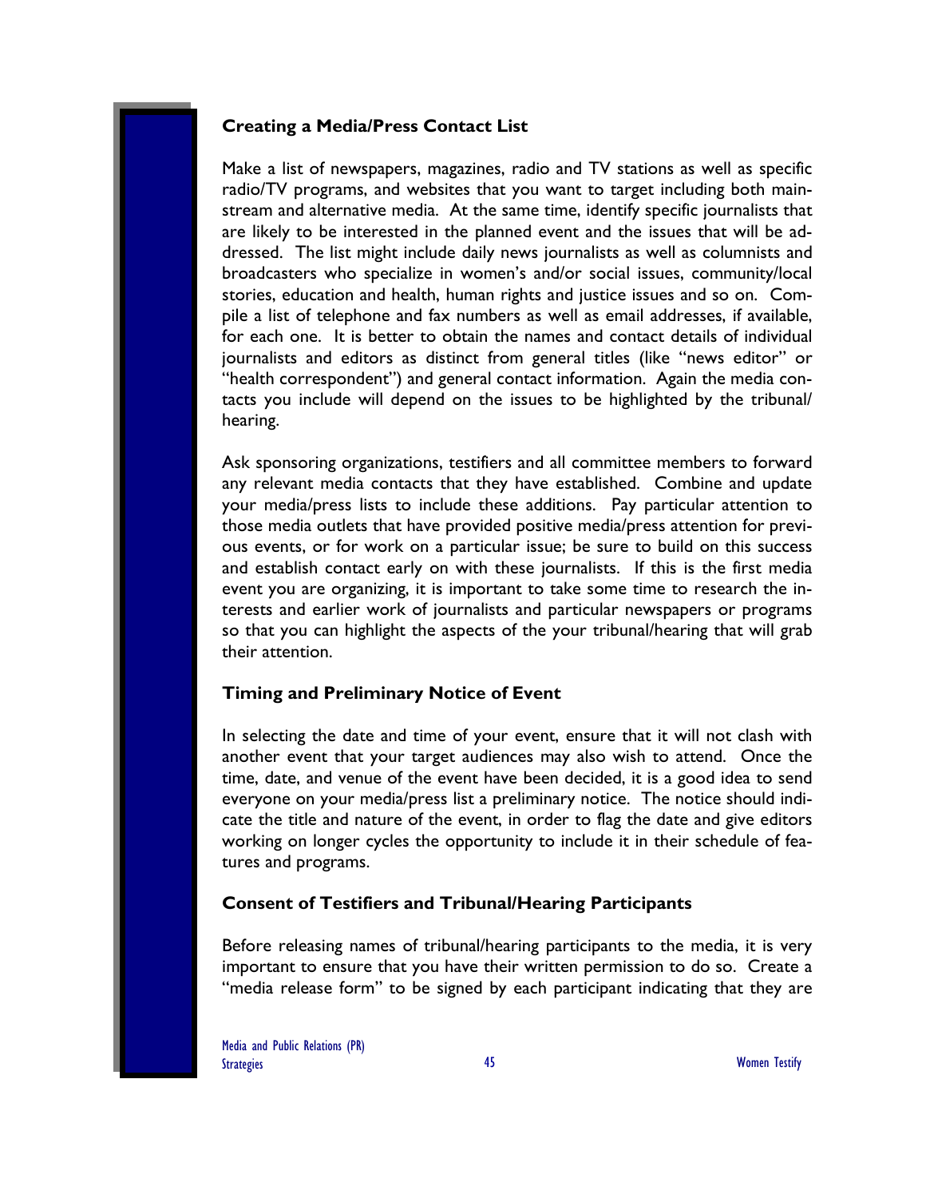### Creating a Media/Press Contact List

Make a list of newspapers, magazines, radio and TV stations as well as specific radio/TV programs, and websites that you want to target including both mainstream and alternative media. At the same time, identify specific journalists that are likely to be interested in the planned event and the issues that will be addressed. The list might include daily news journalists as well as columnists and broadcasters who specialize in women's and/or social issues, community/local stories, education and health, human rights and justice issues and so on. Compile a list of telephone and fax numbers as well as email addresses, if available, for each one. It is better to obtain the names and contact details of individual journalists and editors as distinct from general titles (like "news editor" or "health correspondent") and general contact information. Again the media contacts you include will depend on the issues to be highlighted by the tribunal/ hearing.

Ask sponsoring organizations, testifiers and all committee members to forward any relevant media contacts that they have established. Combine and update your media/press lists to include these additions. Pay particular attention to those media outlets that have provided positive media/press attention for previous events, or for work on a particular issue; be sure to build on this success and establish contact early on with these journalists. If this is the first media event you are organizing, it is important to take some time to research the interests and earlier work of journalists and particular newspapers or programs so that you can highlight the aspects of the your tribunal/hearing that will grab their attention.

### Timing and Preliminary Notice of Event

In selecting the date and time of your event, ensure that it will not clash with another event that your target audiences may also wish to attend. Once the time, date, and venue of the event have been decided, it is a good idea to send everyone on your media/press list a preliminary notice. The notice should indicate the title and nature of the event, in order to flag the date and give editors working on longer cycles the opportunity to include it in their schedule of features and programs.

### Consent of Testifiers and Tribunal/Hearing Participants

Before releasing names of tribunal/hearing participants to the media, it is very important to ensure that you have their written permission to do so. Create a "media release form" to be signed by each participant indicating that they are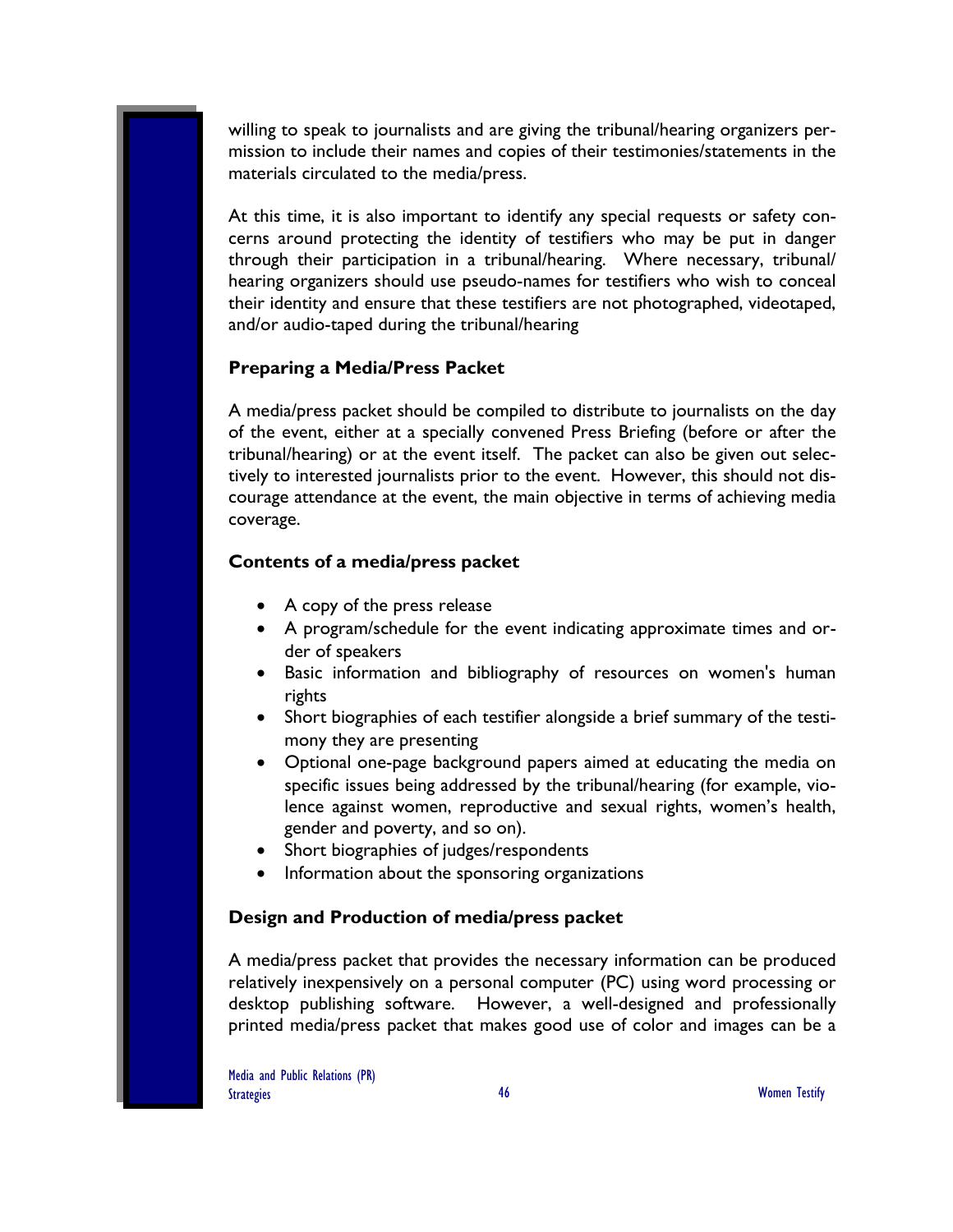willing to speak to journalists and are giving the tribunal/hearing organizers permission to include their names and copies of their testimonies/statements in the materials circulated to the media/press.

At this time, it is also important to identify any special requests or safety concerns around protecting the identity of testifiers who may be put in danger through their participation in a tribunal/hearing. Where necessary, tribunal/hearing organizers should use pseudo-names for testifiers who wish to conceal their identity and ensure that these testifiers are not photographed, videotaped, and/or audio-taped during the tribunal/hearing

### Preparing a Media/Press Packet

A media/press packet should be compiled to distribute to journalists on the day of the event, either at a specially convened Press Briefing (before or after the tribunal/hearing) or at the event itself. The packet can also be given out selectively to interested journalists prior to the event. However, this should not discourage attendance at the event, the main objective in terms of achieving media coverage.

### Contents of a media/press packet

- A copy of the press release
- A program/schedule for the event indicating approximate times and order of speakers
- Basic information and bibliography of resources on women's human rights
- Short biographies of each testifier alongside a brief summary of the testimony they are presenting
- Optional one-page background papers aimed at educating the media on specific issues being addressed by the tribunal/hearing (for example, violence against women, reproductive and sexual rights, women's health, gender and poverty, and so on).
- Short biographies of judges/respondents
- Information about the sponsoring organizations

### Design and Production of media/press packet

A media/press packet that provides the necessary information can be produced relatively inexpensively on a personal computer (PC) using word processing or desktop publishing software. However, a well-designed and professionally printed media/press packet that makes good use of color and images can be a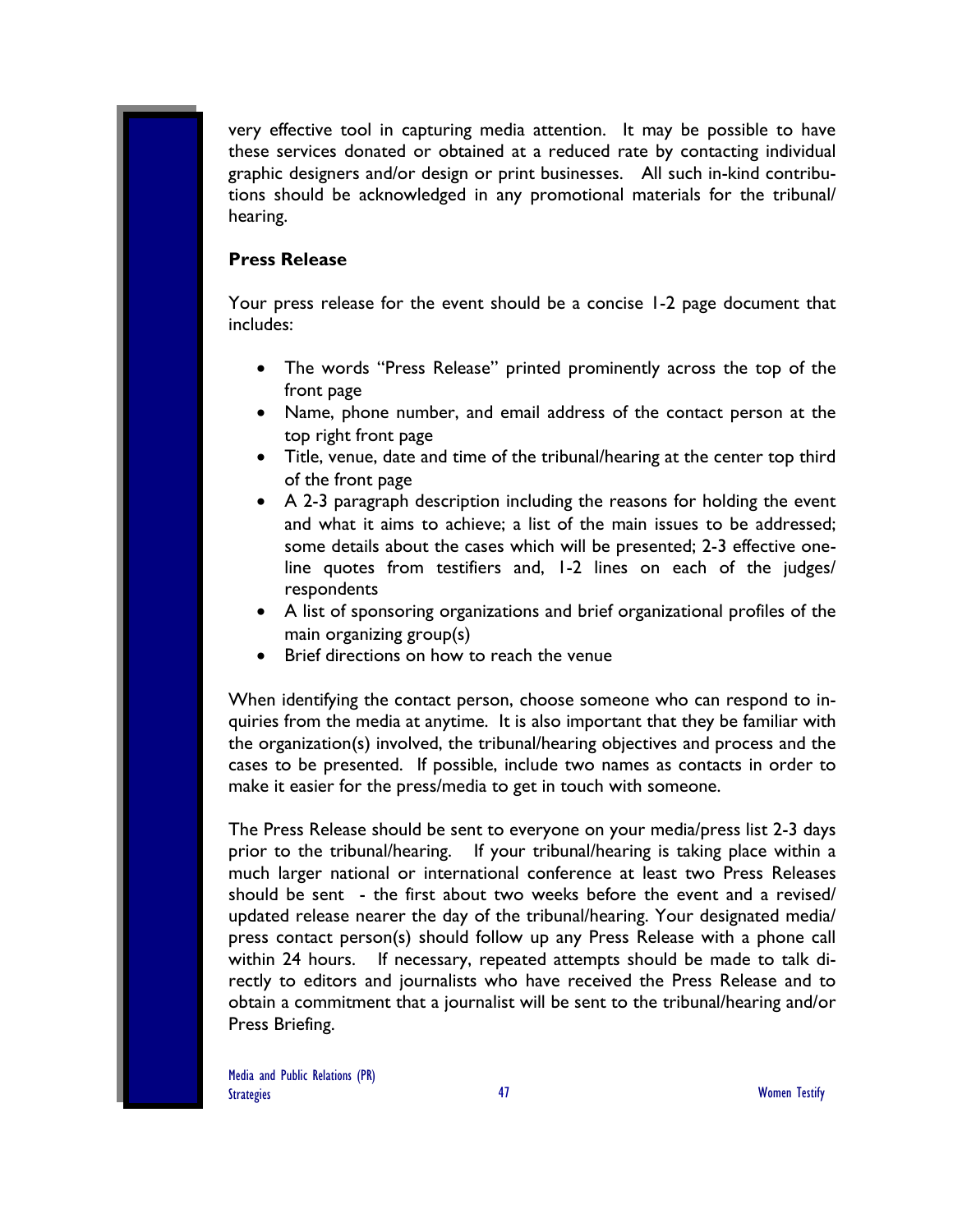very effective tool in capturing media attention. It may be possible to have these services donated or obtained at a reduced rate by contacting individual graphic designers and/or design or print businesses. All such in-kind contributions should be acknowledged in any promotional materials for the tribunal/ hearing.

**Press Release**

Your press release for the event should be a concise 1-2 page document that includes:

- The words "Press Release" printed prominently across the top of the front page
- Name, phone number, and email address of the contact person at the top right front page
- Title, venue, date and time of the tribunal/hearing at the center top third of the front page
- A 2-3 paragraph description including the reasons for holding the event and what it aims to achieve; a list of the main issues to be addressed; some details about the cases which will be presented; 2-3 effective one-line quotes from testifiers and, 1-2 lines on each of the judges/ respondents
- A list of sponsoring organizations and brief organizational profiles of the main organizing group(s)
- Brief directions on how to reach the venue

When identifying the contact person, choose someone who can respond to inquiries from the media at anytime. It is also important that they be familiar with the organization(s) involved, the tribunal/hearing objectives and process and the cases to be presented. If possible, include two names as contacts in order to make it easier for the press/media to get in touch with someone.

The Press Release should be sent to everyone on your media/press list 2-3 days prior to the tribunal/hearing. If your tribunal/hearing is taking place within a much larger national or international conference at least two Press Releases should be sent - the first about two weeks before the event and a revised/ updated release nearer the day of the tribunal/hearing. Your designated media/ press contact person(s) should follow up any Press Release with a phone call within 24 hours. If necessary, repeated attempts should be made to talk directly to editors and journalists who have received the Press Release and to obtain a commitment that a journalist will be sent to the tribunal/hearing and/or Press Briefing.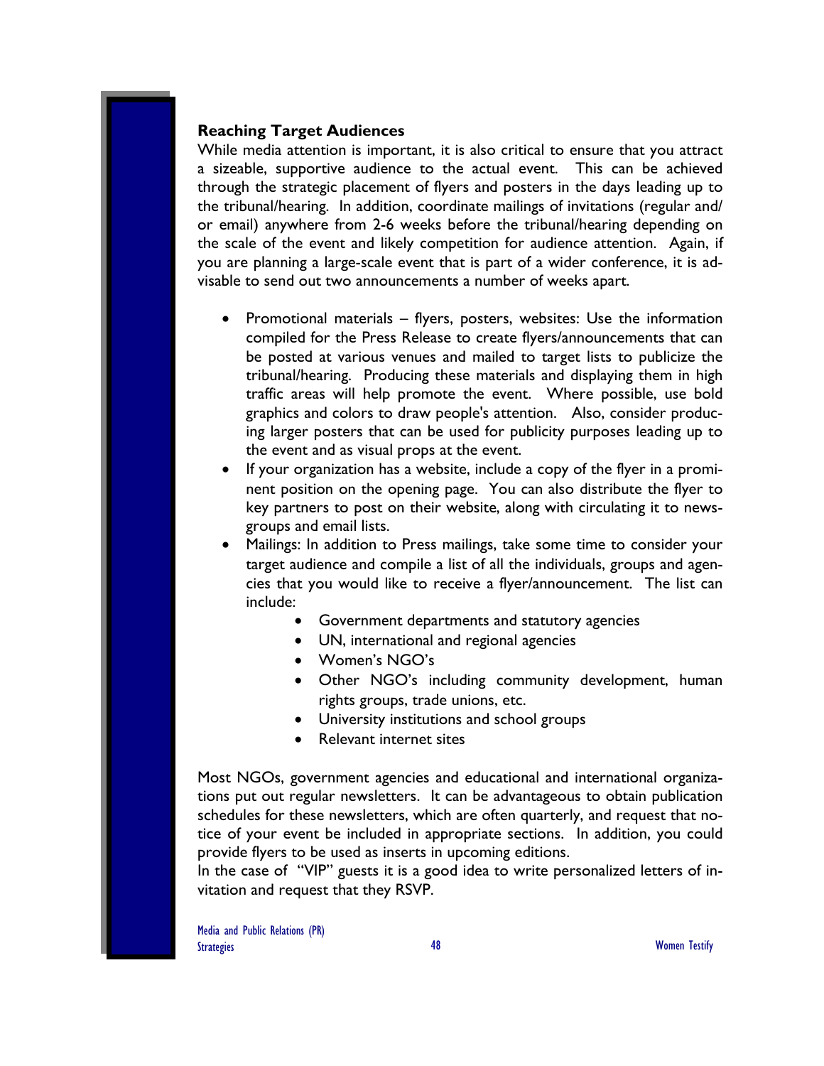### Reaching Target Audiences

While media attention is important, it is also critical to ensure that you attract a sizeable, supportive audience to the actual event. This can be achieved through the strategic placement of flyers and posters in the days leading up to the tribunal/hearing. In addition, coordinate mailings of invitations (regular and/or email) anywhere from 2-6 weeks before the tribunal/hearing depending on the scale of the event and likely competition for audience attention. Again, if you are planning a large-scale event that is part of a wider conference, it is advisable to send out two announcements a number of weeks apart.

- Promotional materials – flyers, posters, websites: Use the information compiled for the Press Release to create flyers/announcements that can be posted at various venues and mailed to target lists to publicize the tribunal/hearing. Producing these materials and displaying them in high traffic areas will help promote the event. Where possible, use bold graphics and colors to draw people's attention. Also, consider producing larger posters that can be used for publicity purposes leading up to the event and as visual props at the event.
- If your organization has a website, include a copy of the flyer in a prominent position on the opening page. You can also distribute the flyer to key partners to post on their website, along with circulating it to newsgroups and email lists.
- Mailings: In addition to Press mailings, take some time to consider your target audience and compile a list of all the individuals, groups and agencies that you would like to receive a flyer/announcement. The list can include:
    - Government departments and statutory agencies
    - UN, international and regional agencies
    - Women's NGO's
    - Other NGO's including community development, human rights groups, trade unions, etc.
    - University institutions and school groups
    - Relevant internet sites

Most NGOs, government agencies and educational and international organizations put out regular newsletters. It can be advantageous to obtain publication schedules for these newsletters, which are often quarterly, and request that notice of your event be included in appropriate sections. In addition, you could provide flyers to be used as inserts in upcoming editions.

In the case of "VIP" guests it is a good idea to write personalized letters of invitation and request that they RSVP.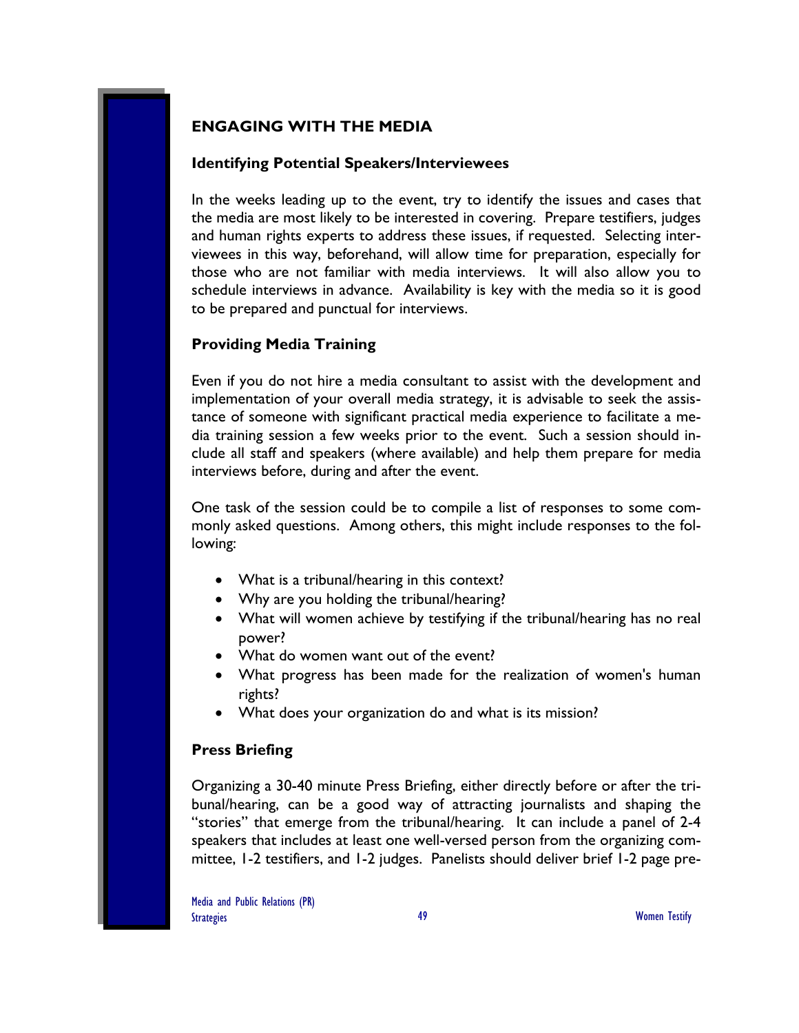## ENGAGING WITH THE MEDIA

### Identifying Potential Speakers/Interviewees

In the weeks leading up to the event, try to identify the issues and cases that the media are most likely to be interested in covering. Prepare testifiers, judges and human rights experts to address these issues, if requested. Selecting interviewees in this way, beforehand, will allow time for preparation, especially for those who are not familiar with media interviews. It will also allow you to schedule interviews in advance. Availability is key with the media so it is good to be prepared and punctual for interviews.

### Providing Media Training

Even if you do not hire a media consultant to assist with the development and implementation of your overall media strategy, it is advisable to seek the assistance of someone with significant practical media experience to facilitate a media training session a few weeks prior to the event. Such a session should include all staff and speakers (where available) and help them prepare for media interviews before, during and after the event.

One task of the session could be to compile a list of responses to some commonly asked questions. Among others, this might include responses to the following:

- What is a tribunal/hearing in this context?
- Why are you holding the tribunal/hearing?
- What will women achieve by testifying if the tribunal/hearing has no real power?
- What do women want out of the event?
- What progress has been made for the realization of women's human rights?
- What does your organization do and what is its mission?

### Press Briefing

Organizing a 30-40 minute Press Briefing, either directly before or after the tribunal/hearing, can be a good way of attracting journalists and shaping the "stories" that emerge from the tribunal/hearing. It can include a panel of 2-4 speakers that includes at least one well-versed person from the organizing committee, 1-2 testifiers, and 1-2 judges. Panelists should deliver brief 1-2 page pre-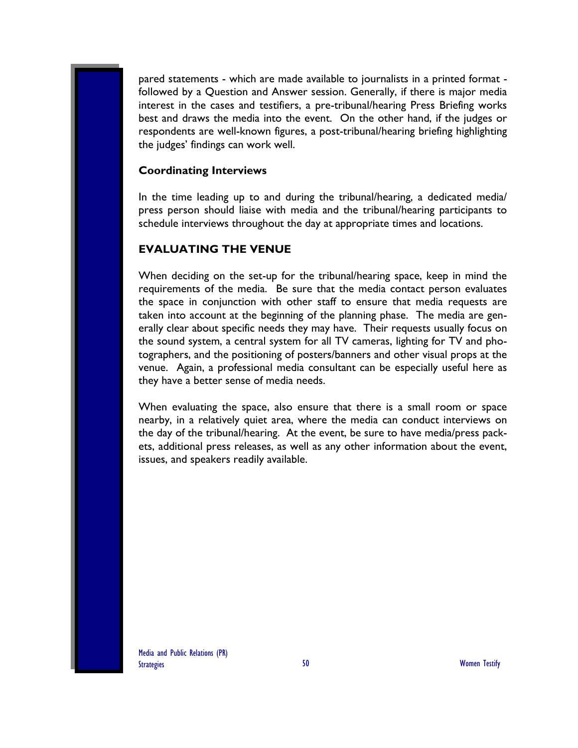pared statements - which are made available to journalists in a printed format - followed by a Question and Answer session. Generally, if there is major media interest in the cases and testifiers, a pre-tribunal/hearing Press Briefing works best and draws the media into the event. On the other hand, if the judges or respondents are well-known figures, a post-tribunal/hearing briefing highlighting the judges' findings can work well.

### Coordinating Interviews

In the time leading up to and during the tribunal/hearing, a dedicated media/press person should liaise with media and the tribunal/hearing participants to schedule interviews throughout the day at appropriate times and locations.

## EVALUATING THE VENUE

When deciding on the set-up for the tribunal/hearing space, keep in mind the requirements of the media. Be sure that the media contact person evaluates the space in conjunction with other staff to ensure that media requests are taken into account at the beginning of the planning phase. The media are generally clear about specific needs they may have. Their requests usually focus on the sound system, a central system for all TV cameras, lighting for TV and photographers, and the positioning of posters/banners and other visual props at the venue. Again, a professional media consultant can be especially useful here as they have a better sense of media needs.

When evaluating the space, also ensure that there is a small room or space nearby, in a relatively quiet area, where the media can conduct interviews on the day of the tribunal/hearing. At the event, be sure to have media/press packets, additional press releases, as well as any other information about the event, issues, and speakers readily available.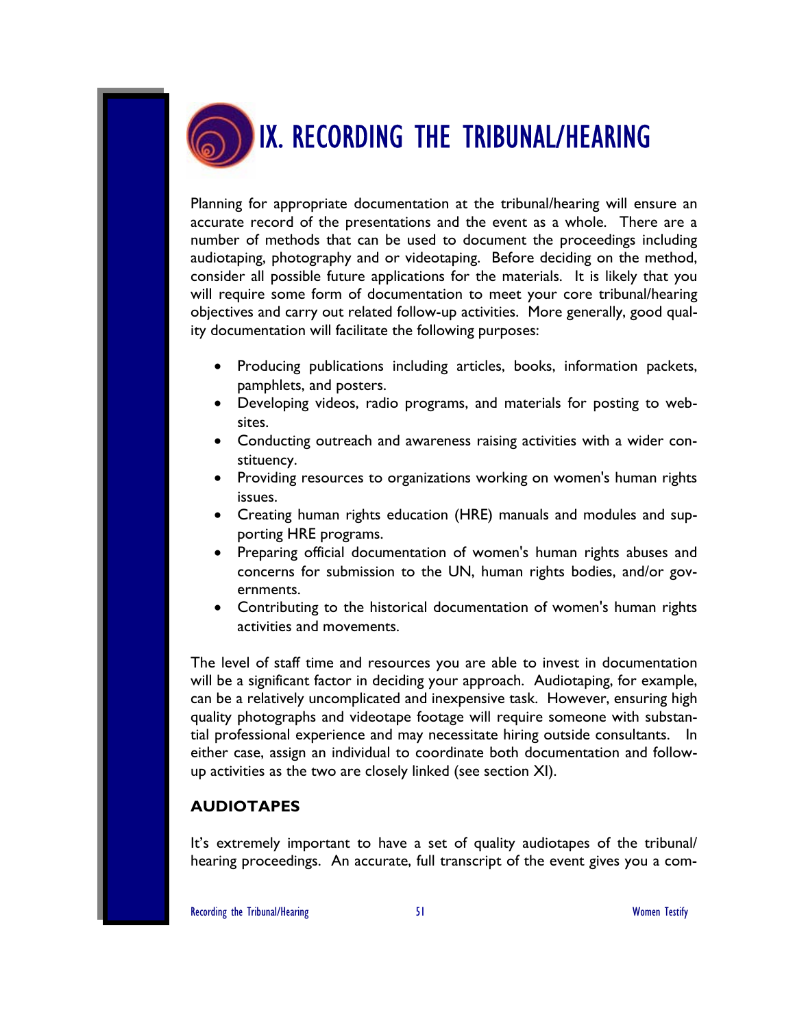# IX. RECORDING THE TRIBUNAL/HEARING

Planning for appropriate documentation at the tribunal/hearing will ensure an accurate record of the presentations and the event as a whole. There are a number of methods that can be used to document the proceedings including audiotaping, photography and or videotaping. Before deciding on the method, consider all possible future applications for the materials. It is likely that you will require some form of documentation to meet your core tribunal/hearing objectives and carry out related follow-up activities. More generally, good quality documentation will facilitate the following purposes:

- Producing publications including articles, books, information packets, pamphlets, and posters.
- Developing videos, radio programs, and materials for posting to websites.
- Conducting outreach and awareness raising activities with a wider constituency.
- Providing resources to organizations working on women's human rights issues.
- Creating human rights education (HRE) manuals and modules and supporting HRE programs.
- Preparing official documentation of women's human rights abuses and concerns for submission to the UN, human rights bodies, and/or governments.
- Contributing to the historical documentation of women's human rights activities and movements.

The level of staff time and resources you are able to invest in documentation will be a significant factor in deciding your approach. Audiotaping, for example, can be a relatively uncomplicated and inexpensive task. However, ensuring high quality photographs and videotape footage will require someone with substantial professional experience and may necessitate hiring outside consultants. In either case, assign an individual to coordinate both documentation and follow-up activities as the two are closely linked (see section XI).

## AUDIOTAPES

It's extremely important to have a set of quality audiotapes of the tribunal/hearing proceedings. An accurate, full transcript of the event gives you a com-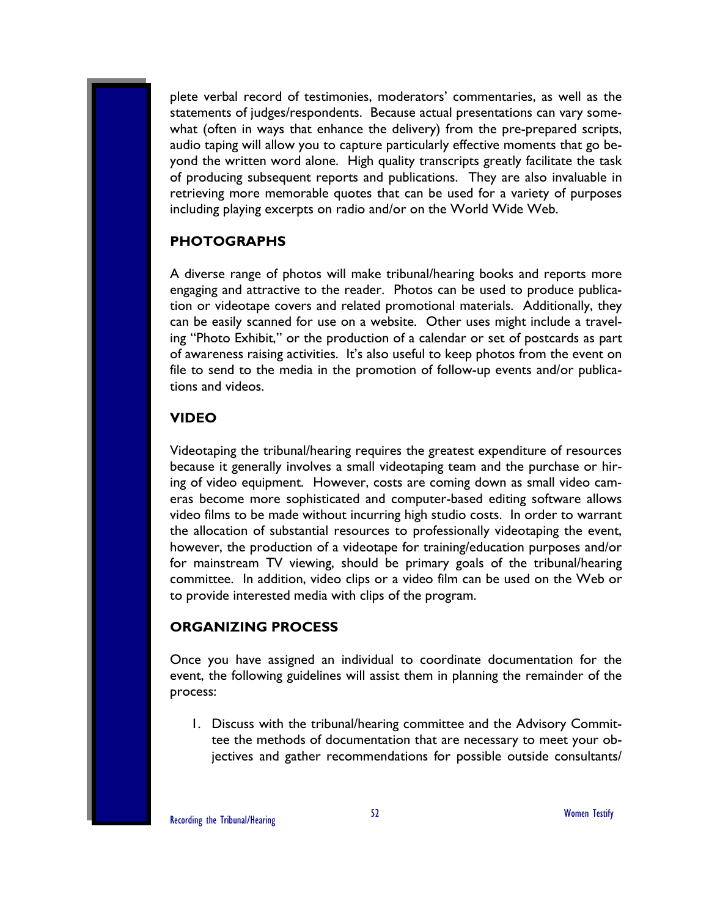plete verbal record of testimonies, moderators' commentaries, as well as the statements of judges/respondents. Because actual presentations can vary somewhat (often in ways that enhance the delivery) from the pre-prepared scripts, audio taping will allow you to capture particularly effective moments that go beyond the written word alone. High quality transcripts greatly facilitate the task of producing subsequent reports and publications. They are also invaluable in retrieving more memorable quotes that can be used for a variety of purposes including playing excerpts on radio and/or on the World Wide Web.

## PHOTOGRAPHS

A diverse range of photos will make tribunal/hearing books and reports more engaging and attractive to the reader. Photos can be used to produce publication or videotape covers and related promotional materials. Additionally, they can be easily scanned for use on a website. Other uses might include a traveling "Photo Exhibit," or the production of a calendar or set of postcards as part of awareness raising activities. It's also useful to keep photos from the event on file to send to the media in the promotion of follow-up events and/or publications and videos.

## VIDEO

Videotaping the tribunal/hearing requires the greatest expenditure of resources because it generally involves a small videotaping team and the purchase or hiring of video equipment. However, costs are coming down as small video cameras become more sophisticated and computer-based editing software allows video films to be made without incurring high studio costs. In order to warrant the allocation of substantial resources to professionally videotaping the event, however, the production of a videotape for training/education purposes and/or for mainstream TV viewing, should be primary goals of the tribunal/hearing committee. In addition, video clips or a video film can be used on the Web or to provide interested media with clips of the program.

## ORGANIZING PROCESS

Once you have assigned an individual to coordinate documentation for the event, the following guidelines will assist them in planning the remainder of the process:

1. Discuss with the tribunal/hearing committee and the Advisory Committee the methods of documentation that are necessary to meet your objectives and gather recommendations for possible outside consultants/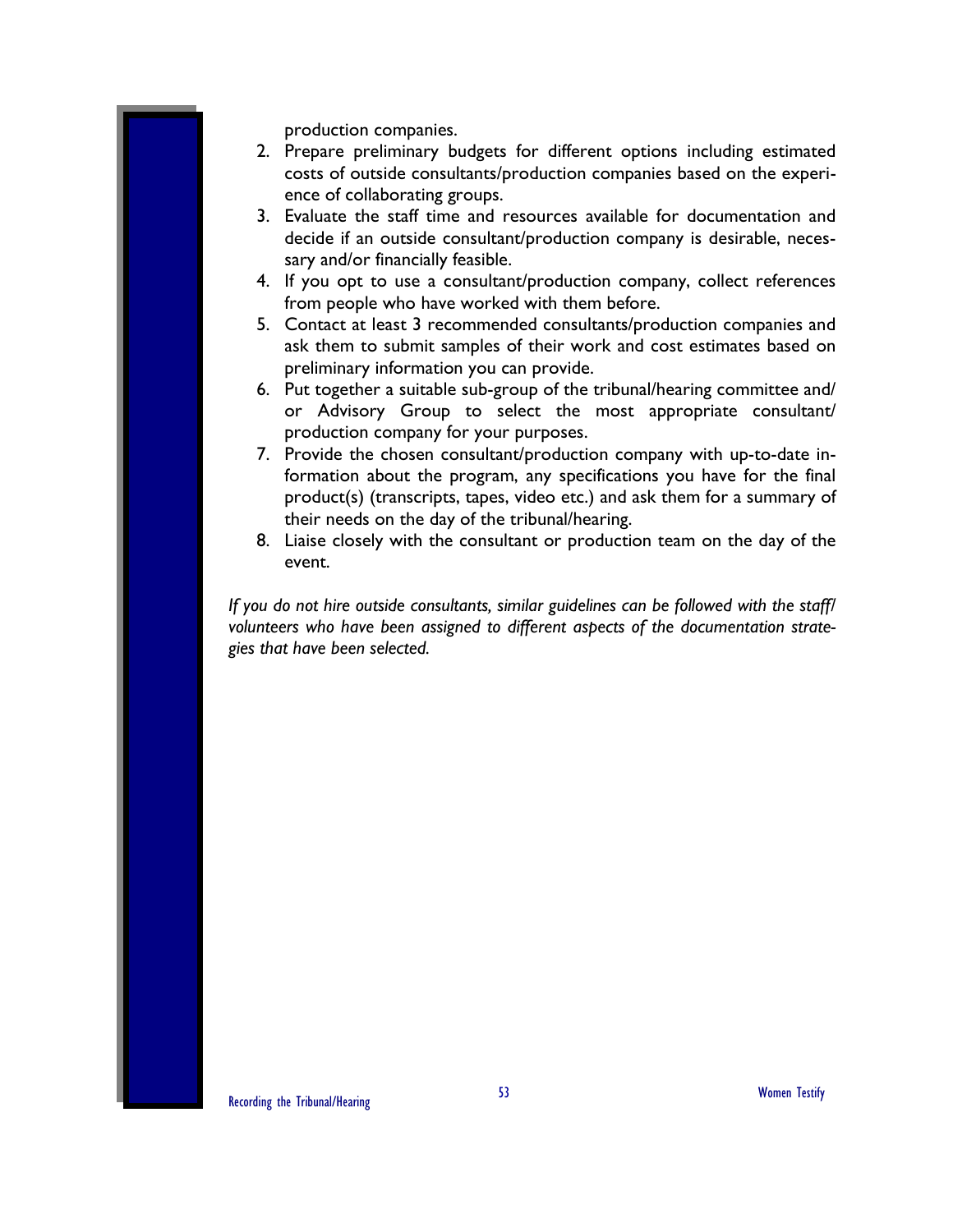production companies.

2. Prepare preliminary budgets for different options including estimated costs of outside consultants/production companies based on the experience of collaborating groups.
3. Evaluate the staff time and resources available for documentation and decide if an outside consultant/production company is desirable, necessary and/or financially feasible.
4. If you opt to use a consultant/production company, collect references from people who have worked with them before.
5. Contact at least 3 recommended consultants/production companies and ask them to submit samples of their work and cost estimates based on preliminary information you can provide.
6. Put together a suitable sub-group of the tribunal/hearing committee and/or Advisory Group to select the most appropriate consultant/production company for your purposes.
7. Provide the chosen consultant/production company with up-to-date information about the program, any specifications you have for the final product(s) (transcripts, tapes, video etc.) and ask them for a summary of their needs on the day of the tribunal/hearing.
8. Liaise closely with the consultant or production team on the day of the event.

*If you do not hire outside consultants, similar guidelines can be followed with the staff/volunteers who have been assigned to different aspects of the documentation strategies that have been selected.*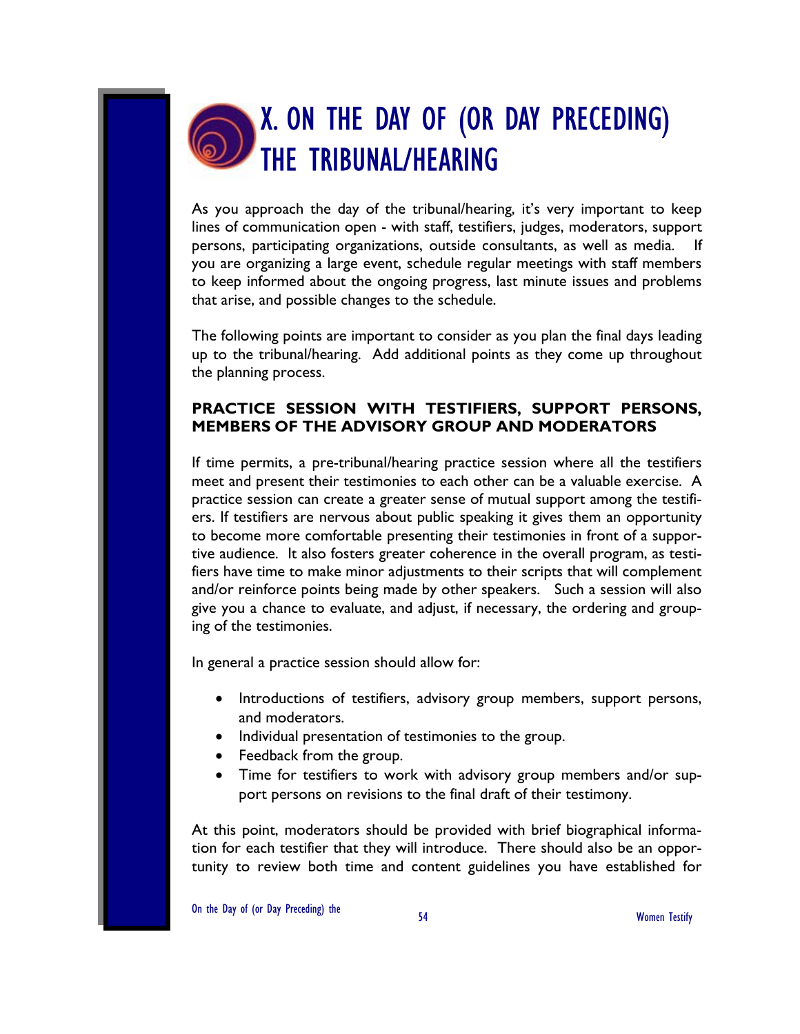# X. ON THE DAY OF (OR DAY PRECEDING) THE TRIBUNAL/HEARING

As you approach the day of the tribunal/hearing, it's very important to keep lines of communication open - with staff, testifiers, judges, moderators, support persons, participating organizations, outside consultants, as well as media. If you are organizing a large event, schedule regular meetings with staff members to keep informed about the ongoing progress, last minute issues and problems that arise, and possible changes to the schedule.

The following points are important to consider as you plan the final days leading up to the tribunal/hearing. Add additional points as they come up throughout the planning process.

## PRACTICE SESSION WITH TESTIFIERS, SUPPORT PERSONS, MEMBERS OF THE ADVISORY GROUP AND MODERATORS

If time permits, a pre-tribunal/hearing practice session where all the testifiers meet and present their testimonies to each other can be a valuable exercise. A practice session can create a greater sense of mutual support among the testifiers. If testifiers are nervous about public speaking it gives them an opportunity to become more comfortable presenting their testimonies in front of a supportive audience. It also fosters greater coherence in the overall program, as testifiers have time to make minor adjustments to their scripts that will complement and/or reinforce points being made by other speakers. Such a session will also give you a chance to evaluate, and adjust, if necessary, the ordering and grouping of the testimonies.

In general a practice session should allow for:

- Introductions of testifiers, advisory group members, support persons, and moderators.
- Individual presentation of testimonies to the group.
- Feedback from the group.
- Time for testifiers to work with advisory group members and/or support persons on revisions to the final draft of their testimony.

At this point, moderators should be provided with brief biographical information for each testifier that they will introduce. There should also be an opportunity to review both time and content guidelines you have established for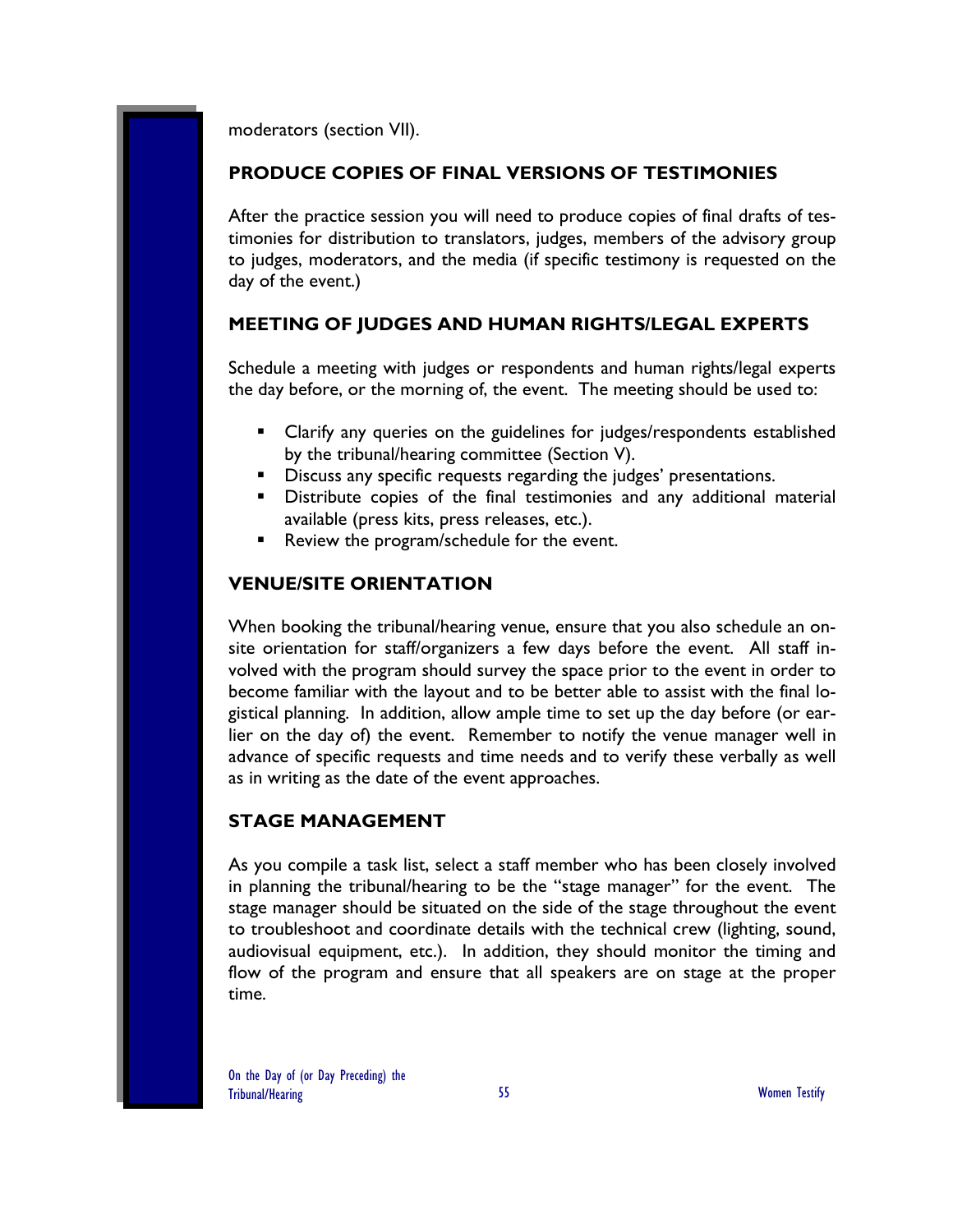moderators (section VII).

## PRODUCE COPIES OF FINAL VERSIONS OF TESTIMONIES

After the practice session you will need to produce copies of final drafts of testimonies for distribution to translators, judges, members of the advisory group to judges, moderators, and the media (if specific testimony is requested on the day of the event.)

## MEETING OF JUDGES AND HUMAN RIGHTS/LEGAL EXPERTS

Schedule a meeting with judges or respondents and human rights/legal experts the day before, or the morning of, the event. The meeting should be used to:

- Clarify any queries on the guidelines for judges/respondents established by the tribunal/hearing committee (Section V).
- Discuss any specific requests regarding the judges' presentations.
- Distribute copies of the final testimonies and any additional material available (press kits, press releases, etc.).
- Review the program/schedule for the event.

## VENUE/SITE ORIENTATION

When booking the tribunal/hearing venue, ensure that you also schedule an on-site orientation for staff/organizers a few days before the event. All staff involved with the program should survey the space prior to the event in order to become familiar with the layout and to be better able to assist with the final logistical planning. In addition, allow ample time to set up the day before (or earlier on the day of) the event. Remember to notify the venue manager well in advance of specific requests and time needs and to verify these verbally as well as in writing as the date of the event approaches.

## STAGE MANAGEMENT

As you compile a task list, select a staff member who has been closely involved in planning the tribunal/hearing to be the "stage manager" for the event. The stage manager should be situated on the side of the stage throughout the event to troubleshoot and coordinate details with the technical crew (lighting, sound, audiovisual equipment, etc.). In addition, they should monitor the timing and flow of the program and ensure that all speakers are on stage at the proper time.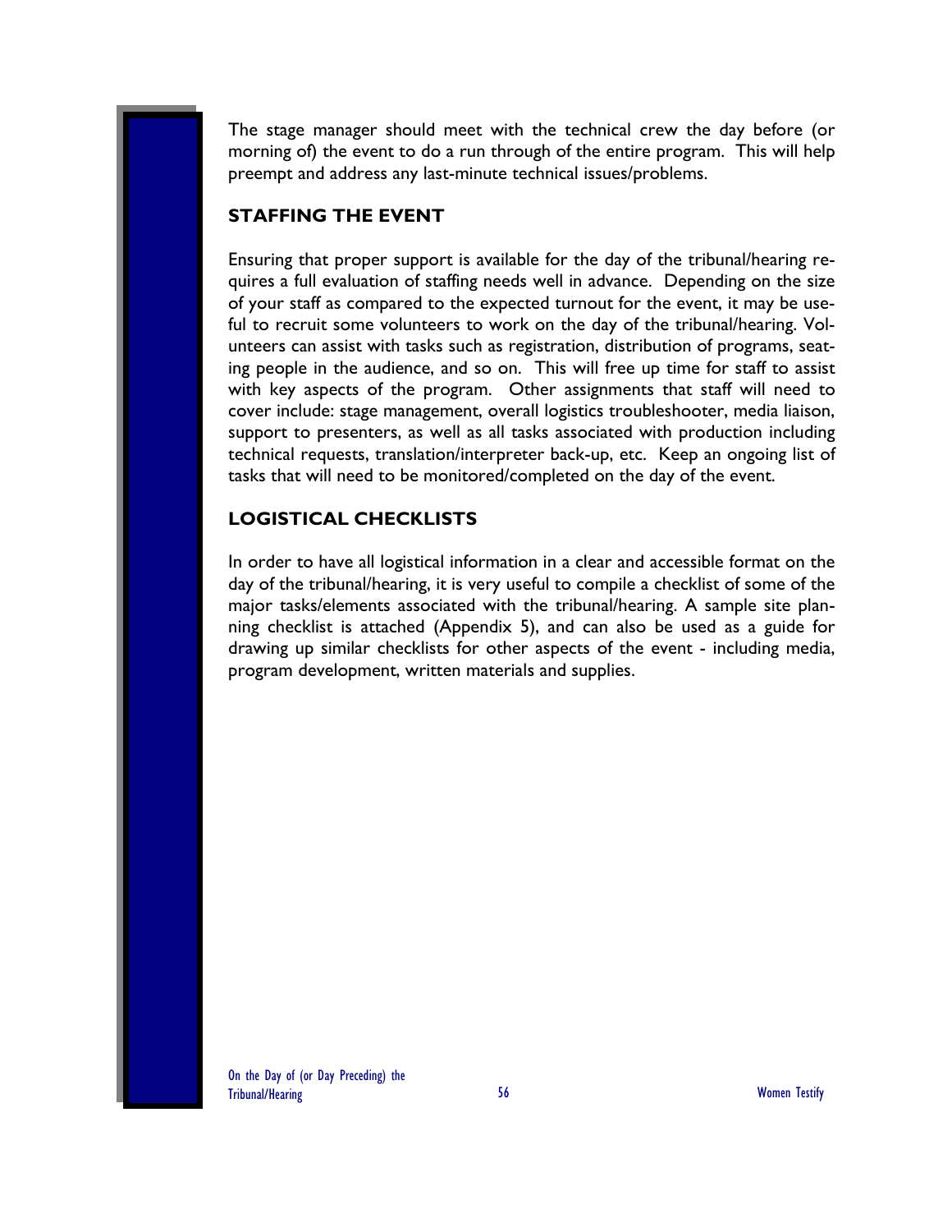The stage manager should meet with the technical crew the day before (or morning of) the event to do a run through of the entire program. This will help preempt and address any last-minute technical issues/problems.

## STAFFING THE EVENT

Ensuring that proper support is available for the day of the tribunal/hearing requires a full evaluation of staffing needs well in advance. Depending on the size of your staff as compared to the expected turnout for the event, it may be useful to recruit some volunteers to work on the day of the tribunal/hearing. Volunteers can assist with tasks such as registration, distribution of programs, seating people in the audience, and so on. This will free up time for staff to assist with key aspects of the program. Other assignments that staff will need to cover include: stage management, overall logistics troubleshooter, media liaison, support to presenters, as well as all tasks associated with production including technical requests, translation/interpreter back-up, etc. Keep an ongoing list of tasks that will need to be monitored/completed on the day of the event.

## LOGISTICAL CHECKLISTS

In order to have all logistical information in a clear and accessible format on the day of the tribunal/hearing, it is very useful to compile a checklist of some of the major tasks/elements associated with the tribunal/hearing. A sample site planning checklist is attached (Appendix 5), and can also be used as a guide for drawing up similar checklists for other aspects of the event - including media, program development, written materials and supplies.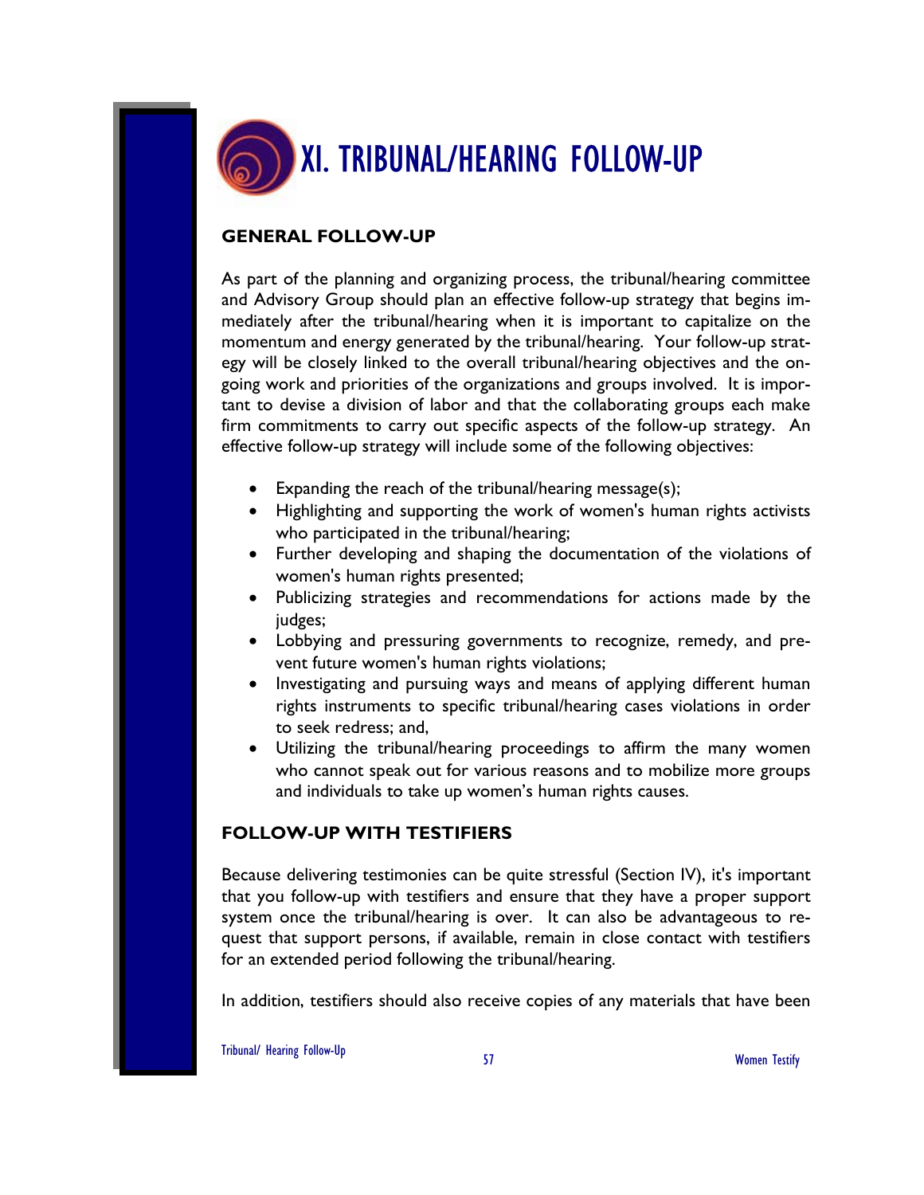# XI. TRIBUNAL/HEARING FOLLOW-UP

## GENERAL FOLLOW-UP

As part of the planning and organizing process, the tribunal/hearing committee and Advisory Group should plan an effective follow-up strategy that begins immediately after the tribunal/hearing when it is important to capitalize on the momentum and energy generated by the tribunal/hearing. Your follow-up strategy will be closely linked to the overall tribunal/hearing objectives and the ongoing work and priorities of the organizations and groups involved. It is important to devise a division of labor and that the collaborating groups each make firm commitments to carry out specific aspects of the follow-up strategy. An effective follow-up strategy will include some of the following objectives:

- Expanding the reach of the tribunal/hearing message(s);
- Highlighting and supporting the work of women's human rights activists who participated in the tribunal/hearing;
- Further developing and shaping the documentation of the violations of women's human rights presented;
- Publicizing strategies and recommendations for actions made by the judges;
- Lobbying and pressuring governments to recognize, remedy, and prevent future women's human rights violations;
- Investigating and pursuing ways and means of applying different human rights instruments to specific tribunal/hearing cases violations in order to seek redress; and,
- Utilizing the tribunal/hearing proceedings to affirm the many women who cannot speak out for various reasons and to mobilize more groups and individuals to take up women's human rights causes.

## FOLLOW-UP WITH TESTIFIERS

Because delivering testimonies can be quite stressful (Section IV), it's important that you follow-up with testifiers and ensure that they have a proper support system once the tribunal/hearing is over. It can also be advantageous to request that support persons, if available, remain in close contact with testifiers for an extended period following the tribunal/hearing.

In addition, testifiers should also receive copies of any materials that have been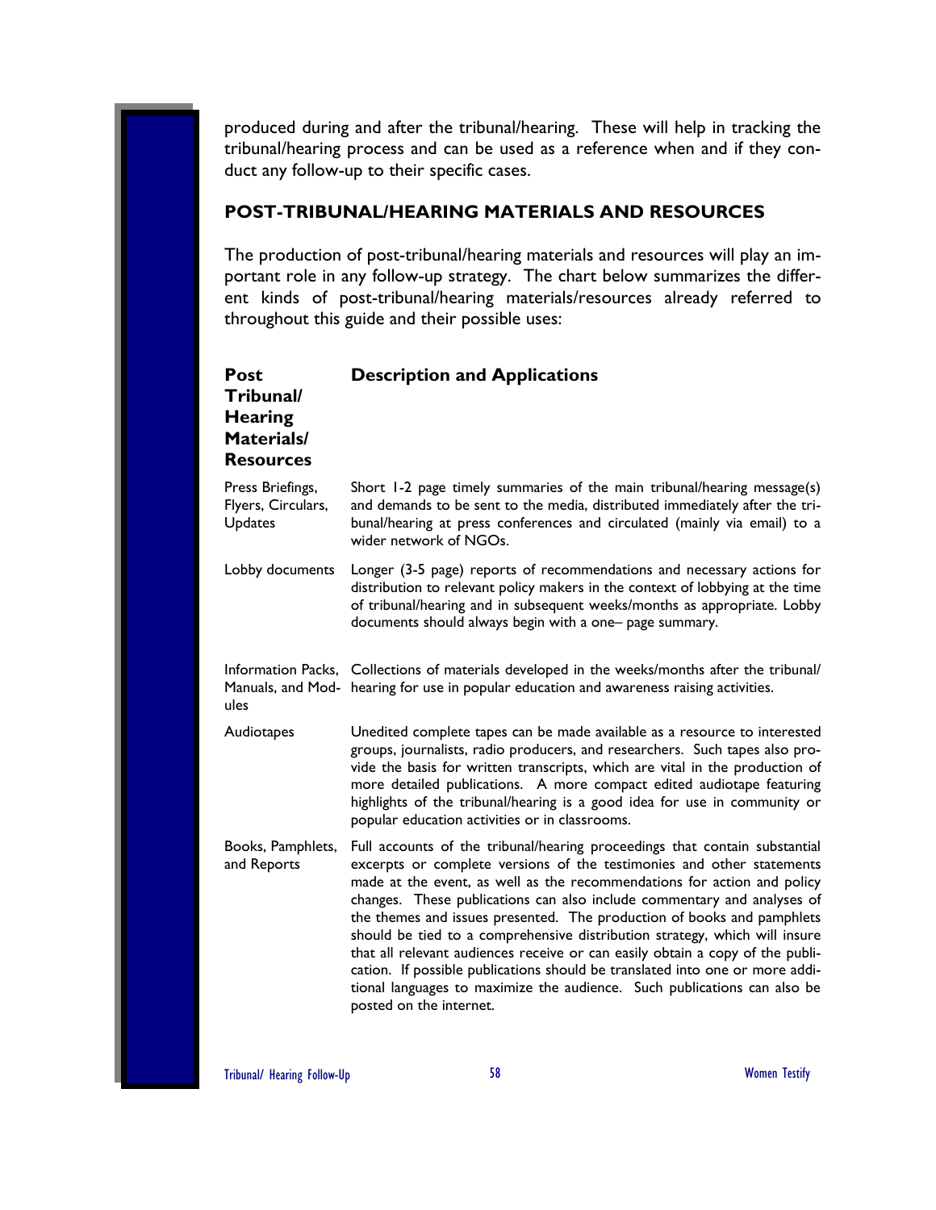produced during and after the tribunal/hearing. These will help in tracking the tribunal/hearing process and can be used as a reference when and if they conduct any follow-up to their specific cases.

## POST-TRIBUNAL/HEARING MATERIALS AND RESOURCES

The production of post-tribunal/hearing materials and resources will play an important role in any follow-up strategy. The chart below summarizes the different kinds of post-tribunal/hearing materials/resources already referred to throughout this guide and their possible uses:

| Post Tribunal/ Hearing Materials/ Resources | Description and Applications |
|---|---|
| Press Briefings, Flyers, Circulars, Updates | Short 1-2 page timely summaries of the main tribunal/hearing message(s) and demands to be sent to the media, distributed immediately after the tribunal/hearing at press conferences and circulated (mainly via email) to a wider network of NGOs. |
| Lobby documents | Longer (3-5 page) reports of recommendations and necessary actions for distribution to relevant policy makers in the context of lobbying at the time of tribunal/hearing and in subsequent weeks/months as appropriate. Lobby documents should always begin with a one– page summary. |
| Information Packs, Manuals, and Modules | Collections of materials developed in the weeks/months after the tribunal/hearing for use in popular education and awareness raising activities. |
| Audiotapes | Unedited complete tapes can be made available as a resource to interested groups, journalists, radio producers, and researchers. Such tapes also provide the basis for written transcripts, which are vital in the production of more detailed publications. A more compact edited audiotape featuring highlights of the tribunal/hearing is a good idea for use in community or popular education activities or in classrooms. |
| Books, Pamphlets, and Reports | Full accounts of the tribunal/hearing proceedings that contain substantial excerpts or complete versions of the testimonies and other statements made at the event, as well as the recommendations for action and policy changes. These publications can also include commentary and analyses of the themes and issues presented. The production of books and pamphlets should be tied to a comprehensive distribution strategy, which will insure that all relevant audiences receive or can easily obtain a copy of the publication. If possible publications should be translated into one or more additional languages to maximize the audience. Such publications can also be posted on the internet. |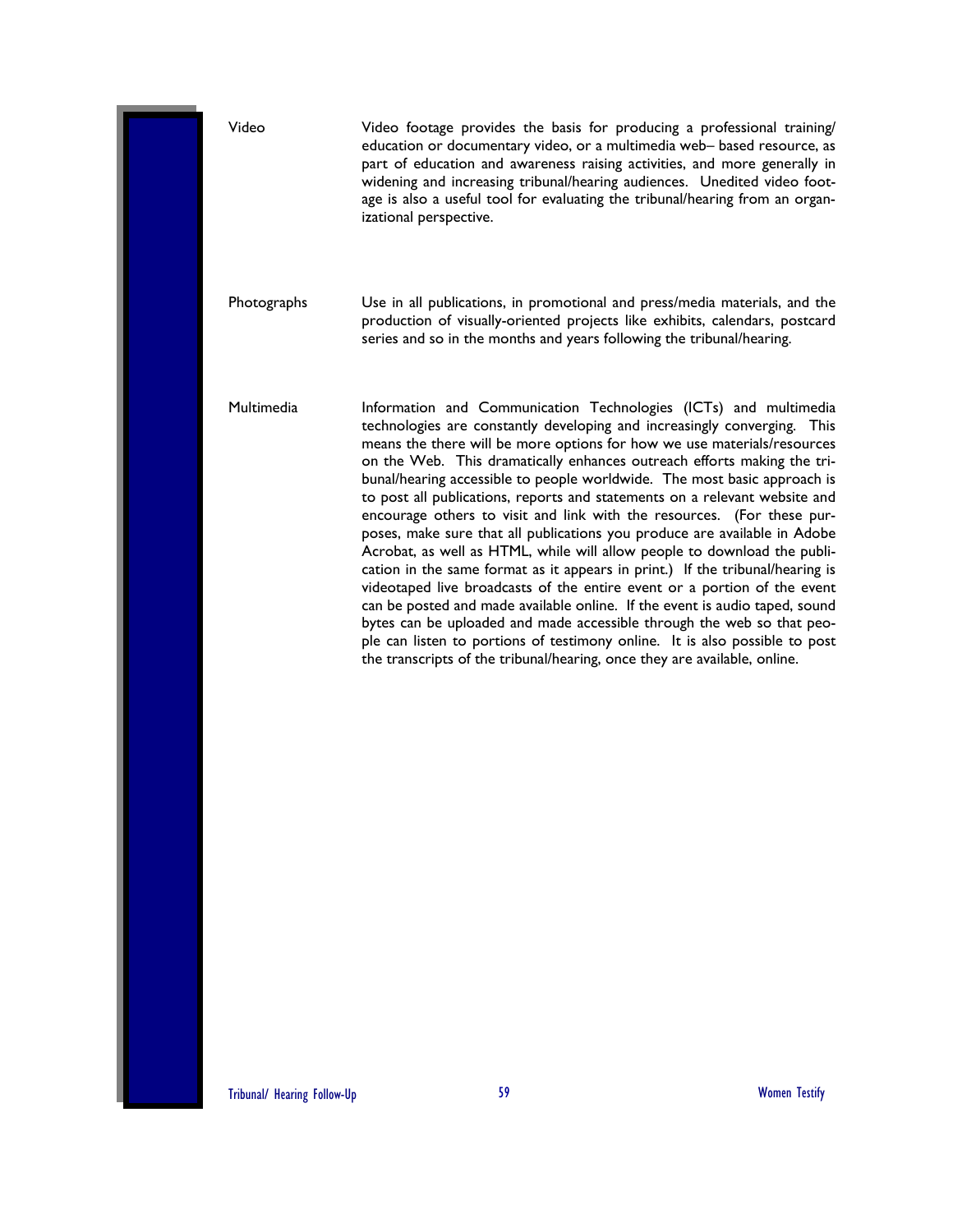**Video**

Video footage provides the basis for producing a professional training/ education or documentary video, or a multimedia web– based resource, as part of education and awareness raising activities, and more generally in widening and increasing tribunal/hearing audiences. Unedited video footage is also a useful tool for evaluating the tribunal/hearing from an organizational perspective.

**Photographs**

Use in all publications, in promotional and press/media materials, and the production of visually-oriented projects like exhibits, calendars, postcard series and so in the months and years following the tribunal/hearing.

**Multimedia**

Information and Communication Technologies (ICTs) and multimedia technologies are constantly developing and increasingly converging. This means the there will be more options for how we use materials/resources on the Web. This dramatically enhances outreach efforts making the tribunal/hearing accessible to people worldwide. The most basic approach is to post all publications, reports and statements on a relevant website and encourage others to visit and link with the resources. (For these purposes, make sure that all publications you produce are available in Adobe Acrobat, as well as HTML, while will allow people to download the publication in the same format as it appears in print.) If the tribunal/hearing is videotaped live broadcasts of the entire event or a portion of the event can be posted and made available online. If the event is audio taped, sound bytes can be uploaded and made accessible through the web so that people can listen to portions of testimony online. It is also possible to post the transcripts of the tribunal/hearing, once they are available, online.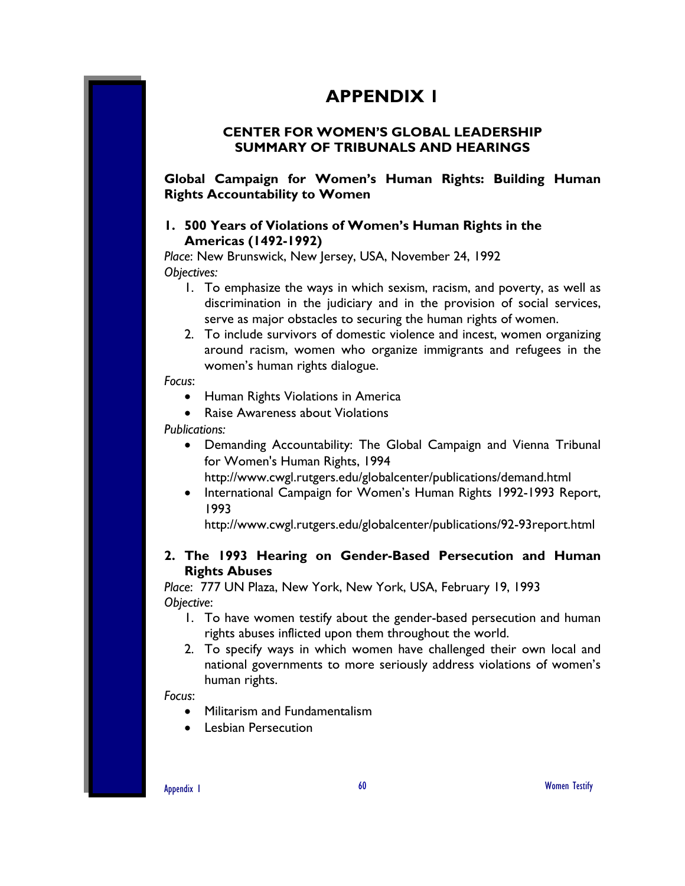# APPENDIX 1

## CENTER FOR WOMEN'S GLOBAL LEADERSHIP SUMMARY OF TRIBUNALS AND HEARINGS

### Global Campaign for Women's Human Rights: Building Human Rights Accountability to Women

#### 1. 500 Years of Violations of Women's Human Rights in the Americas (1492-1992)

*Place*: New Brunswick, New Jersey, USA, November 24, 1992

*Objectives:*

1. To emphasize the ways in which sexism, racism, and poverty, as well as discrimination in the judiciary and in the provision of social services, serve as major obstacles to securing the human rights of women.
2. To include survivors of domestic violence and incest, women organizing around racism, women who organize immigrants and refugees in the women's human rights dialogue.

*Focus*:

- Human Rights Violations in America
- Raise Awareness about Violations

*Publications:*

- Demanding Accountability: The Global Campaign and Vienna Tribunal for Women's Human Rights, 1994
  http://www.cwgl.rutgers.edu/globalcenter/publications/demand.html
- International Campaign for Women's Human Rights 1992-1993 Report, 1993
  http://www.cwgl.rutgers.edu/globalcenter/publications/92-93report.html

#### 2. The 1993 Hearing on Gender-Based Persecution and Human Rights Abuses

*Place*: 777 UN Plaza, New York, New York, USA, February 19, 1993

*Objective*:

1. To have women testify about the gender-based persecution and human rights abuses inflicted upon them throughout the world.
2. To specify ways in which women have challenged their own local and national governments to more seriously address violations of women's human rights.

*Focus*:

- Militarism and Fundamentalism
- Lesbian Persecution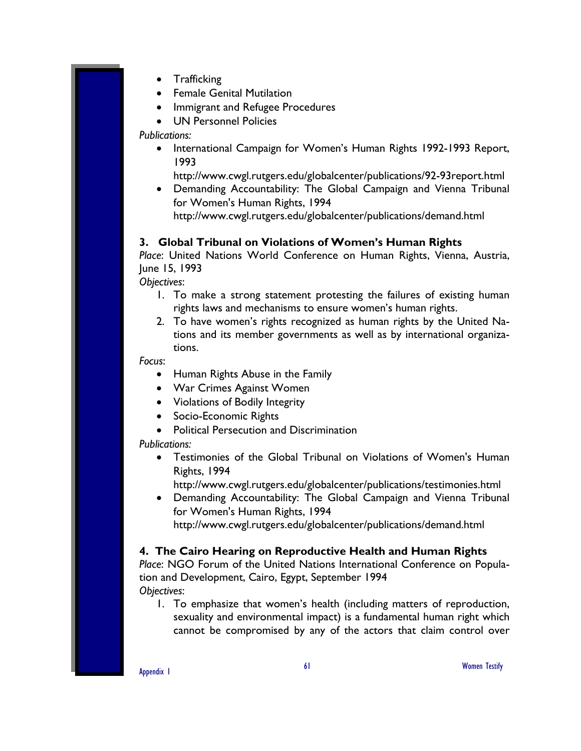- Trafficking
- Female Genital Mutilation
- Immigrant and Refugee Procedures
- UN Personnel Policies

*Publications:*

- International Campaign for Women's Human Rights 1992-1993 Report, 1993
  http://www.cwgl.rutgers.edu/globalcenter/publications/92-93report.html
- Demanding Accountability: The Global Campaign and Vienna Tribunal for Women's Human Rights, 1994
  http://www.cwgl.rutgers.edu/globalcenter/publications/demand.html

### 3. Global Tribunal on Violations of Women's Human Rights

*Place*: United Nations World Conference on Human Rights, Vienna, Austria, June 15, 1993

*Objectives*:

1. To make a strong statement protesting the failures of existing human rights laws and mechanisms to ensure women's human rights.
2. To have women's rights recognized as human rights by the United Nations and its member governments as well as by international organizations.

*Focus*:

- Human Rights Abuse in the Family
- War Crimes Against Women
- Violations of Bodily Integrity
- Socio-Economic Rights
- Political Persecution and Discrimination

*Publications:*

- Testimonies of the Global Tribunal on Violations of Women's Human Rights, 1994
  http://www.cwgl.rutgers.edu/globalcenter/publications/testimonies.html
- Demanding Accountability: The Global Campaign and Vienna Tribunal for Women's Human Rights, 1994
  http://www.cwgl.rutgers.edu/globalcenter/publications/demand.html

### 4. The Cairo Hearing on Reproductive Health and Human Rights

*Place*: NGO Forum of the United Nations International Conference on Population and Development, Cairo, Egypt, September 1994

*Objectives*:

1. To emphasize that women's health (including matters of reproduction, sexuality and environmental impact) is a fundamental human right which cannot be compromised by any of the actors that claim control over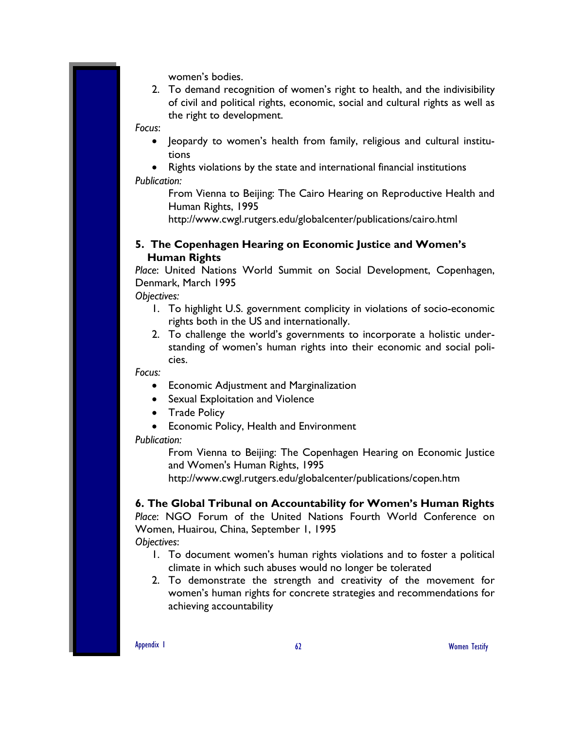women's bodies.

2. To demand recognition of women's right to health, and the indivisibility of civil and political rights, economic, social and cultural rights as well as the right to development.

*Focus*:

- Jeopardy to women's health from family, religious and cultural institutions
- Rights violations by the state and international financial institutions

*Publication:*

From Vienna to Beijing: The Cairo Hearing on Reproductive Health and Human Rights, 1995
http://www.cwgl.rutgers.edu/globalcenter/publications/cairo.html

### 5. The Copenhagen Hearing on Economic Justice and Women's Human Rights

*Place*: United Nations World Summit on Social Development, Copenhagen, Denmark, March 1995

*Objectives:*

1. To highlight U.S. government complicity in violations of socio-economic rights both in the US and internationally.
2. To challenge the world's governments to incorporate a holistic understanding of women's human rights into their economic and social policies.

*Focus:*

- Economic Adjustment and Marginalization
- Sexual Exploitation and Violence
- Trade Policy
- Economic Policy, Health and Environment

*Publication:*

From Vienna to Beijing: The Copenhagen Hearing on Economic Justice and Women's Human Rights, 1995
http://www.cwgl.rutgers.edu/globalcenter/publications/copen.htm

### 6. The Global Tribunal on Accountability for Women's Human Rights

*Place*: NGO Forum of the United Nations Fourth World Conference on Women, Huairou, China, September 1, 1995

*Objectives*:

1. To document women's human rights violations and to foster a political climate in which such abuses would no longer be tolerated
2. To demonstrate the strength and creativity of the movement for women's human rights for concrete strategies and recommendations for achieving accountability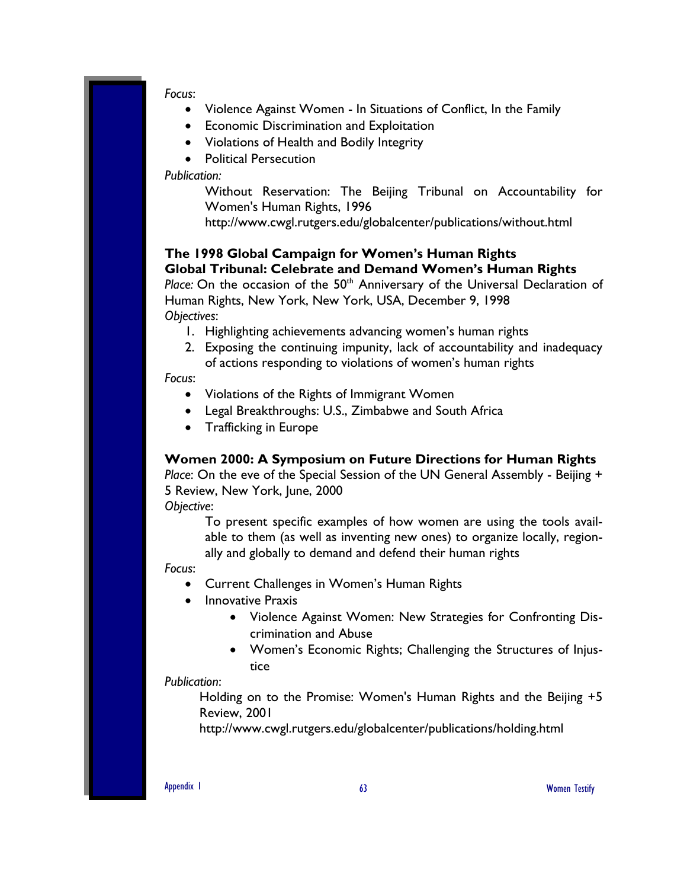*Focus*:

- Violence Against Women - In Situations of Conflict, In the Family
- Economic Discrimination and Exploitation
- Violations of Health and Bodily Integrity
- Political Persecution

*Publication:*

> Without Reservation: The Beijing Tribunal on Accountability for Women's Human Rights, 1996
> http://www.cwgl.rutgers.edu/globalcenter/publications/without.html

### The 1998 Global Campaign for Women's Human Rights
### Global Tribunal: Celebrate and Demand Women's Human Rights

*Place:* On the occasion of the 50th Anniversary of the Universal Declaration of Human Rights, New York, New York, USA, December 9, 1998

*Objectives*:

1. Highlighting achievements advancing women's human rights
2. Exposing the continuing impunity, lack of accountability and inadequacy of actions responding to violations of women's human rights

*Focus*:

- Violations of the Rights of Immigrant Women
- Legal Breakthroughs: U.S., Zimbabwe and South Africa
- Trafficking in Europe

### Women 2000: A Symposium on Future Directions for Human Rights

*Place*: On the eve of the Special Session of the UN General Assembly - Beijing + 5 Review, New York, June, 2000

*Objective*:

> To present specific examples of how women are using the tools available to them (as well as inventing new ones) to organize locally, regionally and globally to demand and defend their human rights

*Focus*:

- Current Challenges in Women's Human Rights
- Innovative Praxis
    - Violence Against Women: New Strategies for Confronting Discrimination and Abuse
    - Women's Economic Rights; Challenging the Structures of Injustice

*Publication*:

> Holding on to the Promise: Women's Human Rights and the Beijing +5 Review, 2001
> http://www.cwgl.rutgers.edu/globalcenter/publications/holding.html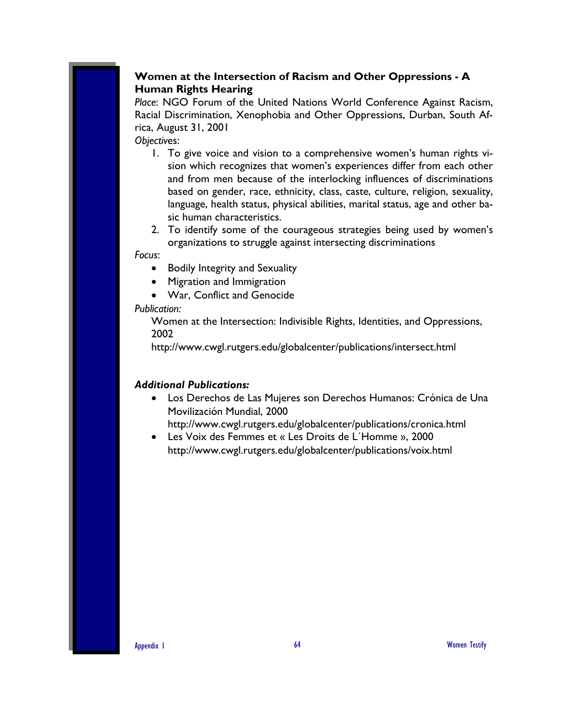### Women at the Intersection of Racism and Other Oppressions - A Human Rights Hearing

*Place*: NGO Forum of the United Nations World Conference Against Racism, Racial Discrimination, Xenophobia and Other Oppressions, Durban, South Africa, August 31, 2001

*Objectives*:

1. To give voice and vision to a comprehensive women's human rights vision which recognizes that women's experiences differ from each other and from men because of the interlocking influences of discriminations based on gender, race, ethnicity, class, caste, culture, religion, sexuality, language, health status, physical abilities, marital status, age and other basic human characteristics.
2. To identify some of the courageous strategies being used by women's organizations to struggle against intersecting discriminations

*Focus*:

- Bodily Integrity and Sexuality
- Migration and Immigration
- War, Conflict and Genocide

*Publication:*

Women at the Intersection: Indivisible Rights, Identities, and Oppressions, 2002
http://www.cwgl.rutgers.edu/globalcenter/publications/intersect.html

***Additional Publications:***

- Los Derechos de Las Mujeres son Derechos Humanos: Crónica de Una Movilización Mundial, 2000
  http://www.cwgl.rutgers.edu/globalcenter/publications/cronica.html
- Les Voix des Femmes et « Les Droits de L´Homme », 2000
  http://www.cwgl.rutgers.edu/globalcenter/publications/voix.html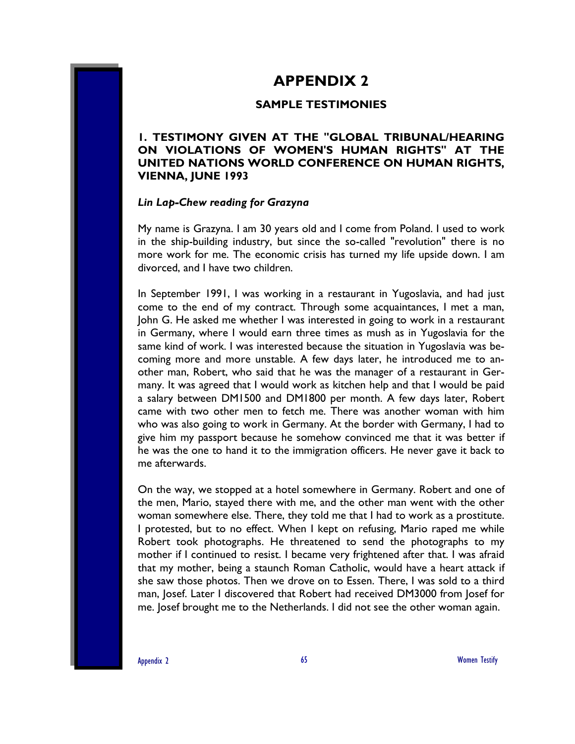# APPENDIX 2

## SAMPLE TESTIMONIES

### 1. TESTIMONY GIVEN AT THE "GLOBAL TRIBUNAL/HEARING ON VIOLATIONS OF WOMEN'S HUMAN RIGHTS" AT THE UNITED NATIONS WORLD CONFERENCE ON HUMAN RIGHTS, VIENNA, JUNE 1993

***Lin Lap-Chew reading for Grazyna***

My name is Grazyna. I am 30 years old and I come from Poland. I used to work in the ship-building industry, but since the so-called "revolution" there is no more work for me. The economic crisis has turned my life upside down. I am divorced, and I have two children.

In September 1991, I was working in a restaurant in Yugoslavia, and had just come to the end of my contract. Through some acquaintances, I met a man, John G. He asked me whether I was interested in going to work in a restaurant in Germany, where I would earn three times as mush as in Yugoslavia for the same kind of work. I was interested because the situation in Yugoslavia was becoming more and more unstable. A few days later, he introduced me to another man, Robert, who said that he was the manager of a restaurant in Germany. It was agreed that I would work as kitchen help and that I would be paid a salary between DM1500 and DM1800 per month. A few days later, Robert came with two other men to fetch me. There was another woman with him who was also going to work in Germany. At the border with Germany, I had to give him my passport because he somehow convinced me that it was better if he was the one to hand it to the immigration officers. He never gave it back to me afterwards.

On the way, we stopped at a hotel somewhere in Germany. Robert and one of the men, Mario, stayed there with me, and the other man went with the other woman somewhere else. There, they told me that I had to work as a prostitute. I protested, but to no effect. When I kept on refusing, Mario raped me while Robert took photographs. He threatened to send the photographs to my mother if I continued to resist. I became very frightened after that. I was afraid that my mother, being a staunch Roman Catholic, would have a heart attack if she saw those photos. Then we drove on to Essen. There, I was sold to a third man, Josef. Later I discovered that Robert had received DM3000 from Josef for me. Josef brought me to the Netherlands. I did not see the other woman again.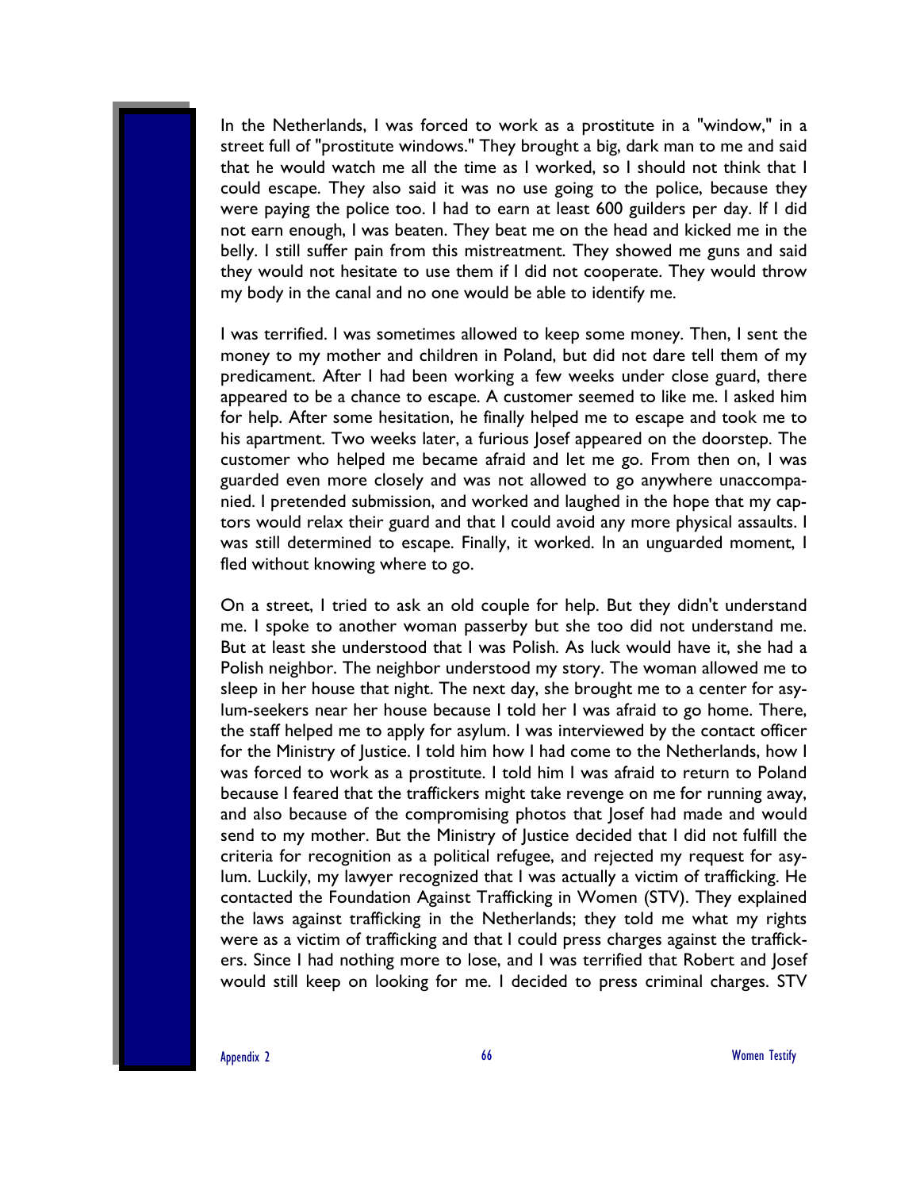In the Netherlands, I was forced to work as a prostitute in a "window," in a street full of "prostitute windows." They brought a big, dark man to me and said that he would watch me all the time as I worked, so I should not think that I could escape. They also said it was no use going to the police, because they were paying the police too. I had to earn at least 600 guilders per day. If I did not earn enough, I was beaten. They beat me on the head and kicked me in the belly. I still suffer pain from this mistreatment. They showed me guns and said they would not hesitate to use them if I did not cooperate. They would throw my body in the canal and no one would be able to identify me.

I was terrified. I was sometimes allowed to keep some money. Then, I sent the money to my mother and children in Poland, but did not dare tell them of my predicament. After I had been working a few weeks under close guard, there appeared to be a chance to escape. A customer seemed to like me. I asked him for help. After some hesitation, he finally helped me to escape and took me to his apartment. Two weeks later, a furious Josef appeared on the doorstep. The customer who helped me became afraid and let me go. From then on, I was guarded even more closely and was not allowed to go anywhere unaccompanied. I pretended submission, and worked and laughed in the hope that my captors would relax their guard and that I could avoid any more physical assaults. I was still determined to escape. Finally, it worked. In an unguarded moment, I fled without knowing where to go.

On a street, I tried to ask an old couple for help. But they didn't understand me. I spoke to another woman passerby but she too did not understand me. But at least she understood that I was Polish. As luck would have it, she had a Polish neighbor. The neighbor understood my story. The woman allowed me to sleep in her house that night. The next day, she brought me to a center for asylum-seekers near her house because I told her I was afraid to go home. There, the staff helped me to apply for asylum. I was interviewed by the contact officer for the Ministry of Justice. I told him how I had come to the Netherlands, how I was forced to work as a prostitute. I told him I was afraid to return to Poland because I feared that the traffickers might take revenge on me for running away, and also because of the compromising photos that Josef had made and would send to my mother. But the Ministry of Justice decided that I did not fulfill the criteria for recognition as a political refugee, and rejected my request for asylum. Luckily, my lawyer recognized that I was actually a victim of trafficking. He contacted the Foundation Against Trafficking in Women (STV). They explained the laws against trafficking in the Netherlands; they told me what my rights were as a victim of trafficking and that I could press charges against the traffickers. Since I had nothing more to lose, and I was terrified that Robert and Josef would still keep on looking for me. I decided to press criminal charges. STV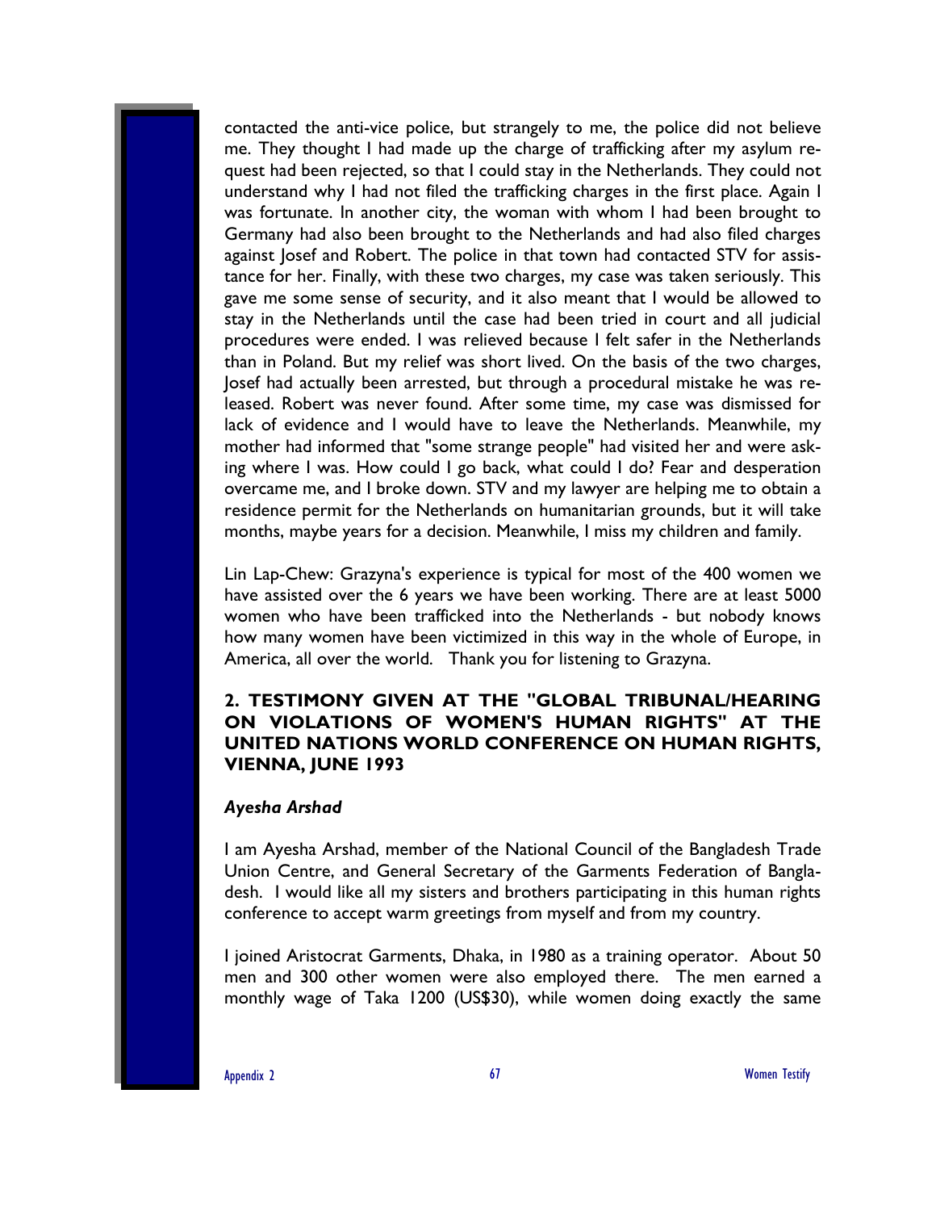contacted the anti-vice police, but strangely to me, the police did not believe me. They thought I had made up the charge of trafficking after my asylum request had been rejected, so that I could stay in the Netherlands. They could not understand why I had not filed the trafficking charges in the first place. Again I was fortunate. In another city, the woman with whom I had been brought to Germany had also been brought to the Netherlands and had also filed charges against Josef and Robert. The police in that town had contacted STV for assistance for her. Finally, with these two charges, my case was taken seriously. This gave me some sense of security, and it also meant that I would be allowed to stay in the Netherlands until the case had been tried in court and all judicial procedures were ended. I was relieved because I felt safer in the Netherlands than in Poland. But my relief was short lived. On the basis of the two charges, Josef had actually been arrested, but through a procedural mistake he was released. Robert was never found. After some time, my case was dismissed for lack of evidence and I would have to leave the Netherlands. Meanwhile, my mother had informed that "some strange people" had visited her and were asking where I was. How could I go back, what could I do? Fear and desperation overcame me, and I broke down. STV and my lawyer are helping me to obtain a residence permit for the Netherlands on humanitarian grounds, but it will take months, maybe years for a decision. Meanwhile, I miss my children and family.

Lin Lap-Chew: Grazyna's experience is typical for most of the 400 women we have assisted over the 6 years we have been working. There are at least 5000 women who have been trafficked into the Netherlands - but nobody knows how many women have been victimized in this way in the whole of Europe, in America, all over the world. Thank you for listening to Grazyna.

## 2. TESTIMONY GIVEN AT THE "GLOBAL TRIBUNAL/HEARING ON VIOLATIONS OF WOMEN'S HUMAN RIGHTS" AT THE UNITED NATIONS WORLD CONFERENCE ON HUMAN RIGHTS, VIENNA, JUNE 1993

### *Ayesha Arshad*

I am Ayesha Arshad, member of the National Council of the Bangladesh Trade Union Centre, and General Secretary of the Garments Federation of Bangladesh. I would like all my sisters and brothers participating in this human rights conference to accept warm greetings from myself and from my country.

I joined Aristocrat Garments, Dhaka, in 1980 as a training operator. About 50 men and 300 other women were also employed there. The men earned a monthly wage of Taka 1200 (US$30), while women doing exactly the same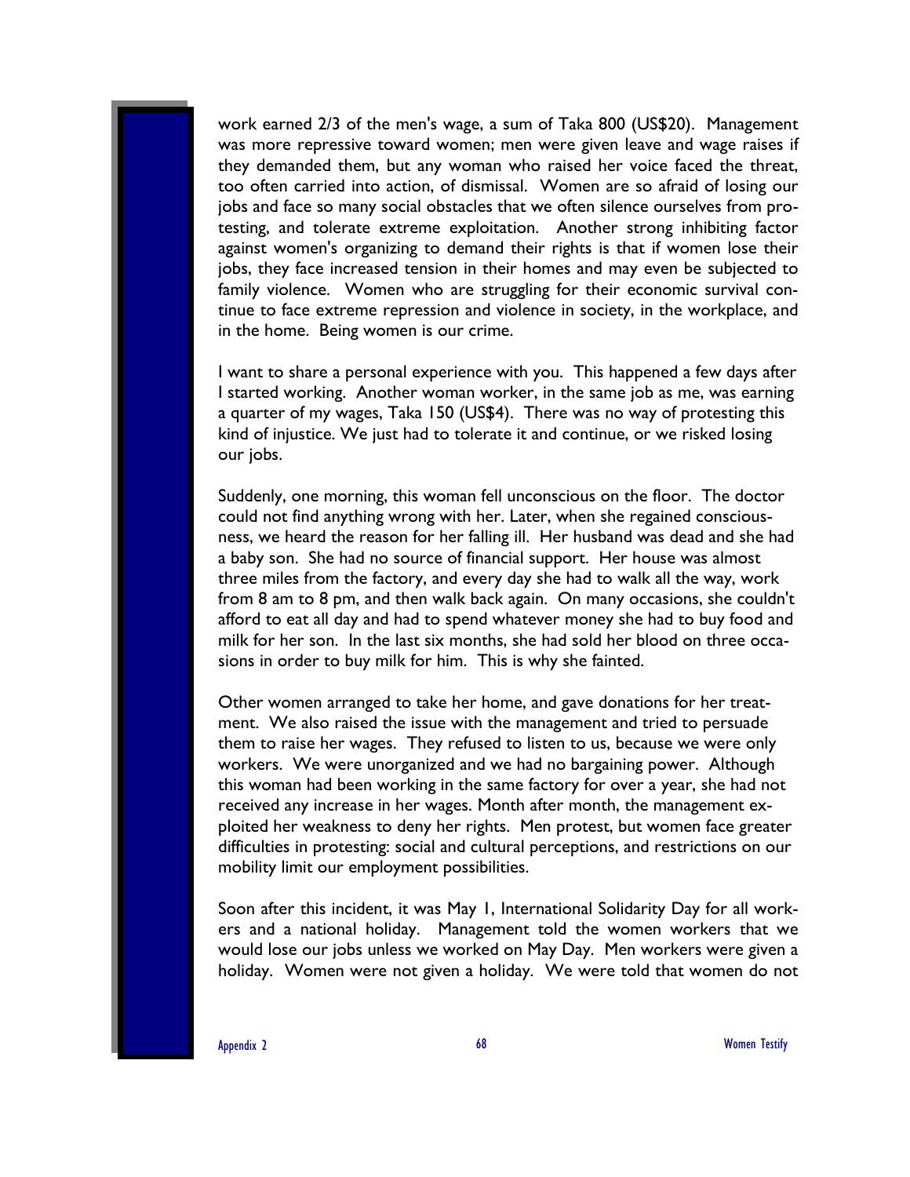work earned 2/3 of the men's wage, a sum of Taka 800 (US$20). Management was more repressive toward women; men were given leave and wage raises if they demanded them, but any woman who raised her voice faced the threat, too often carried into action, of dismissal. Women are so afraid of losing our jobs and face so many social obstacles that we often silence ourselves from protesting, and tolerate extreme exploitation. Another strong inhibiting factor against women's organizing to demand their rights is that if women lose their jobs, they face increased tension in their homes and may even be subjected to family violence. Women who are struggling for their economic survival continue to face extreme repression and violence in society, in the workplace, and in the home. Being women is our crime.

I want to share a personal experience with you. This happened a few days after I started working. Another woman worker, in the same job as me, was earning a quarter of my wages, Taka 150 (US$4). There was no way of protesting this kind of injustice. We just had to tolerate it and continue, or we risked losing our jobs.

Suddenly, one morning, this woman fell unconscious on the floor. The doctor could not find anything wrong with her. Later, when she regained consciousness, we heard the reason for her falling ill. Her husband was dead and she had a baby son. She had no source of financial support. Her house was almost three miles from the factory, and every day she had to walk all the way, work from 8 am to 8 pm, and then walk back again. On many occasions, she couldn't afford to eat all day and had to spend whatever money she had to buy food and milk for her son. In the last six months, she had sold her blood on three occasions in order to buy milk for him. This is why she fainted.

Other women arranged to take her home, and gave donations for her treatment. We also raised the issue with the management and tried to persuade them to raise her wages. They refused to listen to us, because we were only workers. We were unorganized and we had no bargaining power. Although this woman had been working in the same factory for over a year, she had not received any increase in her wages. Month after month, the management exploited her weakness to deny her rights. Men protest, but women face greater difficulties in protesting: social and cultural perceptions, and restrictions on our mobility limit our employment possibilities.

Soon after this incident, it was May 1, International Solidarity Day for all workers and a national holiday. Management told the women workers that we would lose our jobs unless we worked on May Day. Men workers were given a holiday. Women were not given a holiday. We were told that women do not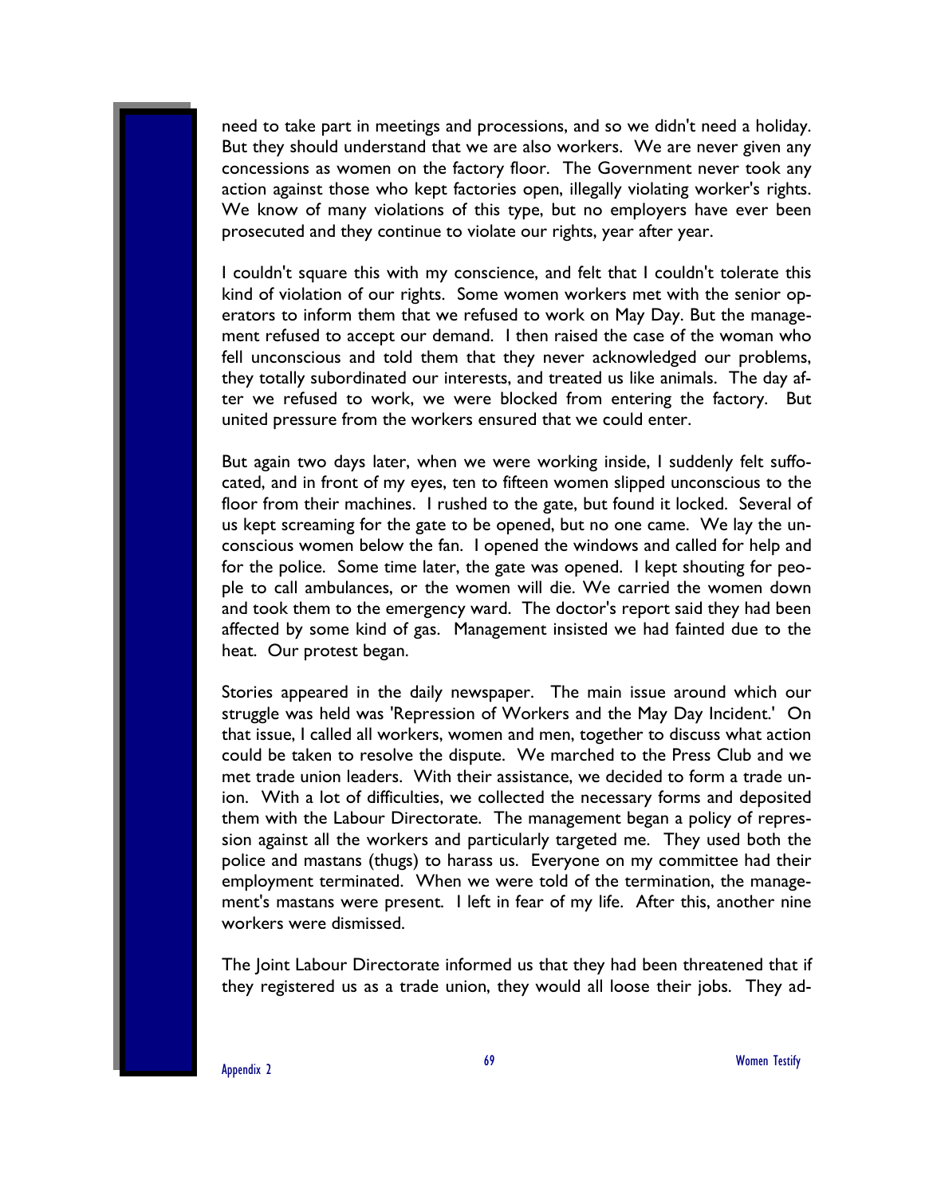need to take part in meetings and processions, and so we didn't need a holiday. But they should understand that we are also workers. We are never given any concessions as women on the factory floor. The Government never took any action against those who kept factories open, illegally violating worker's rights. We know of many violations of this type, but no employers have ever been prosecuted and they continue to violate our rights, year after year.

I couldn't square this with my conscience, and felt that I couldn't tolerate this kind of violation of our rights. Some women workers met with the senior operators to inform them that we refused to work on May Day. But the management refused to accept our demand. I then raised the case of the woman who fell unconscious and told them that they never acknowledged our problems, they totally subordinated our interests, and treated us like animals. The day after we refused to work, we were blocked from entering the factory. But united pressure from the workers ensured that we could enter.

But again two days later, when we were working inside, I suddenly felt suffocated, and in front of my eyes, ten to fifteen women slipped unconscious to the floor from their machines. I rushed to the gate, but found it locked. Several of us kept screaming for the gate to be opened, but no one came. We lay the unconscious women below the fan. I opened the windows and called for help and for the police. Some time later, the gate was opened. I kept shouting for people to call ambulances, or the women will die. We carried the women down and took them to the emergency ward. The doctor's report said they had been affected by some kind of gas. Management insisted we had fainted due to the heat. Our protest began.

Stories appeared in the daily newspaper. The main issue around which our struggle was held was 'Repression of Workers and the May Day Incident.' On that issue, I called all workers, women and men, together to discuss what action could be taken to resolve the dispute. We marched to the Press Club and we met trade union leaders. With their assistance, we decided to form a trade union. With a lot of difficulties, we collected the necessary forms and deposited them with the Labour Directorate. The management began a policy of repression against all the workers and particularly targeted me. They used both the police and mastans (thugs) to harass us. Everyone on my committee had their employment terminated. When we were told of the termination, the management's mastans were present. I left in fear of my life. After this, another nine workers were dismissed.

The Joint Labour Directorate informed us that they had been threatened that if they registered us as a trade union, they would all loose their jobs. They ad-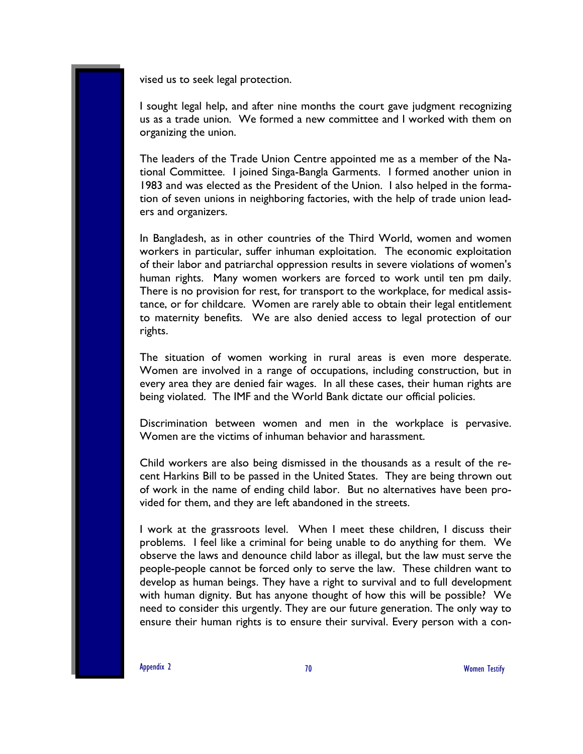vised us to seek legal protection.

I sought legal help, and after nine months the court gave judgment recognizing us as a trade union. We formed a new committee and I worked with them on organizing the union.

The leaders of the Trade Union Centre appointed me as a member of the National Committee. I joined Singa-Bangla Garments. I formed another union in 1983 and was elected as the President of the Union. I also helped in the formation of seven unions in neighboring factories, with the help of trade union leaders and organizers.

In Bangladesh, as in other countries of the Third World, women and women workers in particular, suffer inhuman exploitation. The economic exploitation of their labor and patriarchal oppression results in severe violations of women's human rights. Many women workers are forced to work until ten pm daily. There is no provision for rest, for transport to the workplace, for medical assistance, or for childcare. Women are rarely able to obtain their legal entitlement to maternity benefits. We are also denied access to legal protection of our rights.

The situation of women working in rural areas is even more desperate. Women are involved in a range of occupations, including construction, but in every area they are denied fair wages. In all these cases, their human rights are being violated. The IMF and the World Bank dictate our official policies.

Discrimination between women and men in the workplace is pervasive. Women are the victims of inhuman behavior and harassment.

Child workers are also being dismissed in the thousands as a result of the recent Harkins Bill to be passed in the United States. They are being thrown out of work in the name of ending child labor. But no alternatives have been provided for them, and they are left abandoned in the streets.

I work at the grassroots level. When I meet these children, I discuss their problems. I feel like a criminal for being unable to do anything for them. We observe the laws and denounce child labor as illegal, but the law must serve the people-people cannot be forced only to serve the law. These children want to develop as human beings. They have a right to survival and to full development with human dignity. But has anyone thought of how this will be possible? We need to consider this urgently. They are our future generation. The only way to ensure their human rights is to ensure their survival. Every person with a con-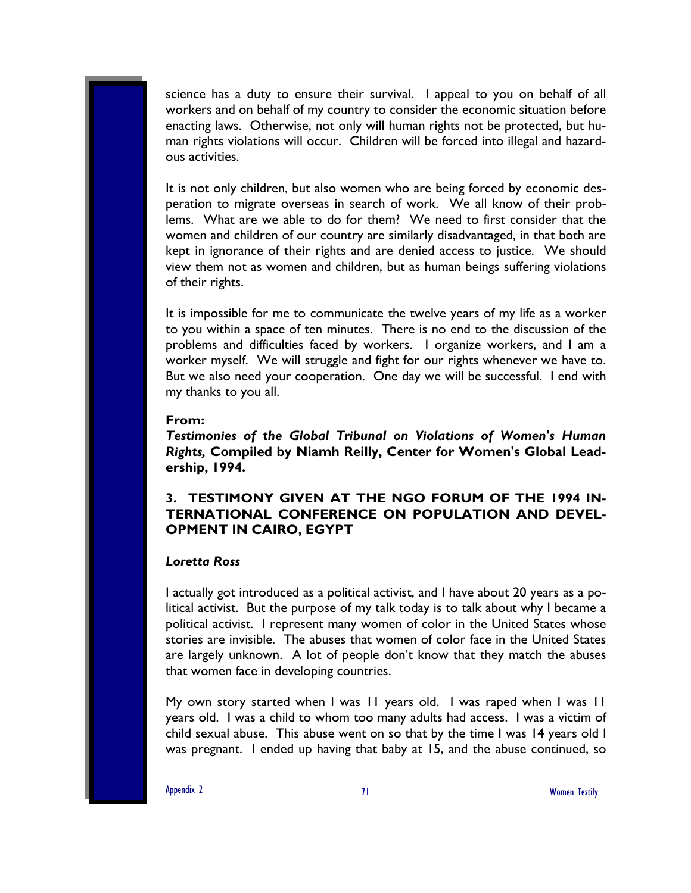science has a duty to ensure their survival. I appeal to you on behalf of all workers and on behalf of my country to consider the economic situation before enacting laws. Otherwise, not only will human rights not be protected, but human rights violations will occur. Children will be forced into illegal and hazardous activities.

It is not only children, but also women who are being forced by economic desperation to migrate overseas in search of work. We all know of their problems. What are we able to do for them? We need to first consider that the women and children of our country are similarly disadvantaged, in that both are kept in ignorance of their rights and are denied access to justice. We should view them not as women and children, but as human beings suffering violations of their rights.

It is impossible for me to communicate the twelve years of my life as a worker to you within a space of ten minutes. There is no end to the discussion of the problems and difficulties faced by workers. I organize workers, and I am a worker myself. We will struggle and fight for our rights whenever we have to. But we also need your cooperation. One day we will be successful. I end with my thanks to you all.

**From:**
***Testimonies of the Global Tribunal on Violations of Women's Human Rights,* Compiled by Niamh Reilly, Center for Women's Global Leadership, 1994.**

### 3. TESTIMONY GIVEN AT THE NGO FORUM OF THE 1994 INTERNATIONAL CONFERENCE ON POPULATION AND DEVELOPMENT IN CAIRO, EGYPT

***Loretta Ross***

I actually got introduced as a political activist, and I have about 20 years as a political activist. But the purpose of my talk today is to talk about why I became a political activist. I represent many women of color in the United States whose stories are invisible. The abuses that women of color face in the United States are largely unknown. A lot of people don't know that they match the abuses that women face in developing countries.

My own story started when I was 11 years old. I was raped when I was 11 years old. I was a child to whom too many adults had access. I was a victim of child sexual abuse. This abuse went on so that by the time I was 14 years old I was pregnant. I ended up having that baby at 15, and the abuse continued, so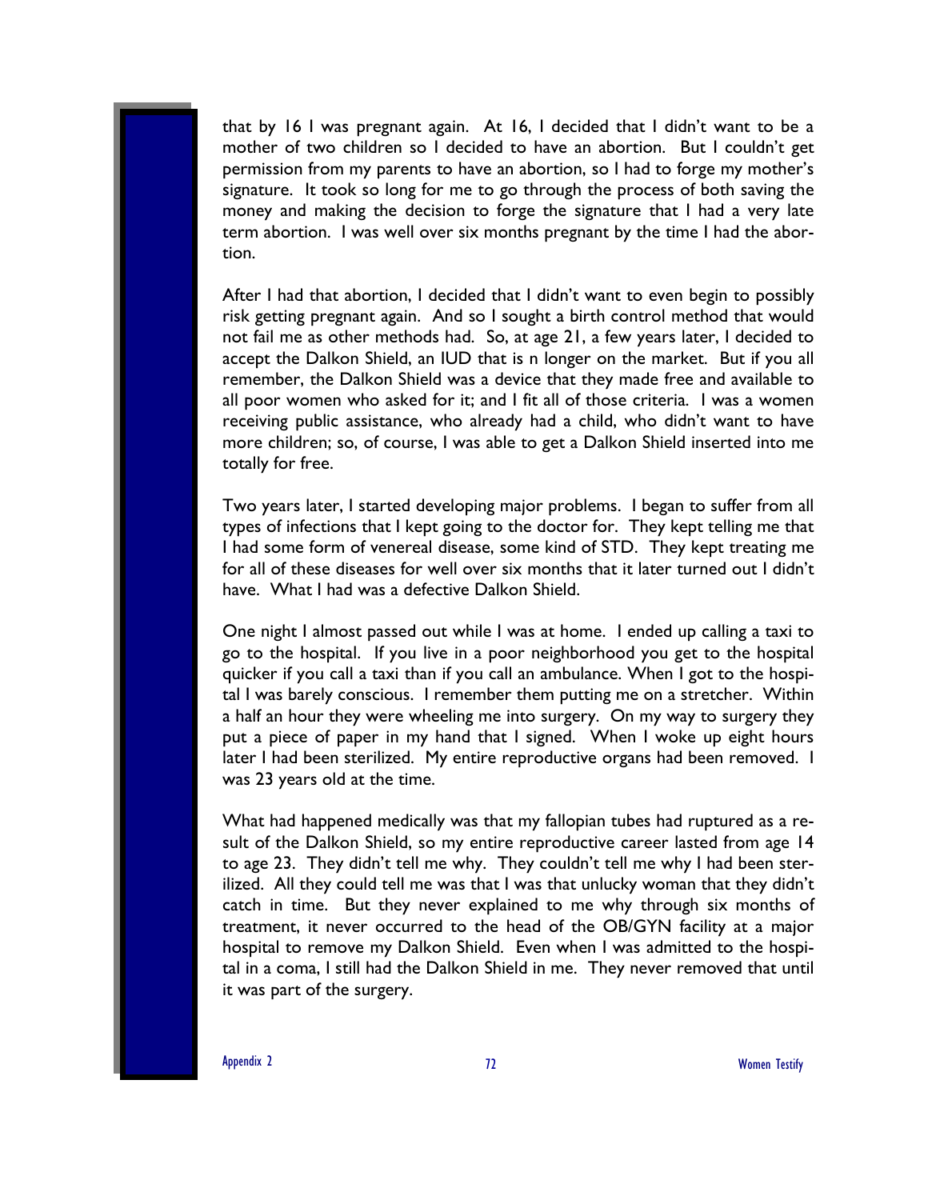that by 16 I was pregnant again. At 16, I decided that I didn't want to be a mother of two children so I decided to have an abortion. But I couldn't get permission from my parents to have an abortion, so I had to forge my mother's signature. It took so long for me to go through the process of both saving the money and making the decision to forge the signature that I had a very late term abortion. I was well over six months pregnant by the time I had the abortion.

After I had that abortion, I decided that I didn't want to even begin to possibly risk getting pregnant again. And so I sought a birth control method that would not fail me as other methods had. So, at age 21, a few years later, I decided to accept the Dalkon Shield, an IUD that is n longer on the market. But if you all remember, the Dalkon Shield was a device that they made free and available to all poor women who asked for it; and I fit all of those criteria. I was a women receiving public assistance, who already had a child, who didn't want to have more children; so, of course, I was able to get a Dalkon Shield inserted into me totally for free.

Two years later, I started developing major problems. I began to suffer from all types of infections that I kept going to the doctor for. They kept telling me that I had some form of venereal disease, some kind of STD. They kept treating me for all of these diseases for well over six months that it later turned out I didn't have. What I had was a defective Dalkon Shield.

One night I almost passed out while I was at home. I ended up calling a taxi to go to the hospital. If you live in a poor neighborhood you get to the hospital quicker if you call a taxi than if you call an ambulance. When I got to the hospital I was barely conscious. I remember them putting me on a stretcher. Within a half an hour they were wheeling me into surgery. On my way to surgery they put a piece of paper in my hand that I signed. When I woke up eight hours later I had been sterilized. My entire reproductive organs had been removed. I was 23 years old at the time.

What had happened medically was that my fallopian tubes had ruptured as a result of the Dalkon Shield, so my entire reproductive career lasted from age 14 to age 23. They didn't tell me why. They couldn't tell me why I had been sterilized. All they could tell me was that I was that unlucky woman that they didn't catch in time. But they never explained to me why through six months of treatment, it never occurred to the head of the OB/GYN facility at a major hospital to remove my Dalkon Shield. Even when I was admitted to the hospital in a coma, I still had the Dalkon Shield in me. They never removed that until it was part of the surgery.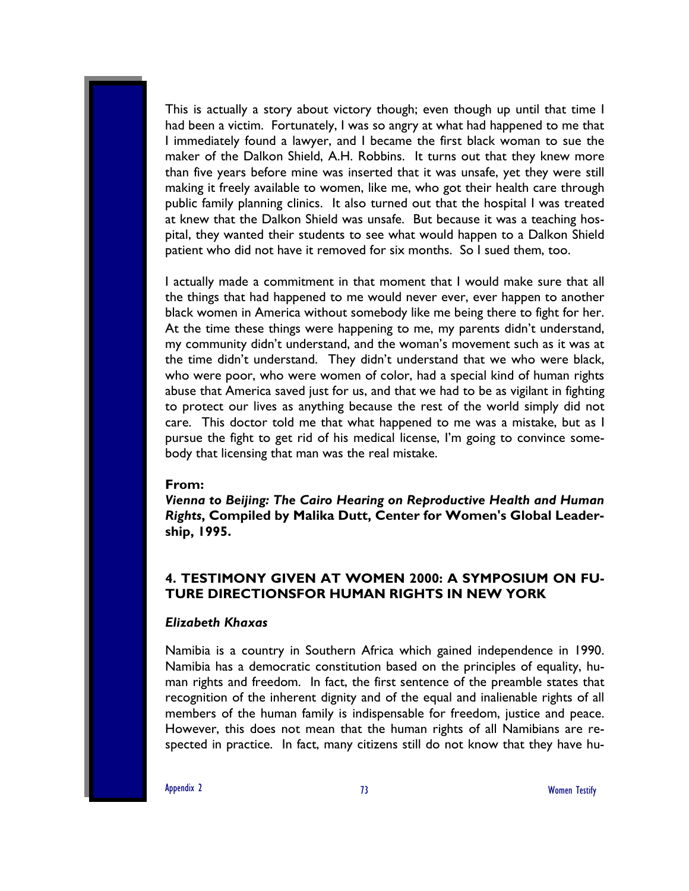This is actually a story about victory though; even though up until that time I had been a victim. Fortunately, I was so angry at what had happened to me that I immediately found a lawyer, and I became the first black woman to sue the maker of the Dalkon Shield, A.H. Robbins. It turns out that they knew more than five years before mine was inserted that it was unsafe, yet they were still making it freely available to women, like me, who got their health care through public family planning clinics. It also turned out that the hospital I was treated at knew that the Dalkon Shield was unsafe. But because it was a teaching hospital, they wanted their students to see what would happen to a Dalkon Shield patient who did not have it removed for six months. So I sued them, too.

I actually made a commitment in that moment that I would make sure that all the things that had happened to me would never ever, ever happen to another black women in America without somebody like me being there to fight for her. At the time these things were happening to me, my parents didn't understand, my community didn't understand, and the woman's movement such as it was at the time didn't understand. They didn't understand that we who were black, who were poor, who were women of color, had a special kind of human rights abuse that America saved just for us, and that we had to be as vigilant in fighting to protect our lives as anything because the rest of the world simply did not care. This doctor told me that what happened to me was a mistake, but as I pursue the fight to get rid of his medical license, I'm going to convince somebody that licensing that man was the real mistake.

**From:**
***Vienna to Beijing: The Cairo Hearing on Reproductive Health and Human Rights*, Compiled by Malika Dutt, Center for Women's Global Leadership, 1995.**

### 4. TESTIMONY GIVEN AT WOMEN 2000: A SYMPOSIUM ON FUTURE DIRECTIONSFOR HUMAN RIGHTS IN NEW YORK

***Elizabeth Khaxas***

Namibia is a country in Southern Africa which gained independence in 1990. Namibia has a democratic constitution based on the principles of equality, human rights and freedom. In fact, the first sentence of the preamble states that recognition of the inherent dignity and of the equal and inalienable rights of all members of the human family is indispensable for freedom, justice and peace. However, this does not mean that the human rights of all Namibians are respected in practice. In fact, many citizens still do not know that they have hu-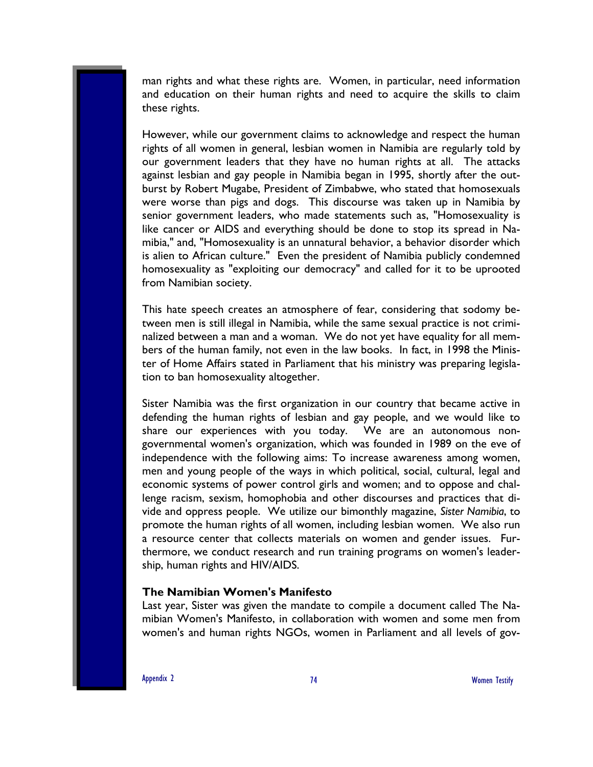man rights and what these rights are. Women, in particular, need information and education on their human rights and need to acquire the skills to claim these rights.

However, while our government claims to acknowledge and respect the human rights of all women in general, lesbian women in Namibia are regularly told by our government leaders that they have no human rights at all. The attacks against lesbian and gay people in Namibia began in 1995, shortly after the outburst by Robert Mugabe, President of Zimbabwe, who stated that homosexuals were worse than pigs and dogs. This discourse was taken up in Namibia by senior government leaders, who made statements such as, "Homosexuality is like cancer or AIDS and everything should be done to stop its spread in Namibia," and, "Homosexuality is an unnatural behavior, a behavior disorder which is alien to African culture." Even the president of Namibia publicly condemned homosexuality as "exploiting our democracy" and called for it to be uprooted from Namibian society.

This hate speech creates an atmosphere of fear, considering that sodomy between men is still illegal in Namibia, while the same sexual practice is not criminalized between a man and a woman. We do not yet have equality for all members of the human family, not even in the law books. In fact, in 1998 the Minister of Home Affairs stated in Parliament that his ministry was preparing legislation to ban homosexuality altogether.

Sister Namibia was the first organization in our country that became active in defending the human rights of lesbian and gay people, and we would like to share our experiences with you today. We are an autonomous non-governmental women's organization, which was founded in 1989 on the eve of independence with the following aims: To increase awareness among women, men and young people of the ways in which political, social, cultural, legal and economic systems of power control girls and women; and to oppose and challenge racism, sexism, homophobia and other discourses and practices that divide and oppress people. We utilize our bimonthly magazine, *Sister Namibia*, to promote the human rights of all women, including lesbian women. We also run a resource center that collects materials on women and gender issues. Furthermore, we conduct research and run training programs on women's leadership, human rights and HIV/AIDS.

**The Namibian Women's Manifesto**

Last year, Sister was given the mandate to compile a document called The Namibian Women's Manifesto, in collaboration with women and some men from women's and human rights NGOs, women in Parliament and all levels of gov-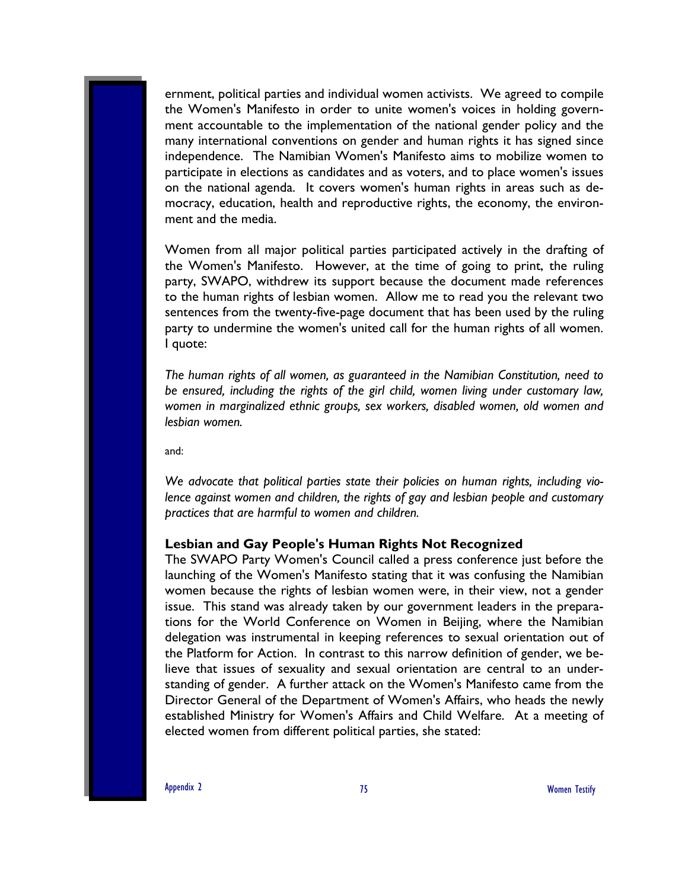ernment, political parties and individual women activists. We agreed to compile the Women's Manifesto in order to unite women's voices in holding government accountable to the implementation of the national gender policy and the many international conventions on gender and human rights it has signed since independence. The Namibian Women's Manifesto aims to mobilize women to participate in elections as candidates and as voters, and to place women's issues on the national agenda. It covers women's human rights in areas such as democracy, education, health and reproductive rights, the economy, the environment and the media.

Women from all major political parties participated actively in the drafting of the Women's Manifesto. However, at the time of going to print, the ruling party, SWAPO, withdrew its support because the document made references to the human rights of lesbian women. Allow me to read you the relevant two sentences from the twenty-five-page document that has been used by the ruling party to undermine the women's united call for the human rights of all women. I quote:

*The human rights of all women, as guaranteed in the Namibian Constitution, need to be ensured, including the rights of the girl child, women living under customary law, women in marginalized ethnic groups, sex workers, disabled women, old women and lesbian women.*

and:

*We advocate that political parties state their policies on human rights, including violence against women and children, the rights of gay and lesbian people and customary practices that are harmful to women and children.*

### Lesbian and Gay People's Human Rights Not Recognized

The SWAPO Party Women's Council called a press conference just before the launching of the Women's Manifesto stating that it was confusing the Namibian women because the rights of lesbian women were, in their view, not a gender issue. This stand was already taken by our government leaders in the preparations for the World Conference on Women in Beijing, where the Namibian delegation was instrumental in keeping references to sexual orientation out of the Platform for Action. In contrast to this narrow definition of gender, we believe that issues of sexuality and sexual orientation are central to an understanding of gender. A further attack on the Women's Manifesto came from the Director General of the Department of Women's Affairs, who heads the newly established Ministry for Women's Affairs and Child Welfare. At a meeting of elected women from different political parties, she stated: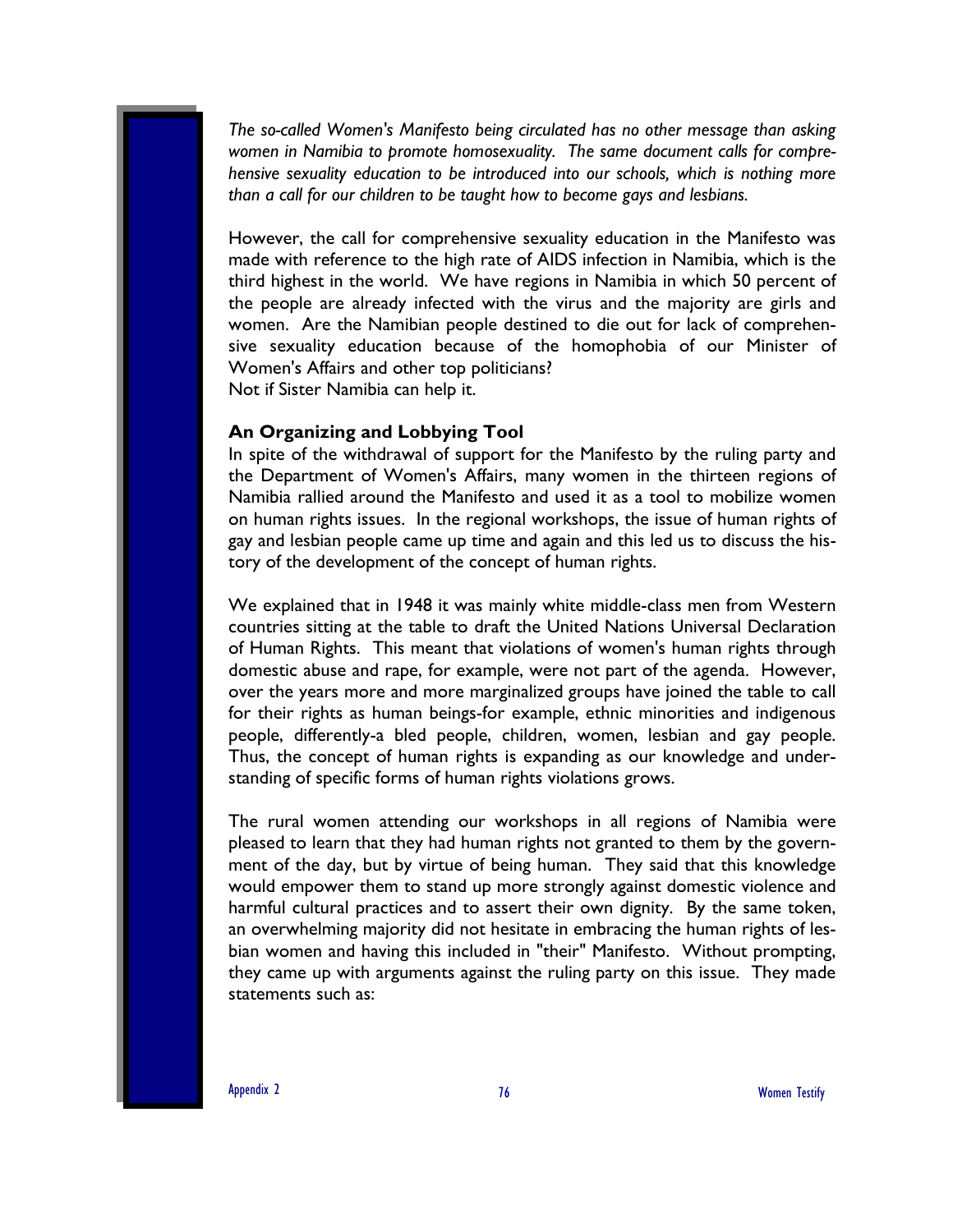*The so-called Women's Manifesto being circulated has no other message than asking women in Namibia to promote homosexuality. The same document calls for comprehensive sexuality education to be introduced into our schools, which is nothing more than a call for our children to be taught how to become gays and lesbians.*

However, the call for comprehensive sexuality education in the Manifesto was made with reference to the high rate of AIDS infection in Namibia, which is the third highest in the world. We have regions in Namibia in which 50 percent of the people are already infected with the virus and the majority are girls and women. Are the Namibian people destined to die out for lack of comprehensive sexuality education because of the homophobia of our Minister of Women's Affairs and other top politicians?
Not if Sister Namibia can help it.

**An Organizing and Lobbying Tool**

In spite of the withdrawal of support for the Manifesto by the ruling party and the Department of Women's Affairs, many women in the thirteen regions of Namibia rallied around the Manifesto and used it as a tool to mobilize women on human rights issues. In the regional workshops, the issue of human rights of gay and lesbian people came up time and again and this led us to discuss the history of the development of the concept of human rights.

We explained that in 1948 it was mainly white middle-class men from Western countries sitting at the table to draft the United Nations Universal Declaration of Human Rights. This meant that violations of women's human rights through domestic abuse and rape, for example, were not part of the agenda. However, over the years more and more marginalized groups have joined the table to call for their rights as human beings-for example, ethnic minorities and indigenous people, differently-a bled people, children, women, lesbian and gay people. Thus, the concept of human rights is expanding as our knowledge and understanding of specific forms of human rights violations grows.

The rural women attending our workshops in all regions of Namibia were pleased to learn that they had human rights not granted to them by the government of the day, but by virtue of being human. They said that this knowledge would empower them to stand up more strongly against domestic violence and harmful cultural practices and to assert their own dignity. By the same token, an overwhelming majority did not hesitate in embracing the human rights of lesbian women and having this included in "their" Manifesto. Without prompting, they came up with arguments against the ruling party on this issue. They made statements such as: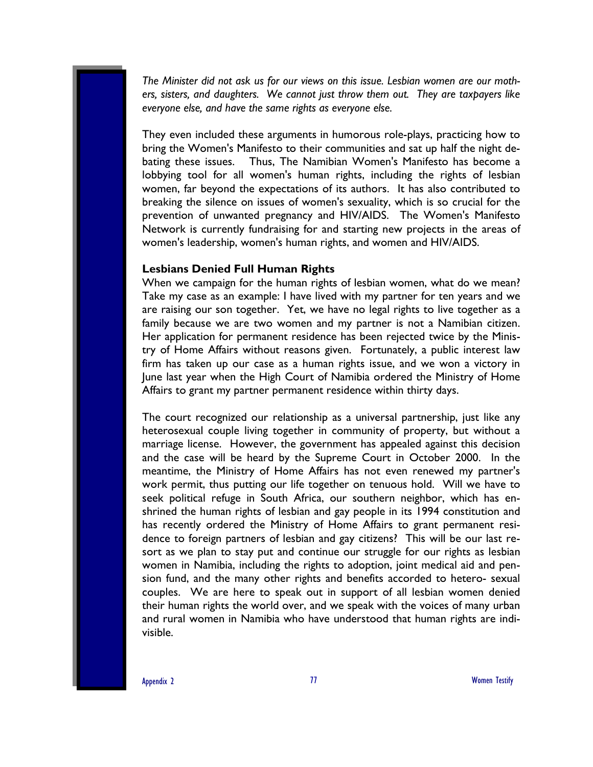*The Minister did not ask us for our views on this issue. Lesbian women are our mothers, sisters, and daughters. We cannot just throw them out. They are taxpayers like everyone else, and have the same rights as everyone else.*

They even included these arguments in humorous role-plays, practicing how to bring the Women's Manifesto to their communities and sat up half the night debating these issues. Thus, The Namibian Women's Manifesto has become a lobbying tool for all women's human rights, including the rights of lesbian women, far beyond the expectations of its authors. It has also contributed to breaking the silence on issues of women's sexuality, which is so crucial for the prevention of unwanted pregnancy and HIV/AIDS. The Women's Manifesto Network is currently fundraising for and starting new projects in the areas of women's leadership, women's human rights, and women and HIV/AIDS.

**Lesbians Denied Full Human Rights**

When we campaign for the human rights of lesbian women, what do we mean? Take my case as an example: I have lived with my partner for ten years and we are raising our son together. Yet, we have no legal rights to live together as a family because we are two women and my partner is not a Namibian citizen. Her application for permanent residence has been rejected twice by the Ministry of Home Affairs without reasons given. Fortunately, a public interest law firm has taken up our case as a human rights issue, and we won a victory in June last year when the High Court of Namibia ordered the Ministry of Home Affairs to grant my partner permanent residence within thirty days.

The court recognized our relationship as a universal partnership, just like any heterosexual couple living together in community of property, but without a marriage license. However, the government has appealed against this decision and the case will be heard by the Supreme Court in October 2000. In the meantime, the Ministry of Home Affairs has not even renewed my partner's work permit, thus putting our life together on tenuous hold. Will we have to seek political refuge in South Africa, our southern neighbor, which has enshrined the human rights of lesbian and gay people in its 1994 constitution and has recently ordered the Ministry of Home Affairs to grant permanent residence to foreign partners of lesbian and gay citizens? This will be our last resort as we plan to stay put and continue our struggle for our rights as lesbian women in Namibia, including the rights to adoption, joint medical aid and pension fund, and the many other rights and benefits accorded to hetero- sexual couples. We are here to speak out in support of all lesbian women denied their human rights the world over, and we speak with the voices of many urban and rural women in Namibia who have understood that human rights are indivisible.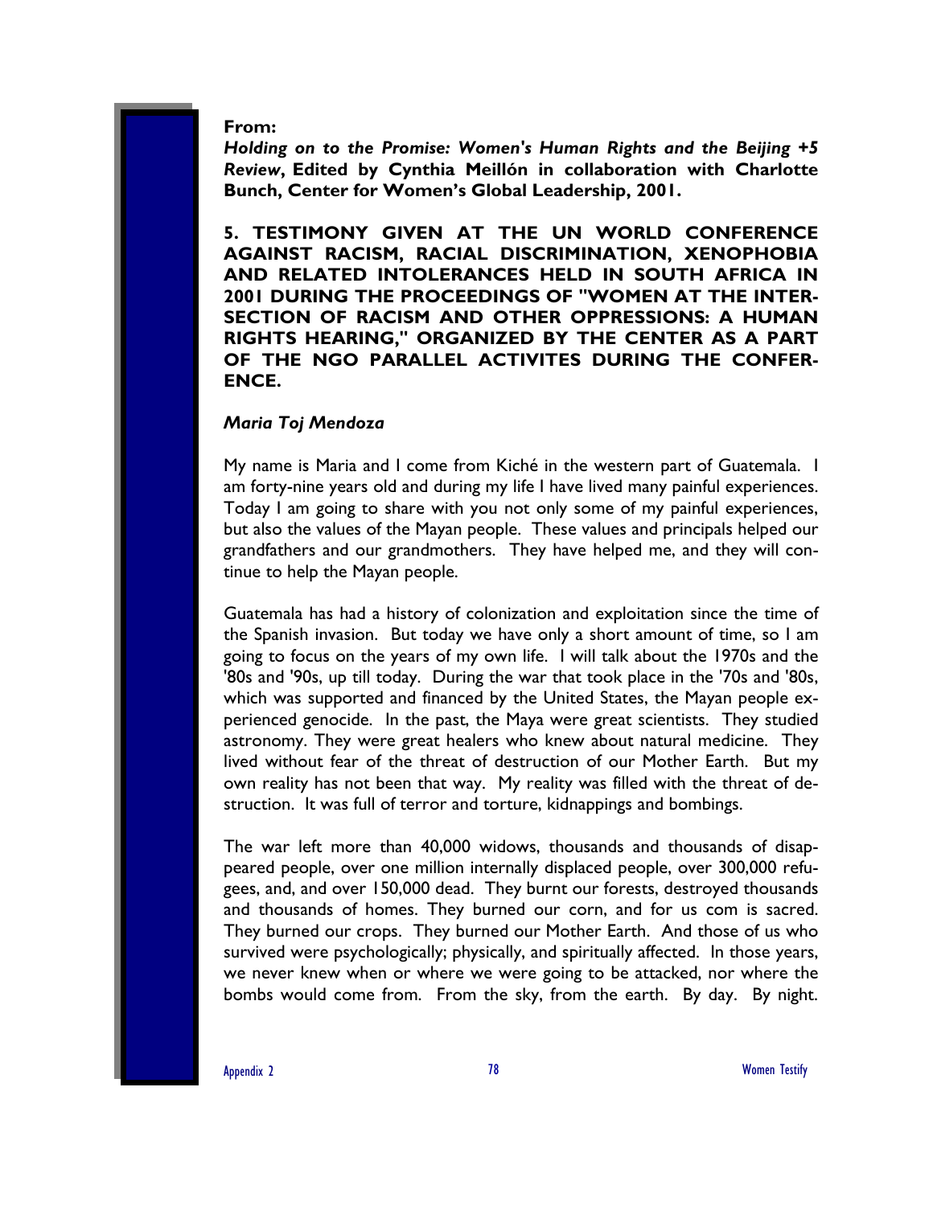**From:**
***Holding on to the Promise: Women's Human Rights and the Beijing +5 Review*, Edited by Cynthia Meillón in collaboration with Charlotte Bunch, Center for Women's Global Leadership, 2001.**

**5. TESTIMONY GIVEN AT THE UN WORLD CONFERENCE AGAINST RACISM, RACIAL DISCRIMINATION, XENOPHOBIA AND RELATED INTOLERANCES HELD IN SOUTH AFRICA IN 2001 DURING THE PROCEEDINGS OF "WOMEN AT THE INTER-SECTION OF RACISM AND OTHER OPPRESSIONS: A HUMAN RIGHTS HEARING," ORGANIZED BY THE CENTER AS A PART OF THE NGO PARALLEL ACTIVITES DURING THE CONFER-ENCE.**

***Maria Toj Mendoza***

My name is Maria and I come from Kiché in the western part of Guatemala. I am forty-nine years old and during my life I have lived many painful experiences. Today I am going to share with you not only some of my painful experiences, but also the values of the Mayan people. These values and principals helped our grandfathers and our grandmothers. They have helped me, and they will continue to help the Mayan people.

Guatemala has had a history of colonization and exploitation since the time of the Spanish invasion. But today we have only a short amount of time, so I am going to focus on the years of my own life. I will talk about the 1970s and the '80s and '90s, up till today. During the war that took place in the '70s and '80s, which was supported and financed by the United States, the Mayan people experienced genocide. In the past, the Maya were great scientists. They studied astronomy. They were great healers who knew about natural medicine. They lived without fear of the threat of destruction of our Mother Earth. But my own reality has not been that way. My reality was filled with the threat of destruction. It was full of terror and torture, kidnappings and bombings.

The war left more than 40,000 widows, thousands and thousands of disappeared people, over one million internally displaced people, over 300,000 refugees, and, and over 150,000 dead. They burnt our forests, destroyed thousands and thousands of homes. They burned our corn, and for us com is sacred. They burned our crops. They burned our Mother Earth. And those of us who survived were psychologically; physically, and spiritually affected. In those years, we never knew when or where we were going to be attacked, nor where the bombs would come from. From the sky, from the earth. By day. By night.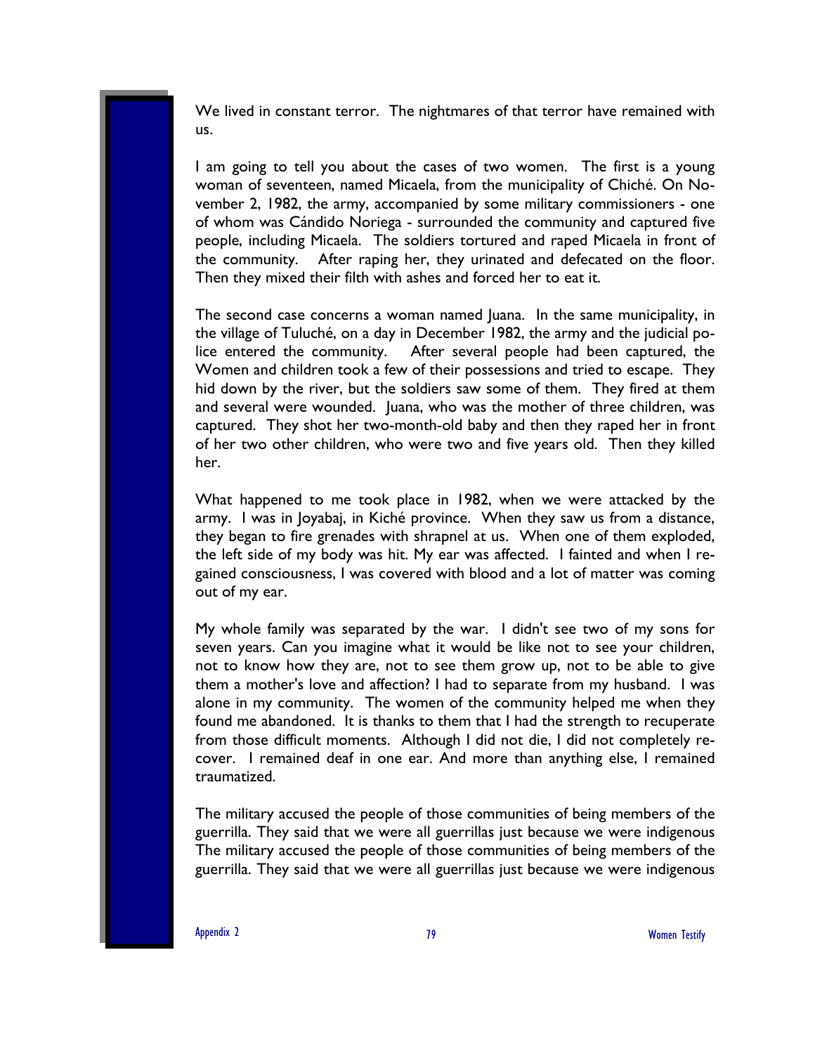We lived in constant terror. The nightmares of that terror have remained with us.

I am going to tell you about the cases of two women. The first is a young woman of seventeen, named Micaela, from the municipality of Chiché. On November 2, 1982, the army, accompanied by some military commissioners - one of whom was Cándido Noriega - surrounded the community and captured five people, including Micaela. The soldiers tortured and raped Micaela in front of the community. After raping her, they urinated and defecated on the floor. Then they mixed their filth with ashes and forced her to eat it.

The second case concerns a woman named Juana. In the same municipality, in the village of Tuluché, on a day in December 1982, the army and the judicial police entered the community. After several people had been captured, the Women and children took a few of their possessions and tried to escape. They hid down by the river, but the soldiers saw some of them. They fired at them and several were wounded. Juana, who was the mother of three children, was captured. They shot her two-month-old baby and then they raped her in front of her two other children, who were two and five years old. Then they killed her.

What happened to me took place in 1982, when we were attacked by the army. I was in Joyabaj, in Kiché province. When they saw us from a distance, they began to fire grenades with shrapnel at us. When one of them exploded, the left side of my body was hit. My ear was affected. I fainted and when I regained consciousness, I was covered with blood and a lot of matter was coming out of my ear.

My whole family was separated by the war. I didn't see two of my sons for seven years. Can you imagine what it would be like not to see your children, not to know how they are, not to see them grow up, not to be able to give them a mother's love and affection? I had to separate from my husband. I was alone in my community. The women of the community helped me when they found me abandoned. It is thanks to them that I had the strength to recuperate from those difficult moments. Although I did not die, I did not completely recover. I remained deaf in one ear. And more than anything else, I remained traumatized.

The military accused the people of those communities of being members of the guerrilla. They said that we were all guerrillas just because we were indigenous The military accused the people of those communities of being members of the guerrilla. They said that we were all guerrillas just because we were indigenous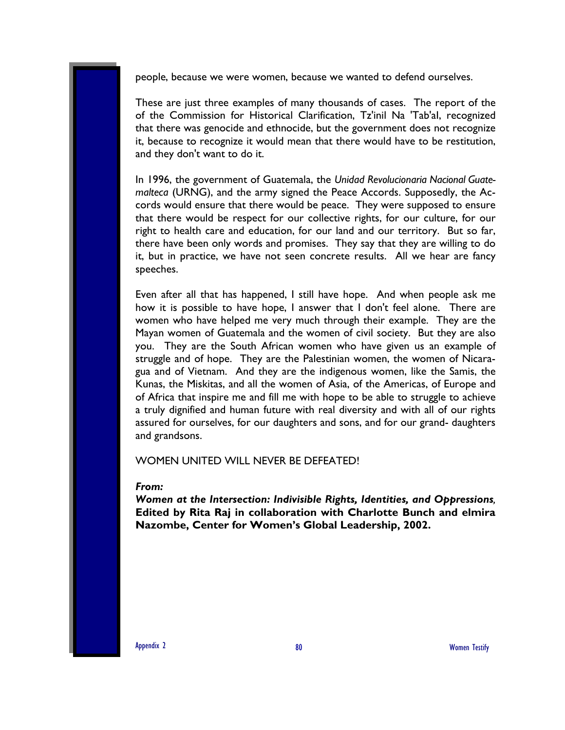people, because we were women, because we wanted to defend ourselves.

These are just three examples of many thousands of cases. The report of the of the Commission for Historical Clarification, Tz'inil Na 'Tab'al, recognized that there was genocide and ethnocide, but the government does not recognize it, because to recognize it would mean that there would have to be restitution, and they don't want to do it.

In 1996, the government of Guatemala, the *Unidad Revolucionaria Nacional Guatemalteca* (URNG), and the army signed the Peace Accords. Supposedly, the Accords would ensure that there would be peace. They were supposed to ensure that there would be respect for our collective rights, for our culture, for our right to health care and education, for our land and our territory. But so far, there have been only words and promises. They say that they are willing to do it, but in practice, we have not seen concrete results. All we hear are fancy speeches.

Even after all that has happened, I still have hope. And when people ask me how it is possible to have hope, I answer that I don't feel alone. There are women who have helped me very much through their example. They are the Mayan women of Guatemala and the women of civil society. But they are also you. They are the South African women who have given us an example of struggle and of hope. They are the Palestinian women, the women of Nicaragua and of Vietnam. And they are the indigenous women, like the Samis, the Kunas, the Miskitas, and all the women of Asia, of the Americas, of Europe and of Africa that inspire me and fill me with hope to be able to struggle to achieve a truly dignified and human future with real diversity and with all of our rights assured for ourselves, for our daughters and sons, and for our grand- daughters and grandsons.

WOMEN UNITED WILL NEVER BE DEFEATED!

***From:***

***Women at the Intersection: Indivisible Rights, Identities, and Oppressions*, Edited by Rita Raj in collaboration with Charlotte Bunch and elmira Nazombe, Center for Women's Global Leadership, 2002.**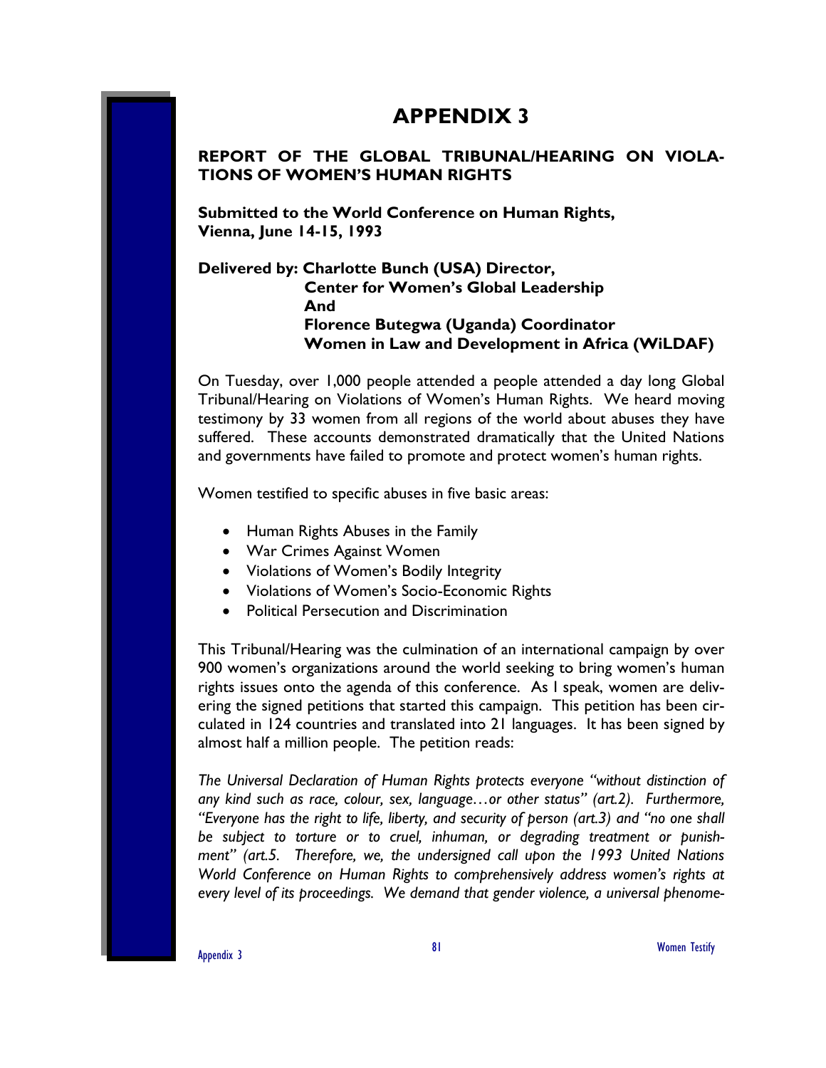# APPENDIX 3

## REPORT OF THE GLOBAL TRIBUNAL/HEARING ON VIOLATIONS OF WOMEN'S HUMAN RIGHTS

**Submitted to the World Conference on Human Rights, Vienna, June 14-15, 1993**

**Delivered by: Charlotte Bunch (USA) Director, Center for Women's Global Leadership And Florence Butegwa (Uganda) Coordinator Women in Law and Development in Africa (WiLDAF)**

On Tuesday, over 1,000 people attended a people attended a day long Global Tribunal/Hearing on Violations of Women's Human Rights. We heard moving testimony by 33 women from all regions of the world about abuses they have suffered. These accounts demonstrated dramatically that the United Nations and governments have failed to promote and protect women's human rights.

Women testified to specific abuses in five basic areas:

- Human Rights Abuses in the Family
- War Crimes Against Women
- Violations of Women's Bodily Integrity
- Violations of Women's Socio-Economic Rights
- Political Persecution and Discrimination

This Tribunal/Hearing was the culmination of an international campaign by over 900 women's organizations around the world seeking to bring women's human rights issues onto the agenda of this conference. As I speak, women are delivering the signed petitions that started this campaign. This petition has been circulated in 124 countries and translated into 21 languages. It has been signed by almost half a million people. The petition reads:

*The Universal Declaration of Human Rights protects everyone "without distinction of any kind such as race, colour, sex, language…or other status" (art.2). Furthermore, "Everyone has the right to life, liberty, and security of person (art.3) and "no one shall be subject to torture or to cruel, inhuman, or degrading treatment or punishment" (art.5. Therefore, we, the undersigned call upon the 1993 United Nations World Conference on Human Rights to comprehensively address women's rights at every level of its proceedings. We demand that gender violence, a universal phenome-*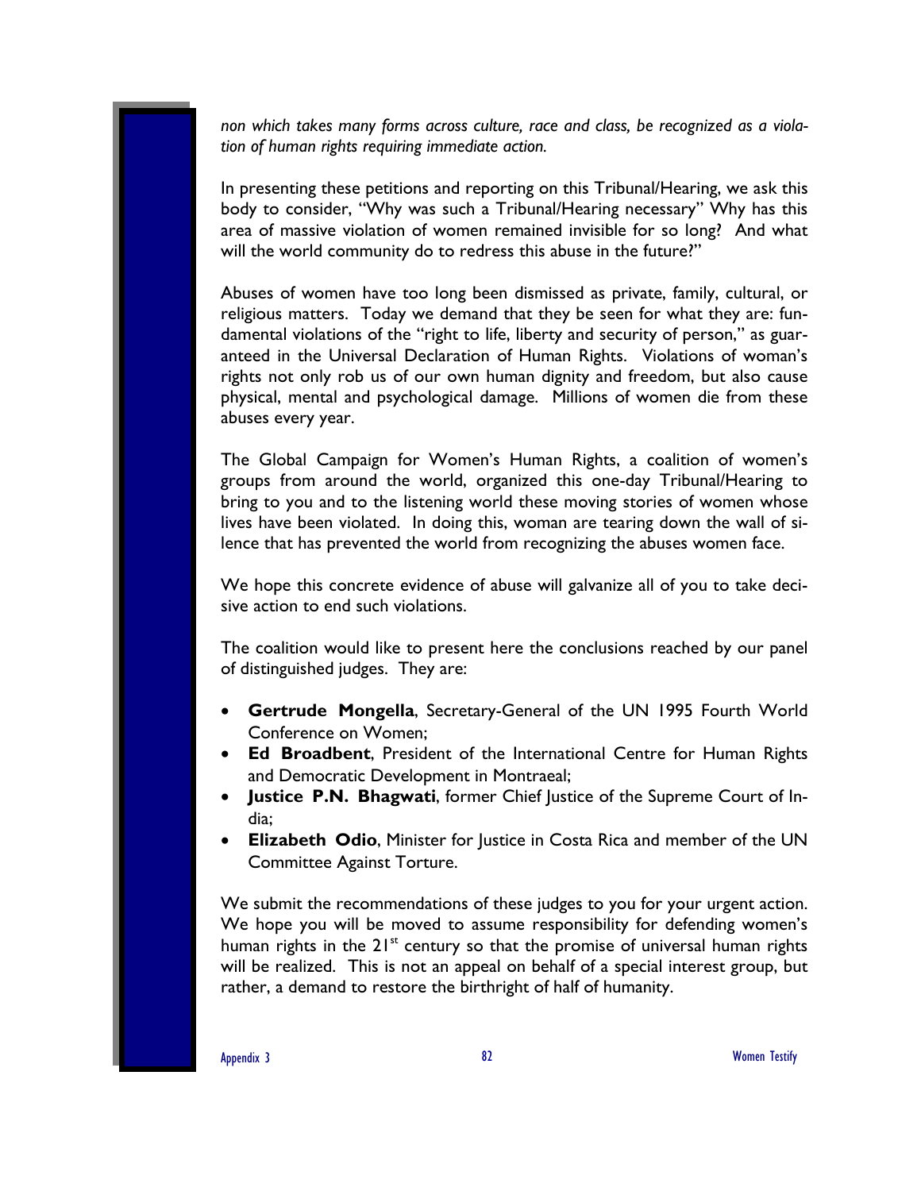*non which takes many forms across culture, race and class, be recognized as a violation of human rights requiring immediate action.*

In presenting these petitions and reporting on this Tribunal/Hearing, we ask this body to consider, "Why was such a Tribunal/Hearing necessary" Why has this area of massive violation of women remained invisible for so long? And what will the world community do to redress this abuse in the future?"

Abuses of women have too long been dismissed as private, family, cultural, or religious matters. Today we demand that they be seen for what they are: fundamental violations of the "right to life, liberty and security of person," as guaranteed in the Universal Declaration of Human Rights. Violations of woman's rights not only rob us of our own human dignity and freedom, but also cause physical, mental and psychological damage. Millions of women die from these abuses every year.

The Global Campaign for Women's Human Rights, a coalition of women's groups from around the world, organized this one-day Tribunal/Hearing to bring to you and to the listening world these moving stories of women whose lives have been violated. In doing this, woman are tearing down the wall of silence that has prevented the world from recognizing the abuses women face.

We hope this concrete evidence of abuse will galvanize all of you to take decisive action to end such violations.

The coalition would like to present here the conclusions reached by our panel of distinguished judges. They are:

- **Gertrude Mongella**, Secretary-General of the UN 1995 Fourth World Conference on Women;
- **Ed Broadbent**, President of the International Centre for Human Rights and Democratic Development in Montraeal;
- **Justice P.N. Bhagwati**, former Chief Justice of the Supreme Court of India;
- **Elizabeth Odio**, Minister for Justice in Costa Rica and member of the UN Committee Against Torture.

We submit the recommendations of these judges to you for your urgent action. We hope you will be moved to assume responsibility for defending women's human rights in the 21st century so that the promise of universal human rights will be realized. This is not an appeal on behalf of a special interest group, but rather, a demand to restore the birthright of half of humanity.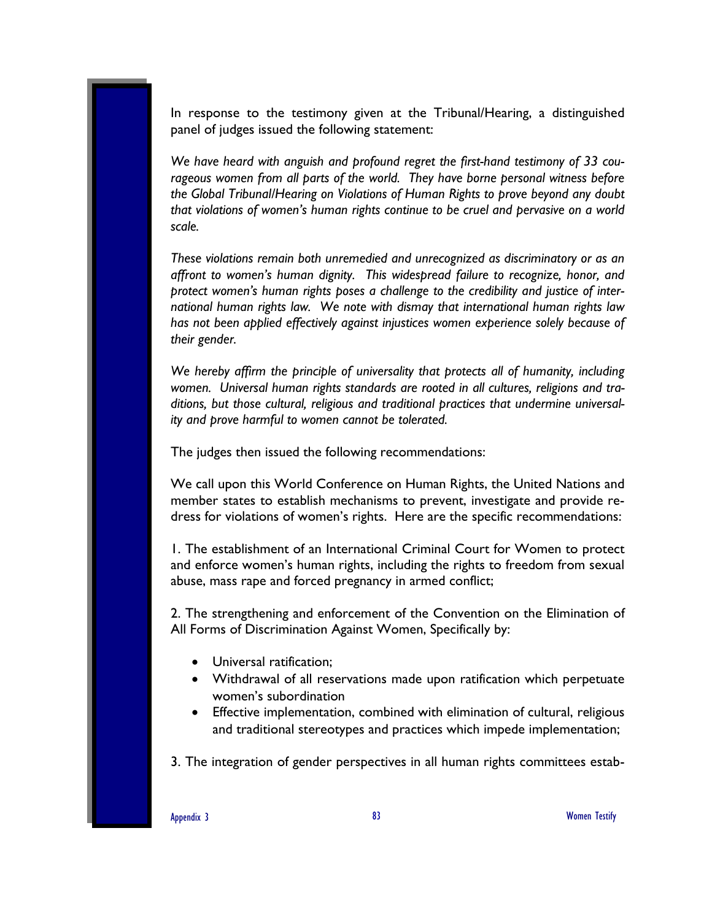In response to the testimony given at the Tribunal/Hearing, a distinguished panel of judges issued the following statement:

*We have heard with anguish and profound regret the first-hand testimony of 33 courageous women from all parts of the world. They have borne personal witness before the Global Tribunal/Hearing on Violations of Human Rights to prove beyond any doubt that violations of women's human rights continue to be cruel and pervasive on a world scale.*

*These violations remain both unremedied and unrecognized as discriminatory or as an affront to women's human dignity. This widespread failure to recognize, honor, and protect women's human rights poses a challenge to the credibility and justice of international human rights law. We note with dismay that international human rights law has not been applied effectively against injustices women experience solely because of their gender.*

*We hereby affirm the principle of universality that protects all of humanity, including women. Universal human rights standards are rooted in all cultures, religions and traditions, but those cultural, religious and traditional practices that undermine universality and prove harmful to women cannot be tolerated.*

The judges then issued the following recommendations:

We call upon this World Conference on Human Rights, the United Nations and member states to establish mechanisms to prevent, investigate and provide redress for violations of women's rights. Here are the specific recommendations:

1. The establishment of an International Criminal Court for Women to protect and enforce women's human rights, including the rights to freedom from sexual abuse, mass rape and forced pregnancy in armed conflict;

2. The strengthening and enforcement of the Convention on the Elimination of All Forms of Discrimination Against Women, Specifically by:

- Universal ratification;
- Withdrawal of all reservations made upon ratification which perpetuate women's subordination
- Effective implementation, combined with elimination of cultural, religious and traditional stereotypes and practices which impede implementation;

3. The integration of gender perspectives in all human rights committees estab-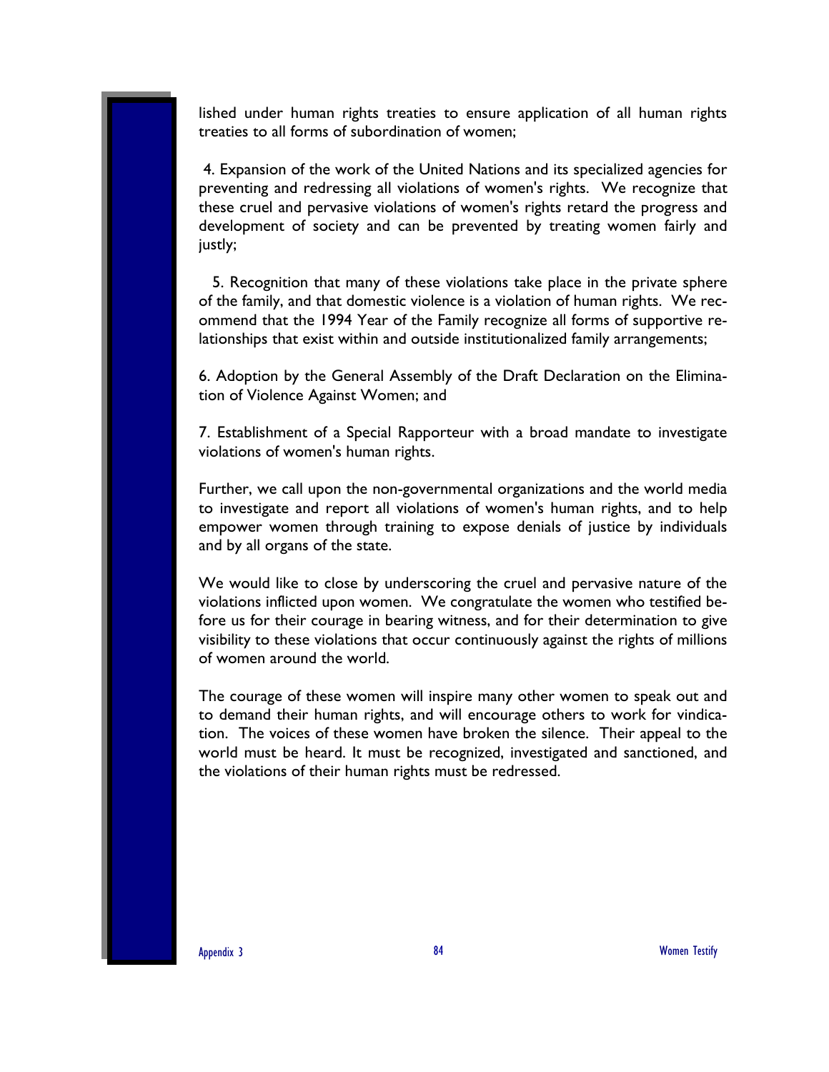lished under human rights treaties to ensure application of all human rights treaties to all forms of subordination of women;

4. Expansion of the work of the United Nations and its specialized agencies for preventing and redressing all violations of women's rights. We recognize that these cruel and pervasive violations of women's rights retard the progress and development of society and can be prevented by treating women fairly and justly;

5. Recognition that many of these violations take place in the private sphere of the family, and that domestic violence is a violation of human rights. We recommend that the 1994 Year of the Family recognize all forms of supportive relationships that exist within and outside institutionalized family arrangements;

6. Adoption by the General Assembly of the Draft Declaration on the Elimination of Violence Against Women; and

7. Establishment of a Special Rapporteur with a broad mandate to investigate violations of women's human rights.

Further, we call upon the non-governmental organizations and the world media to investigate and report all violations of women's human rights, and to help empower women through training to expose denials of justice by individuals and by all organs of the state.

We would like to close by underscoring the cruel and pervasive nature of the violations inflicted upon women. We congratulate the women who testified before us for their courage in bearing witness, and for their determination to give visibility to these violations that occur continuously against the rights of millions of women around the world.

The courage of these women will inspire many other women to speak out and to demand their human rights, and will encourage others to work for vindication. The voices of these women have broken the silence. Their appeal to the world must be heard. It must be recognized, investigated and sanctioned, and the violations of their human rights must be redressed.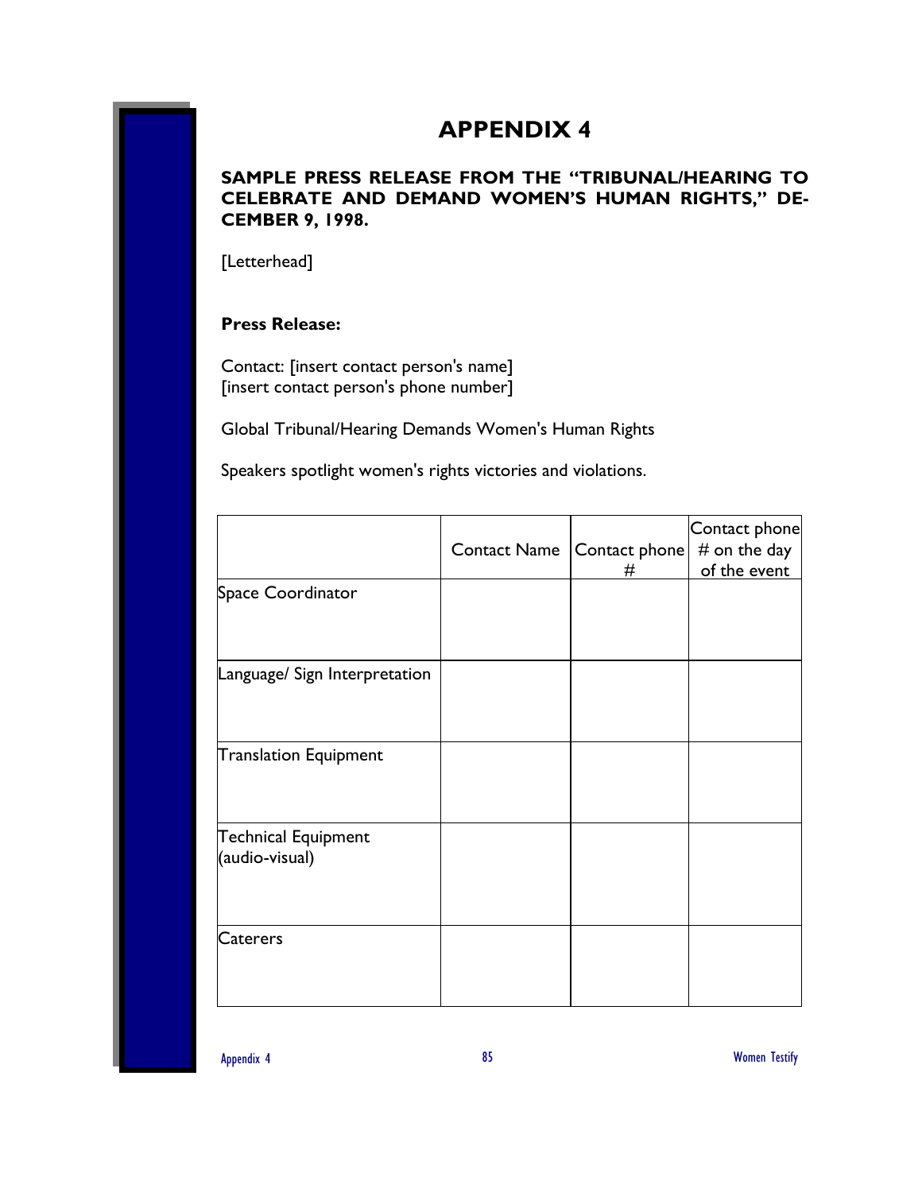# APPENDIX 4

**SAMPLE PRESS RELEASE FROM THE "TRIBUNAL/HEARING TO CELEBRATE AND DEMAND WOMEN'S HUMAN RIGHTS," DECEMBER 9, 1998.**

[Letterhead]

**Press Release:**

Contact: [insert contact person's name]
[insert contact person's phone number]

Global Tribunal/Hearing Demands Women's Human Rights

Speakers spotlight women's rights victories and violations.

| | Contact Name | Contact phone # | Contact phone # on the day of the event |
|---|---|---|---|
| Space Coordinator | | | |
| Language/ Sign Interpretation | | | |
| Translation Equipment | | | |
| Technical Equipment (audio-visual) | | | |
| Caterers | | | |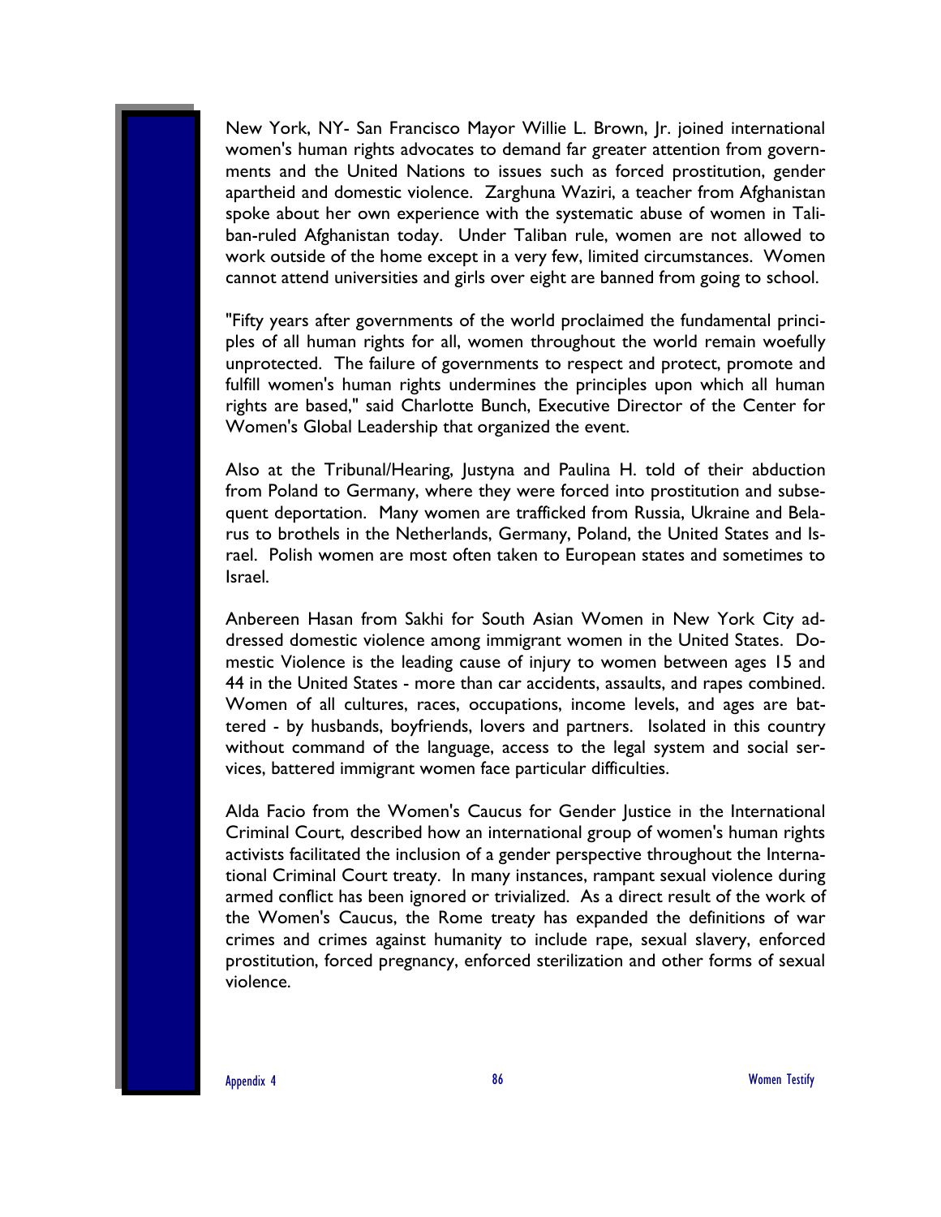New York, NY- San Francisco Mayor Willie L. Brown, Jr. joined international women's human rights advocates to demand far greater attention from governments and the United Nations to issues such as forced prostitution, gender apartheid and domestic violence. Zarghuna Waziri, a teacher from Afghanistan spoke about her own experience with the systematic abuse of women in Taliban-ruled Afghanistan today. Under Taliban rule, women are not allowed to work outside of the home except in a very few, limited circumstances. Women cannot attend universities and girls over eight are banned from going to school.

"Fifty years after governments of the world proclaimed the fundamental principles of all human rights for all, women throughout the world remain woefully unprotected. The failure of governments to respect and protect, promote and fulfill women's human rights undermines the principles upon which all human rights are based," said Charlotte Bunch, Executive Director of the Center for Women's Global Leadership that organized the event.

Also at the Tribunal/Hearing, Justyna and Paulina H. told of their abduction from Poland to Germany, where they were forced into prostitution and subsequent deportation. Many women are trafficked from Russia, Ukraine and Belarus to brothels in the Netherlands, Germany, Poland, the United States and Israel. Polish women are most often taken to European states and sometimes to Israel.

Anbereen Hasan from Sakhi for South Asian Women in New York City addressed domestic violence among immigrant women in the United States. Domestic Violence is the leading cause of injury to women between ages 15 and 44 in the United States - more than car accidents, assaults, and rapes combined. Women of all cultures, races, occupations, income levels, and ages are battered - by husbands, boyfriends, lovers and partners. Isolated in this country without command of the language, access to the legal system and social services, battered immigrant women face particular difficulties.

Alda Facio from the Women's Caucus for Gender Justice in the International Criminal Court, described how an international group of women's human rights activists facilitated the inclusion of a gender perspective throughout the International Criminal Court treaty. In many instances, rampant sexual violence during armed conflict has been ignored or trivialized. As a direct result of the work of the Women's Caucus, the Rome treaty has expanded the definitions of war crimes and crimes against humanity to include rape, sexual slavery, enforced prostitution, forced pregnancy, enforced sterilization and other forms of sexual violence.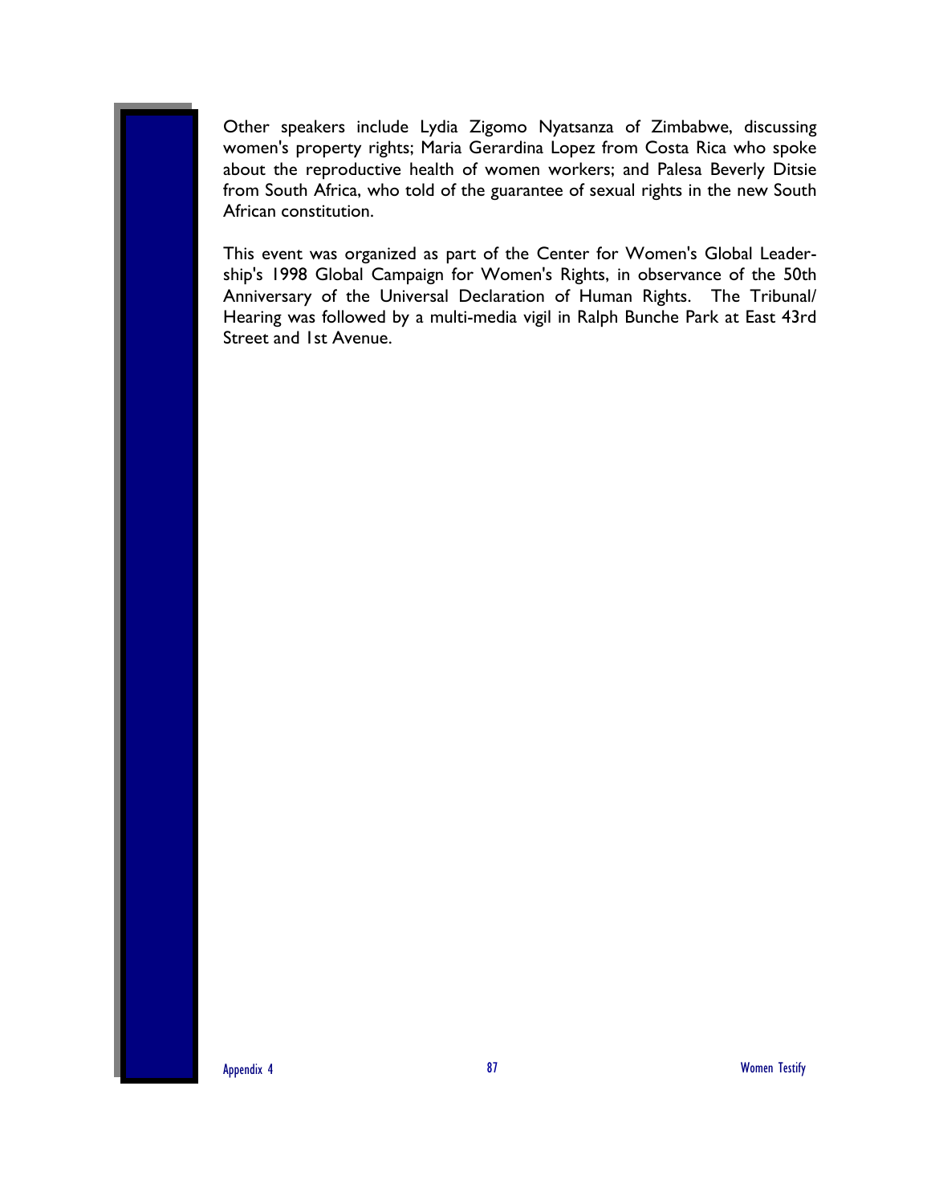Other speakers include Lydia Zigomo Nyatsanza of Zimbabwe, discussing women's property rights; Maria Gerardina Lopez from Costa Rica who spoke about the reproductive health of women workers; and Palesa Beverly Ditsie from South Africa, who told of the guarantee of sexual rights in the new South African constitution.

This event was organized as part of the Center for Women's Global Leadership's 1998 Global Campaign for Women's Rights, in observance of the 50th Anniversary of the Universal Declaration of Human Rights. The Tribunal/Hearing was followed by a multi-media vigil in Ralph Bunche Park at East 43rd Street and 1st Avenue.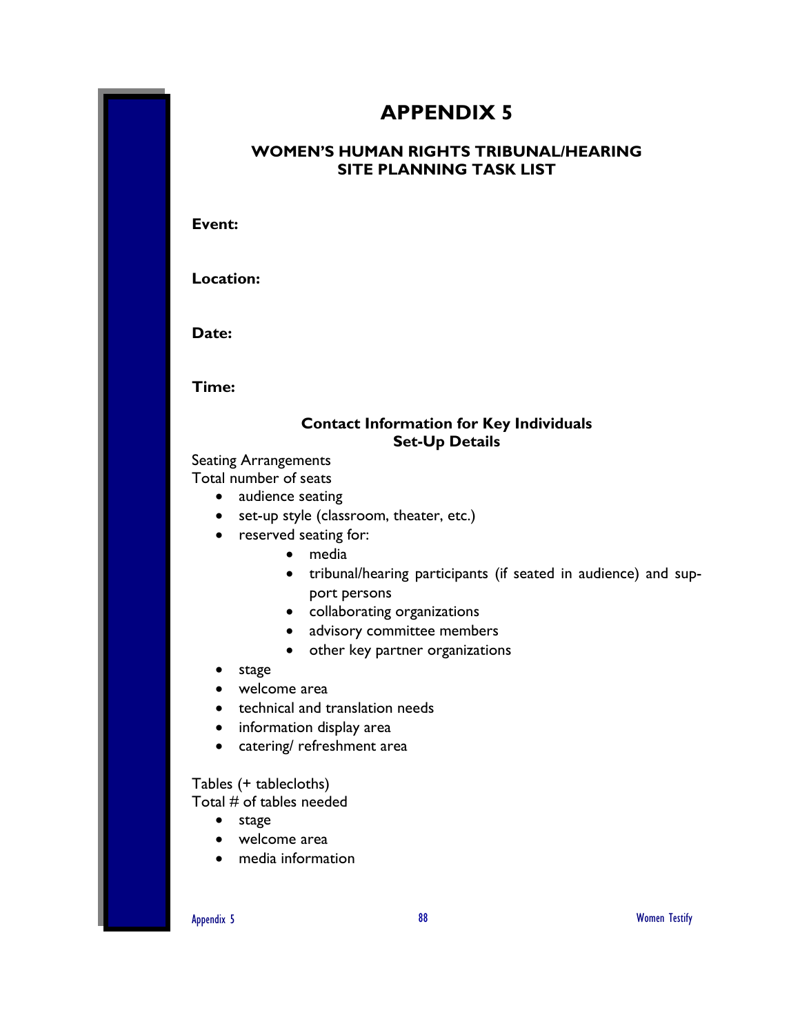# APPENDIX 5

## WOMEN'S HUMAN RIGHTS TRIBUNAL/HEARING SITE PLANNING TASK LIST

**Event:**

**Location:**

**Date:**

**Time:**

### Contact Information for Key Individuals
### Set-Up Details

Seating Arrangements
Total number of seats

- audience seating
- set-up style (classroom, theater, etc.)
- reserved seating for:
    - media
    - tribunal/hearing participants (if seated in audience) and support persons
    - collaborating organizations
    - advisory committee members
    - other key partner organizations
- stage
- welcome area
- technical and translation needs
- information display area
- catering/ refreshment area

Tables (+ tablecloths)
Total # of tables needed

- stage
- welcome area
- media information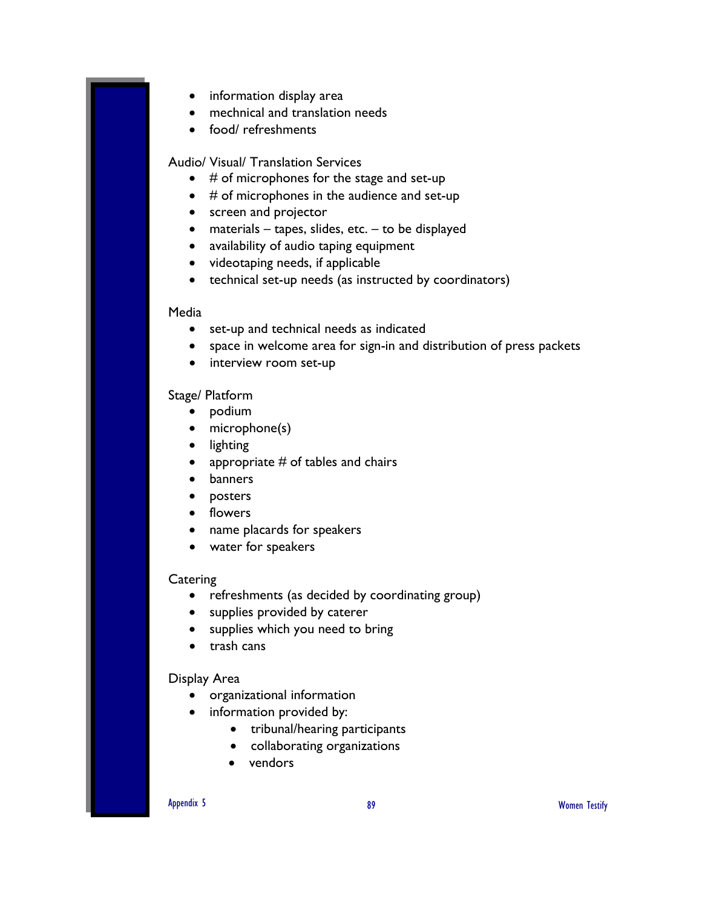- information display area
- mechnical and translation needs
- food/ refreshments

Audio/ Visual/ Translation Services

- # of microphones for the stage and set-up
- # of microphones in the audience and set-up
- screen and projector
- materials – tapes, slides, etc. – to be displayed
- availability of audio taping equipment
- videotaping needs, if applicable
- technical set-up needs (as instructed by coordinators)

Media

- set-up and technical needs as indicated
- space in welcome area for sign-in and distribution of press packets
- interview room set-up

Stage/ Platform

- podium
- microphone(s)
- lighting
- appropriate # of tables and chairs
- banners
- posters
- flowers
- name placards for speakers
- water for speakers

Catering

- refreshments (as decided by coordinating group)
- supplies provided by caterer
- supplies which you need to bring
- trash cans

Display Area

- organizational information
- information provided by:
    - tribunal/hearing participants
    - collaborating organizations
    - vendors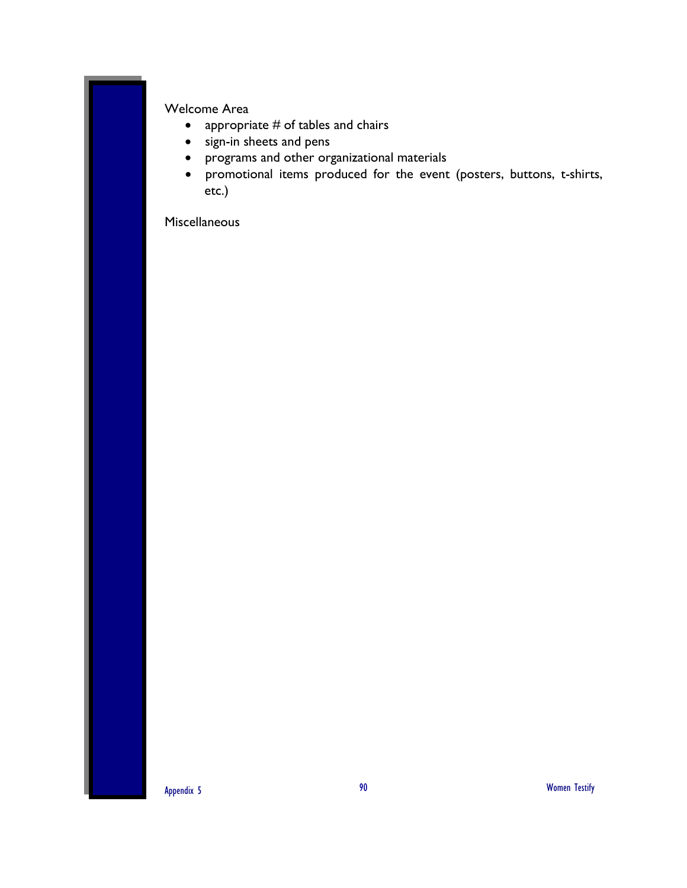Welcome Area

- appropriate # of tables and chairs
- sign-in sheets and pens
- programs and other organizational materials
- promotional items produced for the event (posters, buttons, t-shirts, etc.)

Miscellaneous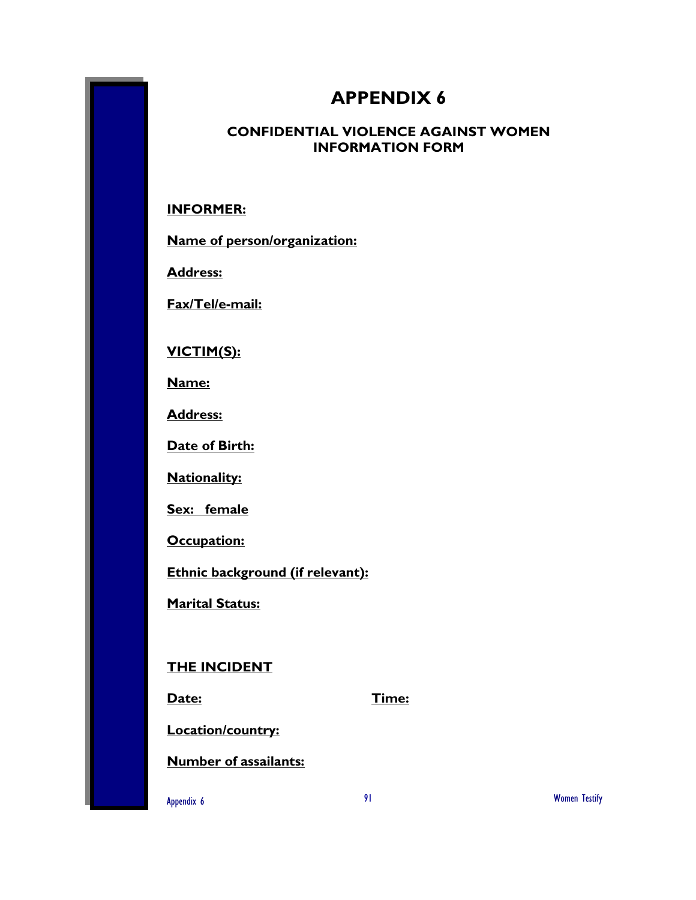# APPENDIX 6

## CONFIDENTIAL VIOLENCE AGAINST WOMEN INFORMATION FORM

**INFORMER:**

**Name of person/organization:**

**Address:**

**Fax/Tel/e-mail:**

**VICTIM(S):**

**Name:**

**Address:**

**Date of Birth:**

**Nationality:**

**Sex: female**

**Occupation:**

**Ethnic background (if relevant):**

**Marital Status:**

**THE INCIDENT**

**Date:** **Time:**

**Location/country:**

**Number of assailants:**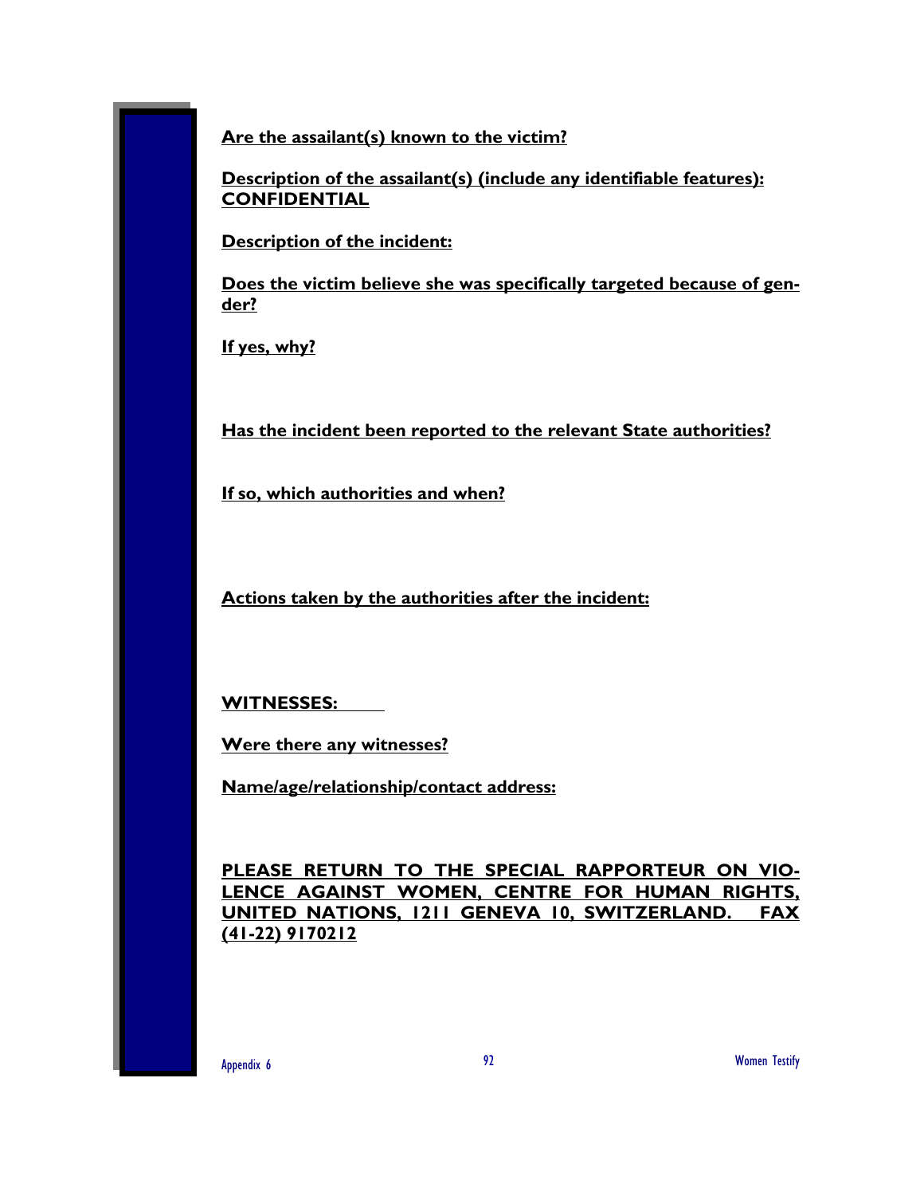**Are the assailant(s) known to the victim?**

**Description of the assailant(s) (include any identifiable features): CONFIDENTIAL**

**Description of the incident:**

**Does the victim believe she was specifically targeted because of gender?**

**If yes, why?**

**Has the incident been reported to the relevant State authorities?**

**If so, which authorities and when?**

**Actions taken by the authorities after the incident:**

**WITNESSES:**

**Were there any witnesses?**

**Name/age/relationship/contact address:**

**PLEASE RETURN TO THE SPECIAL RAPPORTEUR ON VIOLENCE AGAINST WOMEN, CENTRE FOR HUMAN RIGHTS, UNITED NATIONS, 1211 GENEVA 10, SWITZERLAND. FAX (41-22) 9170212**